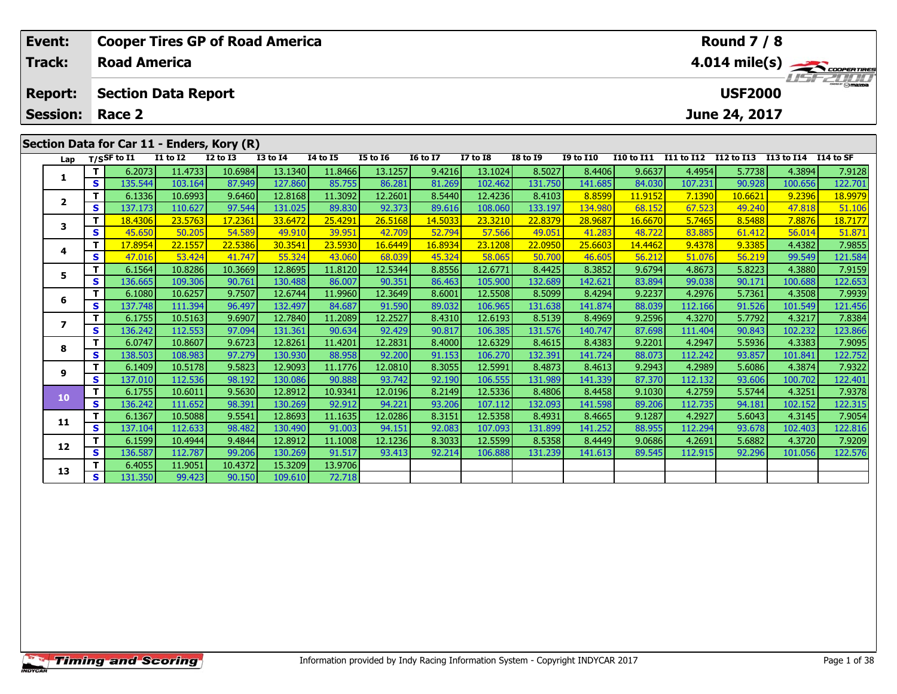| Event: | Cooper Tires GP of Road America | Round 7 / 8 |
|---|---|---|
| Track: | Road America | 4.014 mile(s) |
| Report: | Section Data Report | USF2000 |
| Session: | Race 2 | June 24, 2017 |

## Section Data for Car 11 - Enders, Kory (R)

| Lap | T/S | SF to I1 | I1 to I2 | I2 to I3 | I3 to I4 | I4 to I5 | I5 to I6 | I6 to I7 | I7 to I8 | I8 to I9 | I9 to I10 | I10 to I11 | I11 to I12 | I12 to I13 | I13 to I14 | I14 to SF |
|---|---|---|---|---|---|---|---|---|---|---|---|---|---|---|---|---|
| 1 | T | 6.2073 | 11.4733 | 10.6984 | 13.1340 | 11.8466 | 13.1257 | 9.4216 | 13.1024 | 8.5027 | 8.4406 | 9.6637 | 4.4954 | 5.7738 | 4.3894 | 7.9128 |
| | S | 135.544 | 103.164 | 87.949 | 127.860 | 85.755 | 86.281 | 81.269 | 102.462 | 131.750 | 141.685 | 84.030 | 107.231 | 90.928 | 100.656 | 122.701 |
| 2 | T | 6.1336 | 10.6993 | 9.6460 | 12.8168 | 11.3092 | 12.2601 | 8.5440 | 12.4236 | 8.4103 | 8.8599 | 11.9152 | 7.1390 | 10.6621 | 9.2396 | 18.9979 |
| | S | 137.173 | 110.627 | 97.544 | 131.025 | 89.830 | 92.373 | 89.616 | 108.060 | 133.197 | 134.980 | 68.152 | 67.523 | 49.240 | 47.818 | 51.106 |
| 3 | T | 18.4306 | 23.5763 | 17.2361 | 33.6472 | 25.4291 | 26.5168 | 14.5033 | 23.3210 | 22.8379 | 28.9687 | 16.6670 | 5.7465 | 8.5488 | 7.8876 | 18.7177 |
| | S | 45.650 | 50.205 | 54.589 | 49.910 | 39.951 | 42.709 | 52.794 | 57.566 | 49.051 | 41.283 | 48.722 | 83.885 | 61.412 | 56.014 | 51.871 |
| 4 | T | 17.8954 | 22.1557 | 22.5386 | 30.3541 | 23.5930 | 16.6449 | 16.8934 | 23.1208 | 22.0950 | 25.6603 | 14.4462 | 9.4378 | 9.3385 | 4.4382 | 7.9855 |
| | S | 47.016 | 53.424 | 41.747 | 55.324 | 43.060 | 68.039 | 45.324 | 58.065 | 50.700 | 46.605 | 56.212 | 51.076 | 56.219 | 99.549 | 121.584 |
| 5 | T | 6.1564 | 10.8286 | 10.3669 | 12.8695 | 11.8120 | 12.5344 | 8.8556 | 12.6771 | 8.4425 | 8.3852 | 9.6794 | 4.8673 | 5.8223 | 4.3880 | 7.9159 |
| | S | 136.665 | 109.306 | 90.761 | 130.488 | 86.007 | 90.351 | 86.463 | 105.900 | 132.689 | 142.621 | 83.894 | 99.038 | 90.171 | 100.688 | 122.653 |
| 6 | T | 6.1080 | 10.6257 | 9.7507 | 12.6744 | 11.9960 | 12.3649 | 8.6001 | 12.5508 | 8.5099 | 8.4294 | 9.2237 | 4.2976 | 5.7361 | 4.3508 | 7.9939 |
| | S | 137.748 | 111.394 | 96.497 | 132.497 | 84.687 | 91.590 | 89.032 | 106.965 | 131.638 | 141.874 | 88.039 | 112.166 | 91.526 | 101.549 | 121.456 |
| 7 | T | 6.1755 | 10.5163 | 9.6907 | 12.7840 | 11.2089 | 12.2527 | 8.4310 | 12.6193 | 8.5139 | 8.4969 | 9.2596 | 4.3270 | 5.7792 | 4.3217 | 7.8384 |
| | S | 136.242 | 112.553 | 97.094 | 131.361 | 90.634 | 92.429 | 90.817 | 106.385 | 131.576 | 140.747 | 87.698 | 111.404 | 90.843 | 102.232 | 123.866 |
| 8 | T | 6.0747 | 10.8607 | 9.6723 | 12.8261 | 11.4201 | 12.2831 | 8.4000 | 12.6329 | 8.4615 | 8.4383 | 9.2201 | 4.2947 | 5.5936 | 4.3383 | 7.9095 |
| | S | 138.503 | 108.983 | 97.279 | 130.930 | 88.958 | 92.200 | 91.153 | 106.270 | 132.391 | 141.724 | 88.073 | 112.242 | 93.857 | 101.841 | 122.752 |
| 9 | T | 6.1409 | 10.5178 | 9.5823 | 12.9093 | 11.1776 | 12.0810 | 8.3055 | 12.5991 | 8.4873 | 8.4613 | 9.2943 | 4.2989 | 5.6086 | 4.3874 | 7.9322 |
| | S | 137.010 | 112.536 | 98.192 | 130.086 | 90.888 | 93.742 | 92.190 | 106.555 | 131.989 | 141.339 | 87.370 | 112.132 | 93.606 | 100.702 | 122.401 |
| 10 | T | 6.1755 | 10.6011 | 9.5630 | 12.8912 | 10.9341 | 12.0196 | 8.2149 | 12.5336 | 8.4806 | 8.4458 | 9.1030 | 4.2759 | 5.5744 | 4.3251 | 7.9378 |
| | S | 136.242 | 111.652 | 98.391 | 130.269 | 92.912 | 94.221 | 93.206 | 107.112 | 132.093 | 141.598 | 89.206 | 112.735 | 94.181 | 102.152 | 122.315 |
| 11 | T | 6.1367 | 10.5088 | 9.5541 | 12.8693 | 11.1635 | 12.0286 | 8.3151 | 12.5358 | 8.4931 | 8.4665 | 9.1287 | 4.2927 | 5.6043 | 4.3145 | 7.9054 |
| | S | 137.104 | 112.633 | 98.482 | 130.490 | 91.003 | 94.151 | 92.083 | 107.093 | 131.899 | 141.252 | 88.955 | 112.294 | 93.678 | 102.403 | 122.816 |
| 12 | T | 6.1599 | 10.4944 | 9.4844 | 12.8912 | 11.1008 | 12.1236 | 8.3033 | 12.5599 | 8.5358 | 8.4449 | 9.0686 | 4.2691 | 5.6882 | 4.3720 | 7.9209 |
| | S | 136.587 | 112.787 | 99.206 | 130.269 | 91.517 | 93.413 | 92.214 | 106.888 | 131.239 | 141.613 | 89.545 | 112.915 | 92.296 | 101.056 | 122.576 |
| 13 | T | 6.4055 | 11.9051 | 10.4372 | 15.3209 | 13.9706 | | | | | | | | | | |
| | S | 131.350 | 99.423 | 90.150 | 109.610 | 72.718 | | | | | | | | | | |

Information provided by Indy Racing Information System - Copyright INDYCAR 2017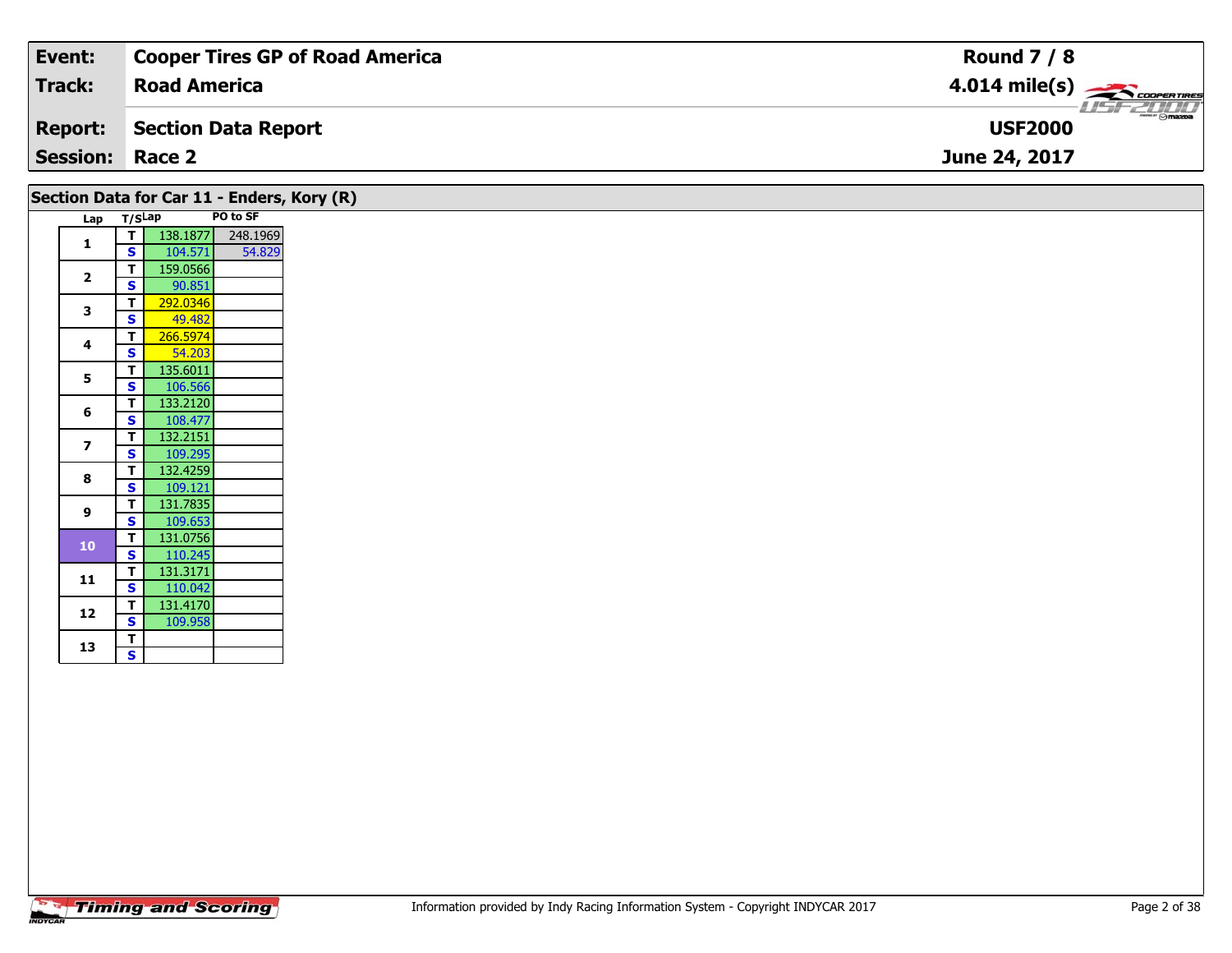| Event: | Cooper Tires GP of Road America | Round 7 / 8 |
|---|---|---|
| Track: | Road America | 4.014 mile(s) |
| Report: | Section Data Report | USF2000 |
| Session: | Race 2 | June 24, 2017 |

## Section Data for Car 11 - Enders, Kory (R)

| Lap | T/S | Lap | PO to SF |
|---|---|---|---|
| 1 | T | 138.1877 | 248.1969 |
| | S | 104.571 | 54.829 |
| 2 | T | 159.0566 | |
| | S | 90.851 | |
| 3 | T | 292.0346 | |
| | S | 49.482 | |
| 4 | T | 266.5974 | |
| | S | 54.203 | |
| 5 | T | 135.6011 | |
| | S | 106.566 | |
| 6 | T | 133.2120 | |
| | S | 108.477 | |
| 7 | T | 132.2151 | |
| | S | 109.295 | |
| 8 | T | 132.4259 | |
| | S | 109.121 | |
| 9 | T | 131.7835 | |
| | S | 109.653 | |
| 10 | T | 131.0756 | |
| | S | 110.245 | |
| 11 | T | 131.3171 | |
| | S | 110.042 | |
| 12 | T | 131.4170 | |
| | S | 109.958 | |
| 13 | T | | |
| | S | | |

Information provided by Indy Racing Information System - Copyright INDYCAR 2017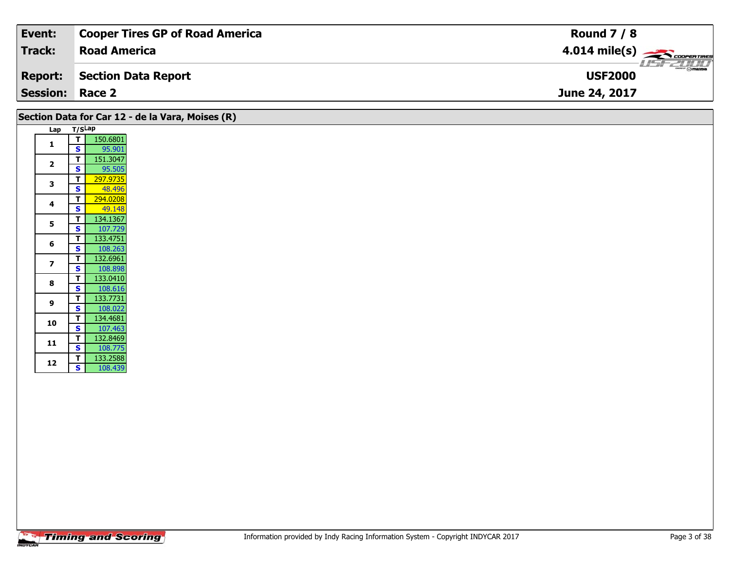| Event: | Cooper Tires GP of Road America | Round 7 / 8 |
|---|---|---|
| Track: | Road America | 4.014 mile(s) |
| Report: | Section Data Report | USF2000 |
| Session: | Race 2 | June 24, 2017 |

## Section Data for Car 12 - de la Vara, Moises (R)

| Lap | T/S | Lap |
|---|---|---|
| 1 | T | 150.6801 |
| | S | 95.901 |
| 2 | T | 151.3047 |
| | S | 95.505 |
| 3 | T | 297.9735 |
| | S | 48.496 |
| 4 | T | 294.0208 |
| | S | 49.148 |
| 5 | T | 134.1367 |
| | S | 107.729 |
| 6 | T | 133.4751 |
| | S | 108.263 |
| 7 | T | 132.6961 |
| | S | 108.898 |
| 8 | T | 133.0410 |
| | S | 108.616 |
| 9 | T | 133.7731 |
| | S | 108.022 |
| 10 | T | 134.4681 |
| | S | 107.463 |
| 11 | T | 132.8469 |
| | S | 108.775 |
| 12 | T | 133.2588 |
| | S | 108.439 |

Information provided by Indy Racing Information System - Copyright INDYCAR 2017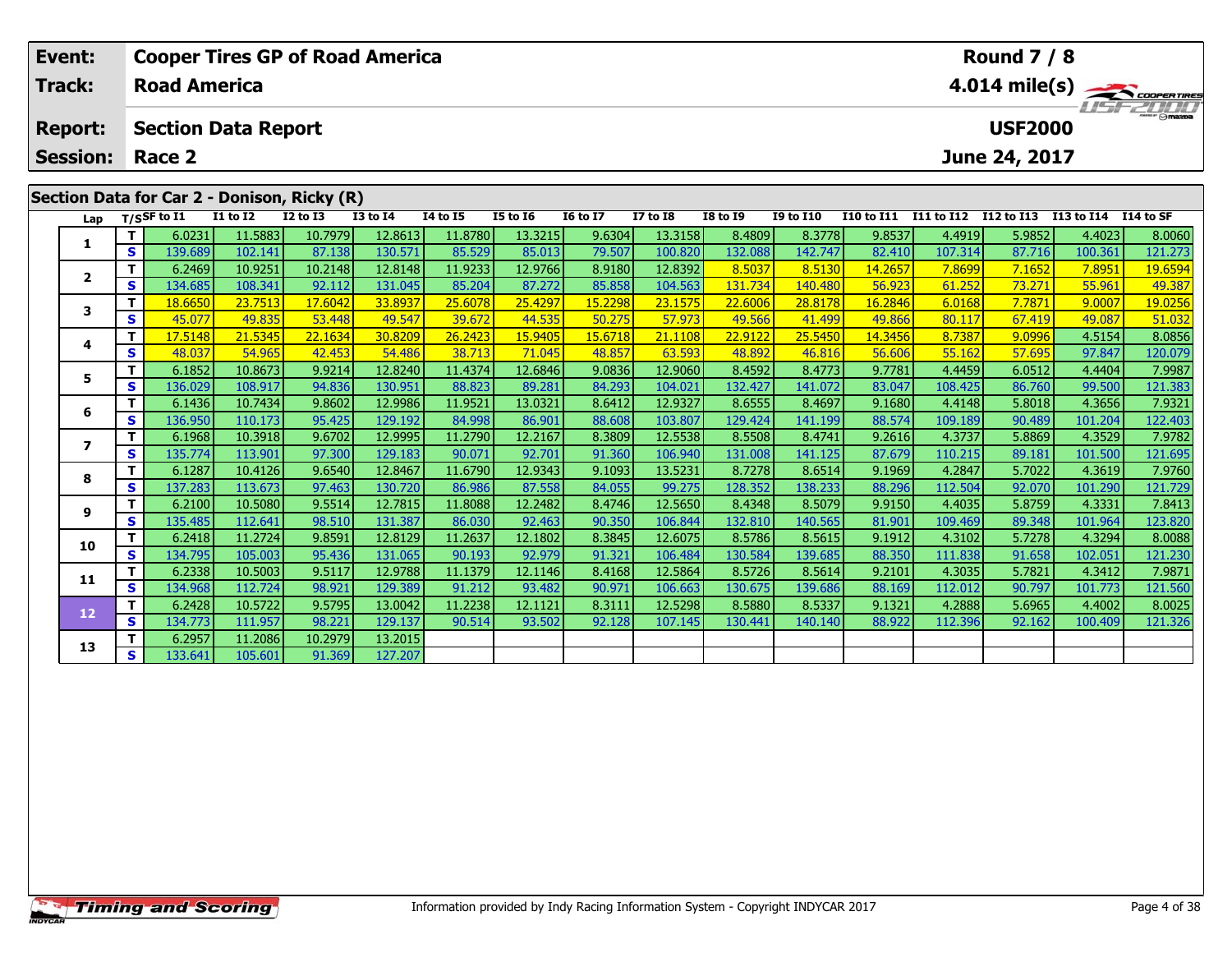| Event: | Cooper Tires GP of Road America | Round 7 / 8 |
|---|---|---|
| Track: | Road America | 4.014 mile(s) |
| Report: | Section Data Report | USF2000 |
| Session: | Race 2 | June 24, 2017 |

## Section Data for Car 2 - Donison, Ricky (R)

| Lap | T/S | SF to I1 | I1 to I2 | I2 to I3 | I3 to I4 | I4 to I5 | I5 to I6 | I6 to I7 | I7 to I8 | I8 to I9 | I9 to I10 | I10 to I11 | I11 to I12 | I12 to I13 | I13 to I14 | I14 to SF |
|---|---|---|---|---|---|---|---|---|---|---|---|---|---|---|---|---|
| 1 | T | 6.0231 | 11.5883 | 10.7979 | 12.8613 | 11.8780 | 13.3215 | 9.6304 | 13.3158 | 8.4809 | 8.3778 | 9.8537 | 4.4919 | 5.9852 | 4.4023 | 8.0060 |
| | S | 139.689 | 102.141 | 87.138 | 130.571 | 85.529 | 85.013 | 79.507 | 100.820 | 132.088 | 142.747 | 82.410 | 107.314 | 87.716 | 100.361 | 121.273 |
| 2 | T | 6.2469 | 10.9251 | 10.2148 | 12.8148 | 11.9233 | 12.9766 | 8.9180 | 12.8392 | 8.5037 | 8.5130 | 14.2657 | 7.8699 | 7.1652 | 7.8951 | 19.6594 |
| | S | 134.685 | 108.341 | 92.112 | 131.045 | 85.204 | 87.272 | 85.858 | 104.563 | 131.734 | 140.480 | 56.923 | 61.252 | 73.271 | 55.961 | 49.387 |
| 3 | T | 18.6650 | 23.7513 | 17.6042 | 33.8937 | 25.6078 | 25.4297 | 15.2298 | 23.1575 | 22.6006 | 28.8178 | 16.2846 | 6.0168 | 7.7871 | 9.0007 | 19.0256 |
| | S | 45.077 | 49.835 | 53.448 | 49.547 | 39.672 | 44.535 | 50.275 | 57.973 | 49.566 | 41.499 | 49.866 | 80.117 | 67.419 | 49.087 | 51.032 |
| 4 | T | 17.5148 | 21.5345 | 22.1634 | 30.8209 | 26.2423 | 15.9405 | 15.6718 | 21.1108 | 22.9122 | 25.5450 | 14.3456 | 8.7387 | 9.0996 | 4.5154 | 8.0856 |
| | S | 48.037 | 54.965 | 42.453 | 54.486 | 38.713 | 71.045 | 48.857 | 63.593 | 48.892 | 46.816 | 56.606 | 55.162 | 57.695 | 97.847 | 120.079 |
| 5 | T | 6.1852 | 10.8673 | 9.9214 | 12.8240 | 11.4374 | 12.6846 | 9.0836 | 12.9060 | 8.4592 | 8.4773 | 9.7781 | 4.4459 | 6.0512 | 4.4404 | 7.9987 |
| | S | 136.029 | 108.917 | 94.836 | 130.951 | 88.823 | 89.281 | 84.293 | 104.021 | 132.427 | 141.072 | 83.047 | 108.425 | 86.760 | 99.500 | 121.383 |
| 6 | T | 6.1436 | 10.7434 | 9.8602 | 12.9986 | 11.9521 | 13.0321 | 8.6412 | 12.9327 | 8.6555 | 8.4697 | 9.1680 | 4.4148 | 5.8018 | 4.3656 | 7.9321 |
| | S | 136.950 | 110.173 | 95.425 | 129.192 | 84.998 | 86.901 | 88.608 | 103.807 | 129.424 | 141.199 | 88.574 | 109.189 | 90.489 | 101.204 | 122.403 |
| 7 | T | 6.1968 | 10.3918 | 9.6702 | 12.9995 | 11.2790 | 12.2167 | 8.3809 | 12.5538 | 8.5508 | 8.4741 | 9.2616 | 4.3737 | 5.8869 | 4.3529 | 7.9782 |
| | S | 135.774 | 113.901 | 97.300 | 129.183 | 90.071 | 92.701 | 91.360 | 106.940 | 131.008 | 141.125 | 87.679 | 110.215 | 89.181 | 101.500 | 121.695 |
| 8 | T | 6.1287 | 10.4126 | 9.6540 | 12.8467 | 11.6790 | 12.9343 | 9.1093 | 13.5231 | 8.7278 | 8.6514 | 9.1969 | 4.2847 | 5.7022 | 4.3619 | 7.9760 |
| | S | 137.283 | 113.673 | 97.463 | 130.720 | 86.986 | 87.558 | 84.055 | 99.275 | 128.352 | 138.233 | 88.296 | 112.504 | 92.070 | 101.290 | 121.729 |
| 9 | T | 6.2100 | 10.5080 | 9.5514 | 12.7815 | 11.8088 | 12.2482 | 8.4746 | 12.5650 | 8.4348 | 8.5079 | 9.9150 | 4.4035 | 5.8759 | 4.3331 | 7.8413 |
| | S | 135.485 | 112.641 | 98.510 | 131.387 | 86.030 | 92.463 | 90.350 | 106.844 | 132.810 | 140.565 | 81.901 | 109.469 | 89.348 | 101.964 | 123.820 |
| 10 | T | 6.2418 | 11.2724 | 9.8591 | 12.8129 | 11.2637 | 12.1802 | 8.3845 | 12.6075 | 8.5786 | 8.5615 | 9.1912 | 4.3102 | 5.7278 | 4.3294 | 8.0088 |
| | S | 134.795 | 105.003 | 95.436 | 131.065 | 90.193 | 92.979 | 91.321 | 106.484 | 130.584 | 139.685 | 88.350 | 111.838 | 91.658 | 102.051 | 121.230 |
| 11 | T | 6.2338 | 10.5003 | 9.5117 | 12.9788 | 11.1379 | 12.1146 | 8.4168 | 12.5864 | 8.5726 | 8.5614 | 9.2101 | 4.3035 | 5.7821 | 4.3412 | 7.9871 |
| | S | 134.968 | 112.724 | 98.921 | 129.389 | 91.212 | 93.482 | 90.971 | 106.663 | 130.675 | 139.686 | 88.169 | 112.012 | 90.797 | 101.773 | 121.560 |
| 12 | T | 6.2428 | 10.5722 | 9.5795 | 13.0042 | 11.2238 | 12.1121 | 8.3111 | 12.5298 | 8.5880 | 8.5337 | 9.1321 | 4.2888 | 5.6965 | 4.4002 | 8.0025 |
| | S | 134.773 | 111.957 | 98.221 | 129.137 | 90.514 | 93.502 | 92.128 | 107.145 | 130.441 | 140.140 | 88.922 | 112.396 | 92.162 | 100.409 | 121.326 |
| 13 | T | 6.2957 | 11.2086 | 10.2979 | 13.2015 | | | | | | | | | | | |
| | S | 133.641 | 105.601 | 91.369 | 127.207 | | | | | | | | | | | |

Information provided by Indy Racing Information System - Copyright INDYCAR 2017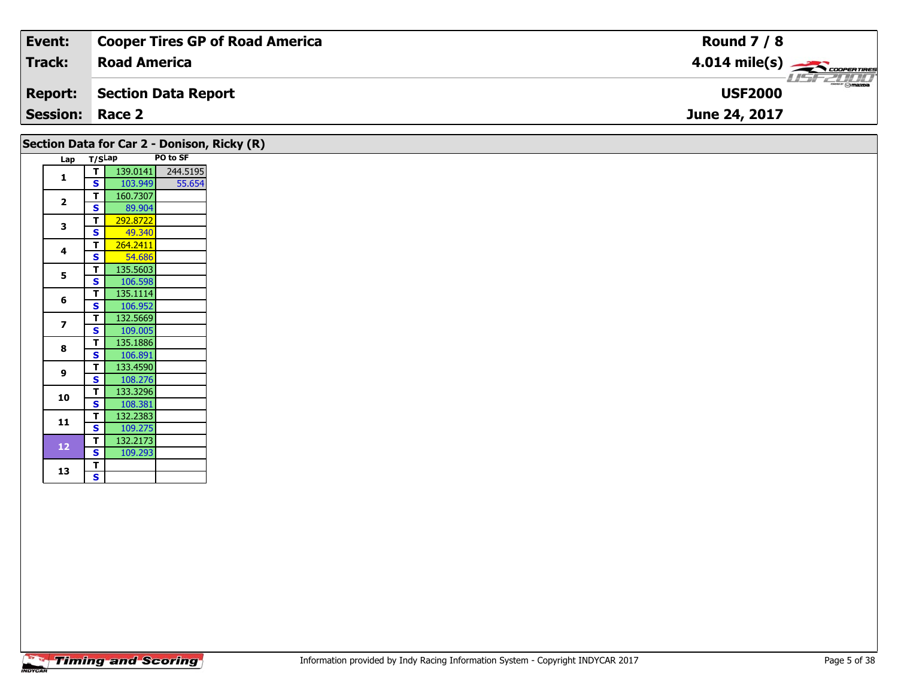| Event: | Cooper Tires GP of Road America | Round 7 / 8 |
|---|---|---|
| Track: | Road America | 4.014 mile(s) |
| Report: | Section Data Report | USF2000 |
| Session: | Race 2 | June 24, 2017 |

## Section Data for Car 2 - Donison, Ricky (R)

| Lap | T/S | Lap | PO to SF |
|---|---|---|---|
| 1 | T | 139.0141 | 244.5195 |
| | S | 103.949 | 55.654 |
| 2 | T | 160.7307 | |
| | S | 89.904 | |
| 3 | T | 292.8722 | |
| | S | 49.340 | |
| 4 | T | 264.2411 | |
| | S | 54.686 | |
| 5 | T | 135.5603 | |
| | S | 106.598 | |
| 6 | T | 135.1114 | |
| | S | 106.952 | |
| 7 | T | 132.5669 | |
| | S | 109.005 | |
| 8 | T | 135.1886 | |
| | S | 106.891 | |
| 9 | T | 133.4590 | |
| | S | 108.276 | |
| 10 | T | 133.3296 | |
| | S | 108.381 | |
| 11 | T | 132.2383 | |
| | S | 109.275 | |
| 12 | T | 132.2173 | |
| | S | 109.293 | |
| 13 | T | | |
| | S | | |

Timing and Scoring

Information provided by Indy Racing Information System - Copyright INDYCAR 2017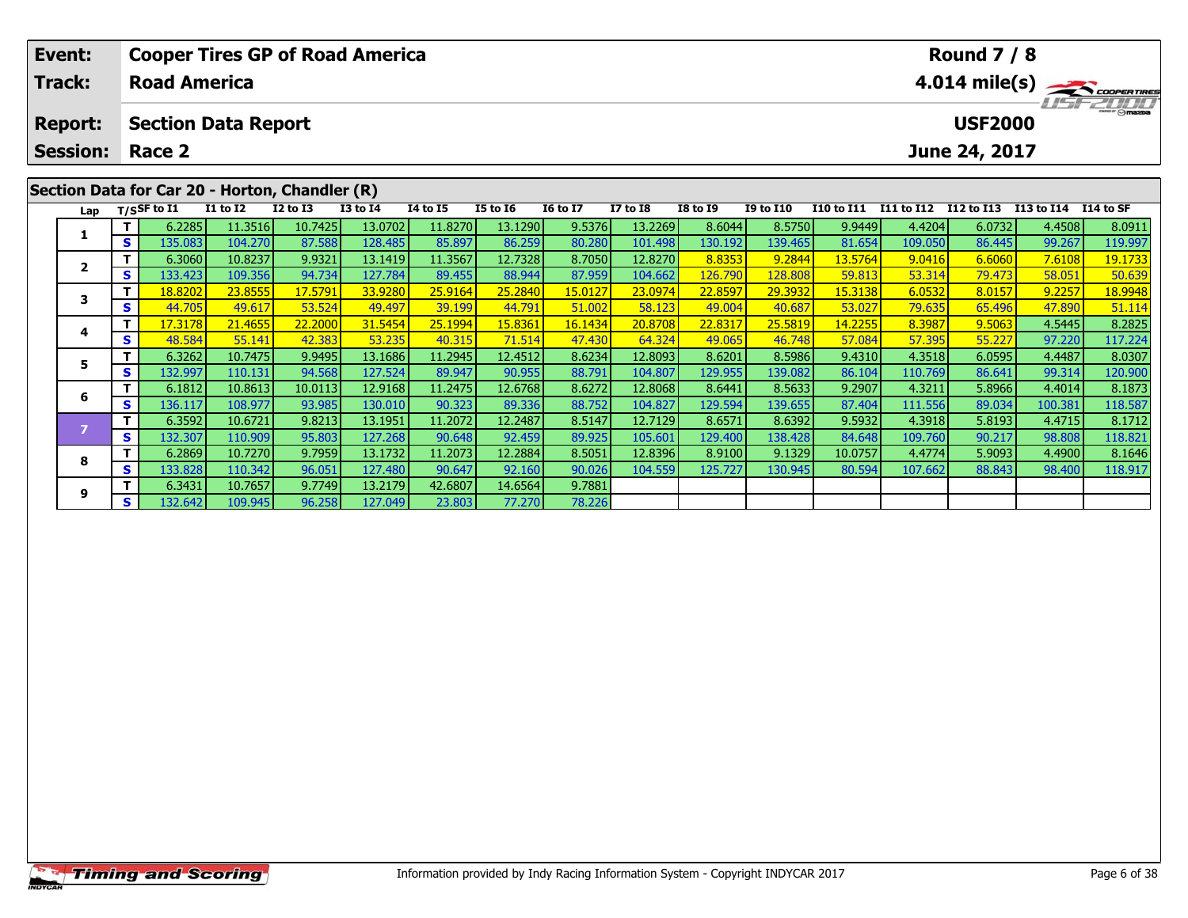| Event: | Cooper Tires GP of Road America | Round 7 / 8 |
|---|---|---|
| Track: | Road America | 4.014 mile(s) |
| Report: | Section Data Report | USF2000 |
| Session: | Race 2 | June 24, 2017 |

## Section Data for Car 20 - Horton, Chandler (R)

| Lap | T/S | SF to I1 | I1 to I2 | I2 to I3 | I3 to I4 | I4 to I5 | I5 to I6 | I6 to I7 | I7 to I8 | I8 to I9 | I9 to I10 | I10 to I11 | I11 to I12 | I12 to I13 | I13 to I14 | I14 to SF |
|---|---|---|---|---|---|---|---|---|---|---|---|---|---|---|---|---|
| 1 | T | 6.2285 | 11.3516 | 10.7425 | 13.0702 | 11.8270 | 13.1290 | 9.5376 | 13.2269 | 8.6044 | 8.5750 | 9.9449 | 4.4204 | 6.0732 | 4.4508 | 8.0911 |
| | S | 135.083 | 104.270 | 87.588 | 128.485 | 85.897 | 86.259 | 80.280 | 101.498 | 130.192 | 139.465 | 81.654 | 109.050 | 86.445 | 99.267 | 119.997 |
| 2 | T | 6.3060 | 10.8237 | 9.9321 | 13.1419 | 11.3567 | 12.7328 | 8.7050 | 12.8270 | 8.8353 | 9.2844 | 13.5764 | 9.0416 | 6.6060 | 7.6108 | 19.1733 |
| | S | 133.423 | 109.356 | 94.734 | 127.784 | 89.455 | 88.944 | 87.959 | 104.662 | 126.790 | 128.808 | 59.813 | 53.314 | 79.473 | 58.051 | 50.639 |
| 3 | T | 18.8202 | 23.8555 | 17.5791 | 33.9280 | 25.9164 | 25.2840 | 15.0127 | 23.0974 | 22.8597 | 29.3932 | 15.3138 | 6.0532 | 8.0157 | 9.2257 | 18.9948 |
| | S | 44.705 | 49.617 | 53.524 | 49.497 | 39.199 | 44.791 | 51.002 | 58.123 | 49.004 | 40.687 | 53.027 | 79.635 | 65.496 | 47.890 | 51.114 |
| 4 | T | 17.3178 | 21.4655 | 22.2000 | 31.5454 | 25.1994 | 15.8361 | 16.1434 | 20.8708 | 22.8317 | 25.5819 | 14.2255 | 8.3987 | 9.5063 | 4.5445 | 8.2825 |
| | S | 48.584 | 55.141 | 42.383 | 53.235 | 40.315 | 71.514 | 47.430 | 64.324 | 49.065 | 46.748 | 57.084 | 57.395 | 55.227 | 97.220 | 117.224 |
| 5 | T | 6.3262 | 10.7475 | 9.9495 | 13.1686 | 11.2945 | 12.4512 | 8.6234 | 12.8093 | 8.6201 | 8.5986 | 9.4310 | 4.3518 | 6.0595 | 4.4487 | 8.0307 |
| | S | 132.997 | 110.131 | 94.568 | 127.524 | 89.947 | 90.955 | 88.791 | 104.807 | 129.955 | 139.082 | 86.104 | 110.769 | 86.641 | 99.314 | 120.900 |
| 6 | T | 6.1812 | 10.8613 | 10.0113 | 12.9168 | 11.2475 | 12.6768 | 8.6272 | 12.8068 | 8.6441 | 8.5633 | 9.2907 | 4.3211 | 5.8966 | 4.4014 | 8.1873 |
| | S | 136.117 | 108.977 | 93.985 | 130.010 | 90.323 | 89.336 | 88.752 | 104.827 | 129.594 | 139.655 | 87.404 | 111.556 | 89.034 | 100.381 | 118.587 |
| 7 | T | 6.3592 | 10.6721 | 9.8213 | 13.1951 | 11.2072 | 12.2487 | 8.5147 | 12.7129 | 8.6571 | 8.6392 | 9.5932 | 4.3918 | 5.8193 | 4.4715 | 8.1712 |
| | S | 132.307 | 110.909 | 95.803 | 127.268 | 90.648 | 92.459 | 89.925 | 105.601 | 129.400 | 138.428 | 84.648 | 109.760 | 90.217 | 98.808 | 118.821 |
| 8 | T | 6.2869 | 10.7270 | 9.7959 | 13.1732 | 11.2073 | 12.2884 | 8.5051 | 12.8396 | 8.9100 | 9.1329 | 10.0757 | 4.4774 | 5.9093 | 4.4900 | 8.1646 |
| | S | 133.828 | 110.342 | 96.051 | 127.480 | 90.647 | 92.160 | 90.026 | 104.559 | 125.727 | 130.945 | 80.594 | 107.662 | 88.843 | 98.400 | 118.917 |
| 9 | T | 6.3431 | 10.7657 | 9.7749 | 13.2179 | 42.6807 | 14.6564 | 9.7881 | | | | | | | | |
| | S | 132.642 | 109.945 | 96.258 | 127.049 | 23.803 | 77.270 | 78.226 | | | | | | | | |

Information provided by Indy Racing Information System - Copyright INDYCAR 2017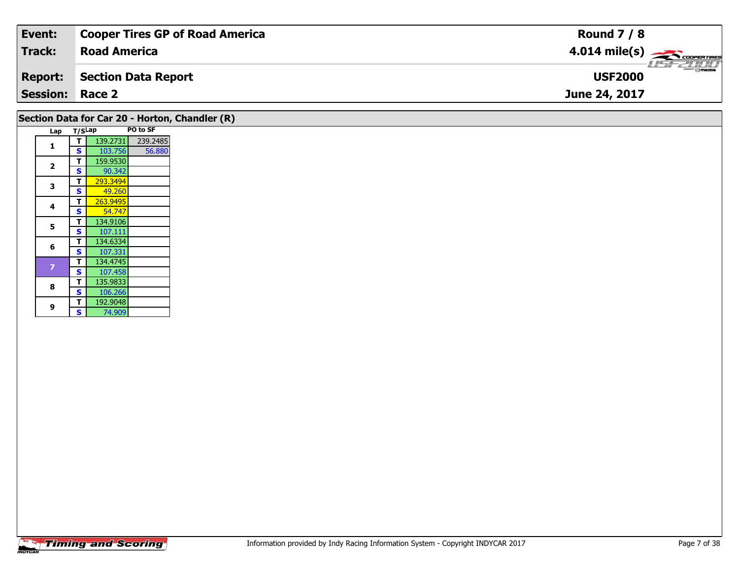| Event: | Cooper Tires GP of Road America | Round 7 / 8 |
|---|---|---|
| Track: | Road America | 4.014 mile(s) |
| Report: | Section Data Report | USF2000 |
| Session: | Race 2 | June 24, 2017 |

## Section Data for Car 20 - Horton, Chandler (R)

| Lap | T/S | Lap | PO to SF |
|---|---|---|---|
| 1 | T | 139.2731 | 239.2485 |
| | S | 103.756 | 56.880 |
| 2 | T | 159.9530 | |
| | S | 90.342 | |
| 3 | T | 293.3494 | |
| | S | 49.260 | |
| 4 | T | 263.9495 | |
| | S | 54.747 | |
| 5 | T | 134.9106 | |
| | S | 107.111 | |
| 6 | T | 134.6334 | |
| | S | 107.331 | |
| 7 | T | 134.4745 | |
| | S | 107.458 | |
| 8 | T | 135.9833 | |
| | S | 106.266 | |
| 9 | T | 192.9048 | |
| | S | 74.909 | |

Information provided by Indy Racing Information System - Copyright INDYCAR 2017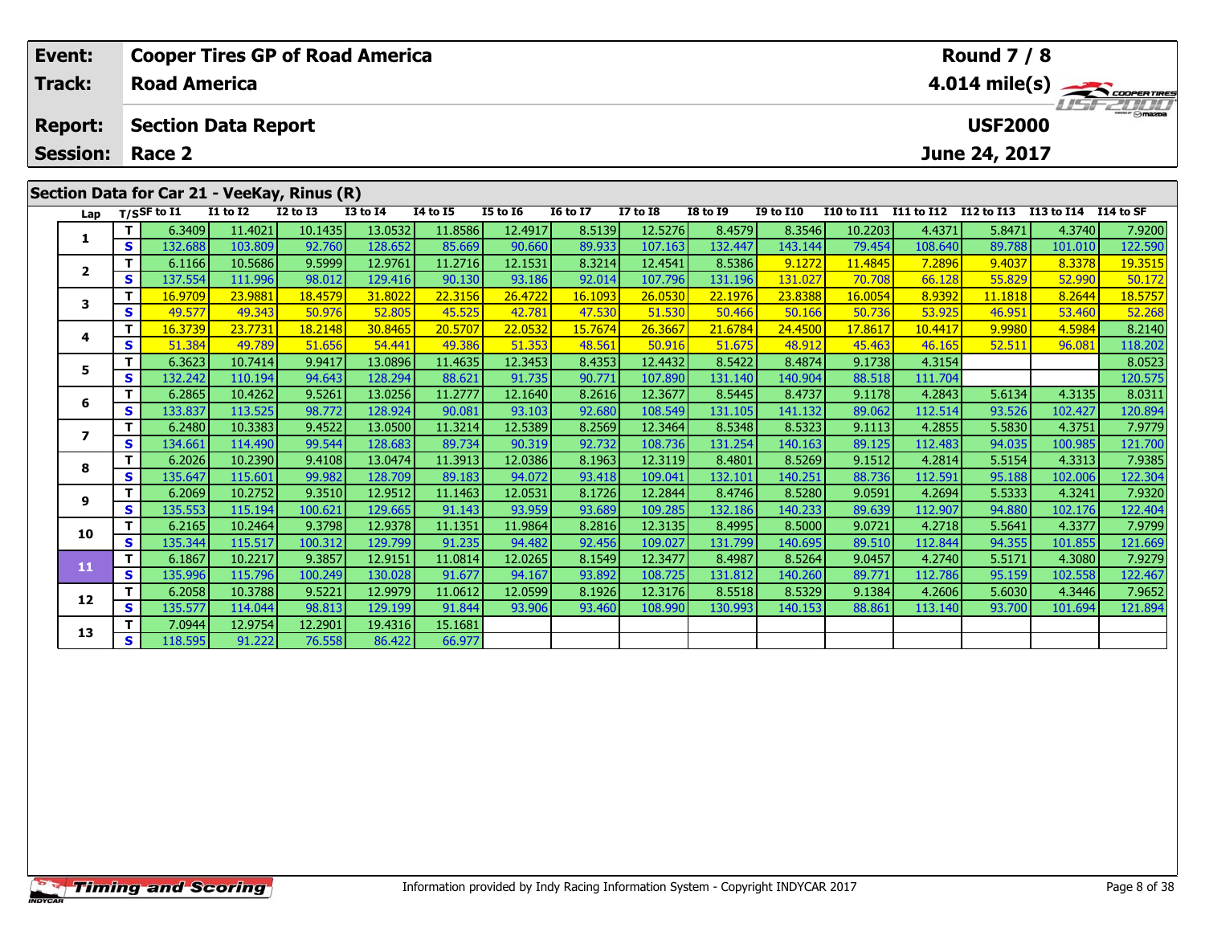| Event: | Cooper Tires GP of Road America | Round 7 / 8 |
|---|---|---|
| Track: | Road America | 4.014 mile(s) |
| Report: | Section Data Report | USF2000 |
| Session: | Race 2 | June 24, 2017 |

## Section Data for Car 21 - VeeKay, Rinus (R)

| Lap | T/S | SF to I1 | I1 to I2 | I2 to I3 | I3 to I4 | I4 to I5 | I5 to I6 | I6 to I7 | I7 to I8 | I8 to I9 | I9 to I10 | I10 to I11 | I11 to I12 | I12 to I13 | I13 to I14 | I14 to SF |
|---|---|---|---|---|---|---|---|---|---|---|---|---|---|---|---|---|
| 1 | T | 6.3409 | 11.4021 | 10.1435 | 13.0532 | 11.8586 | 12.4917 | 8.5139 | 12.5276 | 8.4579 | 8.3546 | 10.2203 | 4.4371 | 5.8471 | 4.3740 | 7.9200 |
| | S | 132.688 | 103.809 | 92.760 | 128.652 | 85.669 | 90.660 | 89.933 | 107.163 | 132.447 | 143.144 | 79.454 | 108.640 | 89.788 | 101.010 | 122.590 |
| 2 | T | 6.1166 | 10.5686 | 9.5999 | 12.9761 | 11.2716 | 12.1531 | 8.3214 | 12.4541 | 8.5386 | 9.1272 | 11.4845 | 7.2896 | 9.4037 | 8.3378 | 19.3515 |
| | S | 137.554 | 111.996 | 98.012 | 129.416 | 90.130 | 93.186 | 92.014 | 107.796 | 131.196 | 131.027 | 70.708 | 66.128 | 55.829 | 52.990 | 50.172 |
| 3 | T | 16.9709 | 23.9881 | 18.4579 | 31.8022 | 22.3156 | 26.4722 | 16.1093 | 26.0530 | 22.1976 | 23.8388 | 16.0054 | 8.9392 | 11.1818 | 8.2644 | 18.5757 |
| | S | 49.577 | 49.343 | 50.976 | 52.805 | 45.525 | 42.781 | 47.530 | 51.530 | 50.466 | 50.166 | 50.736 | 53.925 | 46.951 | 53.460 | 52.268 |
| 4 | T | 16.3739 | 23.7731 | 18.2148 | 30.8465 | 20.5707 | 22.0532 | 15.7674 | 26.3667 | 21.6784 | 24.4500 | 17.8617 | 10.4417 | 9.9980 | 4.5984 | 8.2140 |
| | S | 51.384 | 49.789 | 51.656 | 54.441 | 49.386 | 51.353 | 48.561 | 50.916 | 51.675 | 48.912 | 45.463 | 46.165 | 52.511 | 96.081 | 118.202 |
| 5 | T | 6.3623 | 10.7414 | 9.9417 | 13.0896 | 11.4635 | 12.3453 | 8.4353 | 12.4432 | 8.5422 | 8.4874 | 9.1738 | 4.3154 | | | 8.0523 |
| | S | 132.242 | 110.194 | 94.643 | 128.294 | 88.621 | 91.735 | 90.771 | 107.890 | 131.140 | 140.904 | 88.518 | 111.704 | | | 120.575 |
| 6 | T | 6.2865 | 10.4262 | 9.5261 | 13.0256 | 11.2777 | 12.1640 | 8.2616 | 12.3677 | 8.5445 | 8.4737 | 9.1178 | 4.2843 | 5.6134 | 4.3135 | 8.0311 |
| | S | 133.837 | 113.525 | 98.772 | 128.924 | 90.081 | 93.103 | 92.680 | 108.549 | 131.105 | 141.132 | 89.062 | 112.514 | 93.526 | 102.427 | 120.894 |
| 7 | T | 6.2480 | 10.3383 | 9.4522 | 13.0500 | 11.3214 | 12.5389 | 8.2569 | 12.3464 | 8.5348 | 8.5323 | 9.1113 | 4.2855 | 5.5830 | 4.3751 | 7.9779 |
| | S | 134.661 | 114.490 | 99.544 | 128.683 | 89.734 | 90.319 | 92.732 | 108.736 | 131.254 | 140.163 | 89.125 | 112.483 | 94.035 | 100.985 | 121.700 |
| 8 | T | 6.2026 | 10.2390 | 9.4108 | 13.0474 | 11.3913 | 12.0386 | 8.1963 | 12.3119 | 8.4801 | 8.5269 | 9.1512 | 4.2814 | 5.5154 | 4.3313 | 7.9385 |
| | S | 135.647 | 115.601 | 99.982 | 128.709 | 89.183 | 94.072 | 93.418 | 109.041 | 132.101 | 140.251 | 88.736 | 112.591 | 95.188 | 102.006 | 122.304 |
| 9 | T | 6.2069 | 10.2752 | 9.3510 | 12.9512 | 11.1463 | 12.0531 | 8.1726 | 12.2844 | 8.4746 | 8.5280 | 9.0591 | 4.2694 | 5.5333 | 4.3241 | 7.9320 |
| | S | 135.553 | 115.194 | 100.621 | 129.665 | 91.143 | 93.959 | 93.689 | 109.285 | 132.186 | 140.233 | 89.639 | 112.907 | 94.880 | 102.176 | 122.404 |
| 10 | T | 6.2165 | 10.2464 | 9.3798 | 12.9378 | 11.1351 | 11.9864 | 8.2816 | 12.3135 | 8.4995 | 8.5000 | 9.0721 | 4.2718 | 5.5641 | 4.3377 | 7.9799 |
| | S | 135.344 | 115.517 | 100.312 | 129.799 | 91.235 | 94.482 | 92.456 | 109.027 | 131.799 | 140.695 | 89.510 | 112.844 | 94.355 | 101.855 | 121.669 |
| 11 | T | 6.1867 | 10.2217 | 9.3857 | 12.9151 | 11.0814 | 12.0265 | 8.1549 | 12.3477 | 8.4987 | 8.5264 | 9.0457 | 4.2740 | 5.5171 | 4.3080 | 7.9279 |
| | S | 135.996 | 115.796 | 100.249 | 130.028 | 91.677 | 94.167 | 93.892 | 108.725 | 131.812 | 140.260 | 89.771 | 112.786 | 95.159 | 102.558 | 122.467 |
| 12 | T | 6.2058 | 10.3788 | 9.5221 | 12.9979 | 11.0612 | 12.0599 | 8.1926 | 12.3176 | 8.5518 | 8.5329 | 9.1384 | 4.2606 | 5.6030 | 4.3446 | 7.9652 |
| | S | 135.577 | 114.044 | 98.813 | 129.199 | 91.844 | 93.906 | 93.460 | 108.990 | 130.993 | 140.153 | 88.861 | 113.140 | 93.700 | 101.694 | 121.894 |
| 13 | T | 7.0944 | 12.9754 | 12.2901 | 19.4316 | 15.1681 | | | | | | | | | | |
| | S | 118.595 | 91.222 | 76.558 | 86.422 | 66.977 | | | | | | | | | | |

Information provided by Indy Racing Information System - Copyright INDYCAR 2017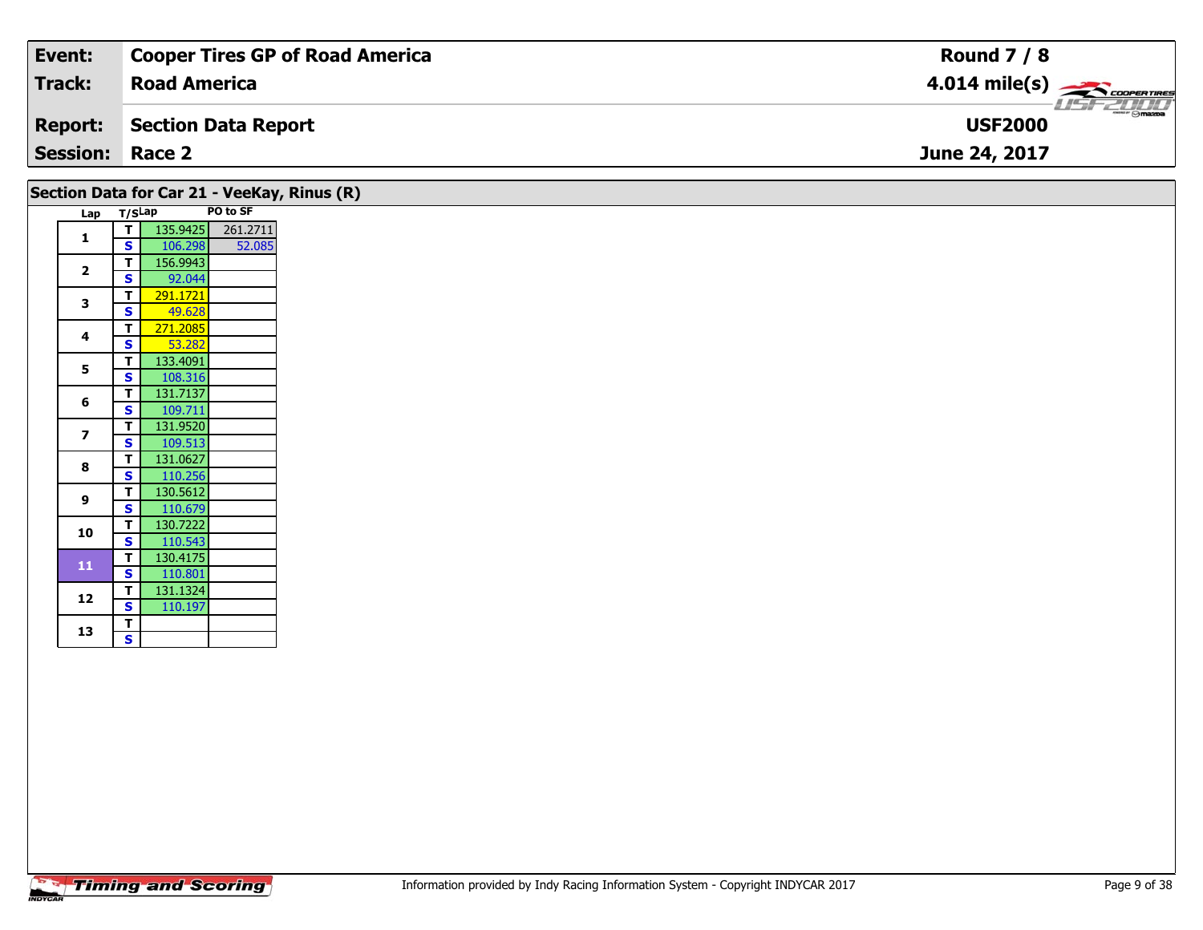| Event: | Cooper Tires GP of Road America | Round 7 / 8 |
| --- | --- | --- |
| Track: | Road America | 4.014 mile(s) |
| Report: | Section Data Report | USF2000 |
| Session: | Race 2 | June 24, 2017 |

## Section Data for Car 21 - VeeKay, Rinus (R)

| Lap | T/S | Lap | PO to SF |
| --- | --- | --- | --- |
| 1 | T | 135.9425 | 261.2711 |
|  | S | 106.298 | 52.085 |
| 2 | T | 156.9943 |  |
|  | S | 92.044 |  |
| 3 | T | 291.1721 |  |
|  | S | 49.628 |  |
| 4 | T | 271.2085 |  |
|  | S | 53.282 |  |
| 5 | T | 133.4091 |  |
|  | S | 108.316 |  |
| 6 | T | 131.7137 |  |
|  | S | 109.711 |  |
| 7 | T | 131.9520 |  |
|  | S | 109.513 |  |
| 8 | T | 131.0627 |  |
|  | S | 110.256 |  |
| 9 | T | 130.5612 |  |
|  | S | 110.679 |  |
| 10 | T | 130.7222 |  |
|  | S | 110.543 |  |
| 11 | T | 130.4175 |  |
|  | S | 110.801 |  |
| 12 | T | 131.1324 |  |
|  | S | 110.197 |  |
| 13 | T |  |  |
|  | S |  |  |

Information provided by Indy Racing Information System - Copyright INDYCAR 2017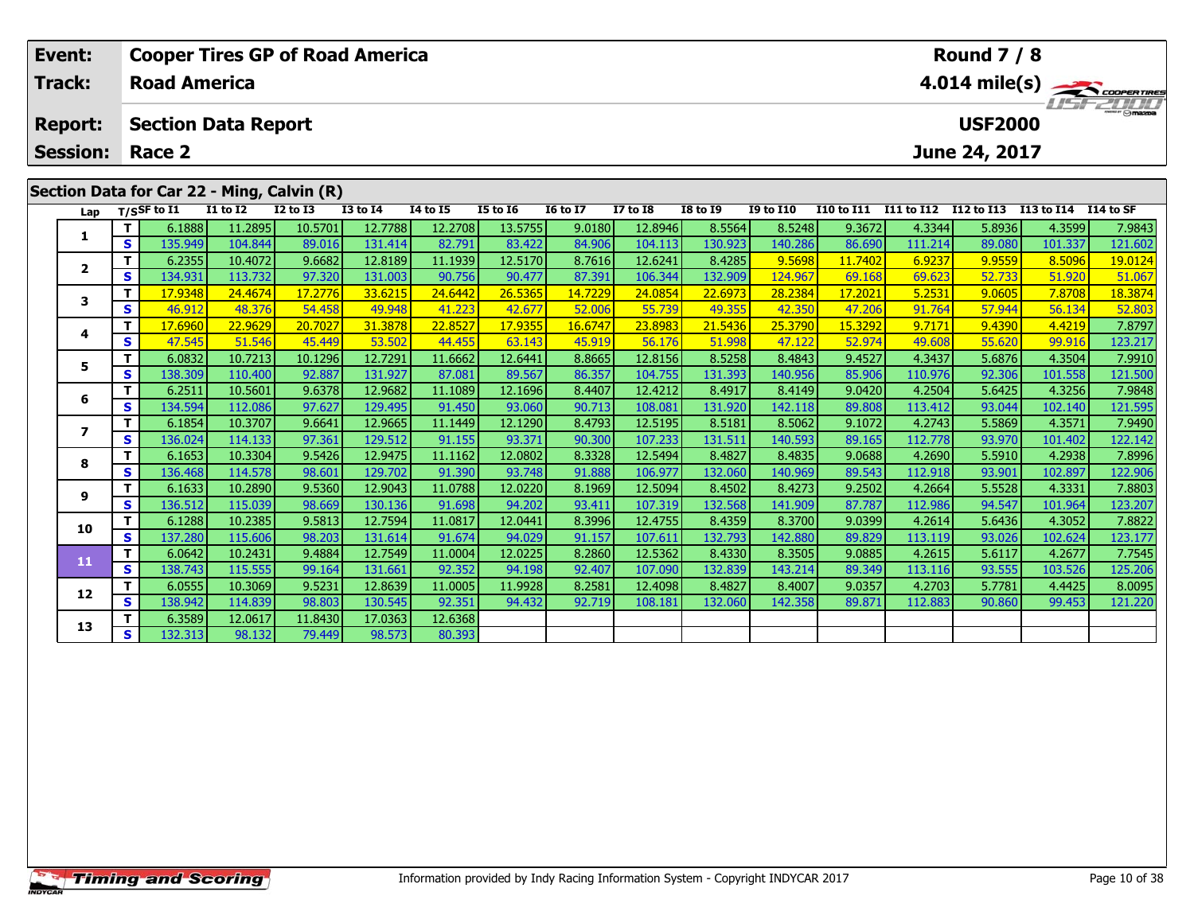| Event: | Cooper Tires GP of Road America | Round 7 / 8 |
|---|---|---|
| Track: | Road America | 4.014 mile(s) |
| Report: | Section Data Report | USF2000 |
| Session: | Race 2 | June 24, 2017 |

## Section Data for Car 22 - Ming, Calvin (R)

| Lap | T/S | SF to I1 | I1 to I2 | I2 to I3 | I3 to I4 | I4 to I5 | I5 to I6 | I6 to I7 | I7 to I8 | I8 to I9 | I9 to I10 | I10 to I11 | I11 to I12 | I12 to I13 | I13 to I14 | I14 to SF |
|---|---|---|---|---|---|---|---|---|---|---|---|---|---|---|---|---|
| 1 | T | 6.1888 | 11.2895 | 10.5701 | 12.7788 | 12.2708 | 13.5755 | 9.0180 | 12.8946 | 8.5564 | 8.5248 | 9.3672 | 4.3344 | 5.8936 | 4.3599 | 7.9843 |
| | S | 135.949 | 104.844 | 89.016 | 131.414 | 82.791 | 83.422 | 84.906 | 104.113 | 130.923 | 140.286 | 86.690 | 111.214 | 89.080 | 101.337 | 121.602 |
| 2 | T | 6.2355 | 10.4072 | 9.6682 | 12.8189 | 11.1939 | 12.5170 | 8.7616 | 12.6241 | 8.4285 | 9.5698 | 11.7402 | 6.9237 | 9.9559 | 8.5096 | 19.0124 |
| | S | 134.931 | 113.732 | 97.320 | 131.003 | 90.756 | 90.477 | 87.391 | 106.344 | 132.909 | 124.967 | 69.168 | 69.623 | 52.733 | 51.920 | 51.067 |
| 3 | T | 17.9348 | 24.4674 | 17.2776 | 33.6215 | 24.6442 | 26.5365 | 14.7229 | 24.0854 | 22.6973 | 28.2384 | 17.2021 | 5.2531 | 9.0605 | 7.8708 | 18.3874 |
| | S | 46.912 | 48.376 | 54.458 | 49.948 | 41.223 | 42.677 | 52.006 | 55.739 | 49.355 | 42.350 | 47.206 | 91.764 | 57.944 | 56.134 | 52.803 |
| 4 | T | 17.6960 | 22.9629 | 20.7027 | 31.3878 | 22.8527 | 17.9355 | 16.6747 | 23.8983 | 21.5436 | 25.3790 | 15.3292 | 9.7171 | 9.4390 | 4.4219 | 7.8797 |
| | S | 47.545 | 51.546 | 45.449 | 53.502 | 44.455 | 63.143 | 45.919 | 56.176 | 51.998 | 47.122 | 52.974 | 49.608 | 55.620 | 99.916 | 123.217 |
| 5 | T | 6.0832 | 10.7213 | 10.1296 | 12.7291 | 11.6662 | 12.6441 | 8.8665 | 12.8156 | 8.5258 | 8.4843 | 9.4527 | 4.3437 | 5.6876 | 4.3504 | 7.9910 |
| | S | 138.309 | 110.400 | 92.887 | 131.927 | 87.081 | 89.567 | 86.357 | 104.755 | 131.393 | 140.956 | 85.906 | 110.976 | 92.306 | 101.558 | 121.500 |
| 6 | T | 6.2511 | 10.5601 | 9.6378 | 12.9682 | 11.1089 | 12.1696 | 8.4407 | 12.4212 | 8.4917 | 8.4149 | 9.0420 | 4.2504 | 5.6425 | 4.3256 | 7.9848 |
| | S | 134.594 | 112.086 | 97.627 | 129.495 | 91.450 | 93.060 | 90.713 | 108.081 | 131.920 | 142.118 | 89.808 | 113.412 | 93.044 | 102.140 | 121.595 |
| 7 | T | 6.1854 | 10.3707 | 9.6641 | 12.9665 | 11.1449 | 12.1290 | 8.4793 | 12.5195 | 8.5181 | 8.5062 | 9.1072 | 4.2743 | 5.5869 | 4.3571 | 7.9490 |
| | S | 136.024 | 114.133 | 97.361 | 129.512 | 91.155 | 93.371 | 90.300 | 107.233 | 131.511 | 140.593 | 89.165 | 112.778 | 93.970 | 101.402 | 122.142 |
| 8 | T | 6.1653 | 10.3304 | 9.5426 | 12.9475 | 11.1162 | 12.0802 | 8.3328 | 12.5494 | 8.4827 | 8.4835 | 9.0688 | 4.2690 | 5.5910 | 4.2938 | 7.8996 |
| | S | 136.468 | 114.578 | 98.601 | 129.702 | 91.390 | 93.748 | 91.888 | 106.977 | 132.060 | 140.969 | 89.543 | 112.918 | 93.901 | 102.897 | 122.906 |
| 9 | T | 6.1633 | 10.2890 | 9.5360 | 12.9043 | 11.0788 | 12.0220 | 8.1969 | 12.5094 | 8.4502 | 8.4273 | 9.2502 | 4.2664 | 5.5528 | 4.3331 | 7.8803 |
| | S | 136.512 | 115.039 | 98.669 | 130.136 | 91.698 | 94.202 | 93.411 | 107.319 | 132.568 | 141.909 | 87.787 | 112.986 | 94.547 | 101.964 | 123.207 |
| 10 | T | 6.1288 | 10.2385 | 9.5813 | 12.7594 | 11.0817 | 12.0441 | 8.3996 | 12.4755 | 8.4359 | 8.3700 | 9.0399 | 4.2614 | 5.6436 | 4.3052 | 7.8822 |
| | S | 137.280 | 115.606 | 98.203 | 131.614 | 91.674 | 94.029 | 91.157 | 107.611 | 132.793 | 142.880 | 89.829 | 113.119 | 93.026 | 102.624 | 123.177 |
| 11 | T | 6.0642 | 10.2431 | 9.4884 | 12.7549 | 11.0004 | 12.0225 | 8.2860 | 12.5362 | 8.4330 | 8.3505 | 9.0885 | 4.2615 | 5.6117 | 4.2677 | 7.7545 |
| | S | 138.743 | 115.555 | 99.164 | 131.661 | 92.352 | 94.198 | 92.407 | 107.090 | 132.839 | 143.214 | 89.349 | 113.116 | 93.555 | 103.526 | 125.206 |
| 12 | T | 6.0555 | 10.3069 | 9.5231 | 12.8639 | 11.0005 | 11.9928 | 8.2581 | 12.4098 | 8.4827 | 8.4007 | 9.0357 | 4.2703 | 5.7781 | 4.4425 | 8.0095 |
| | S | 138.942 | 114.839 | 98.803 | 130.545 | 92.351 | 94.432 | 92.719 | 108.181 | 132.060 | 142.358 | 89.871 | 112.883 | 90.860 | 99.453 | 121.220 |
| 13 | T | 6.3589 | 12.0617 | 11.8430 | 17.0363 | 12.6368 | | | | | | | | | | |
| | S | 132.313 | 98.132 | 79.449 | 98.573 | 80.393 | | | | | | | | | | |

Information provided by Indy Racing Information System - Copyright INDYCAR 2017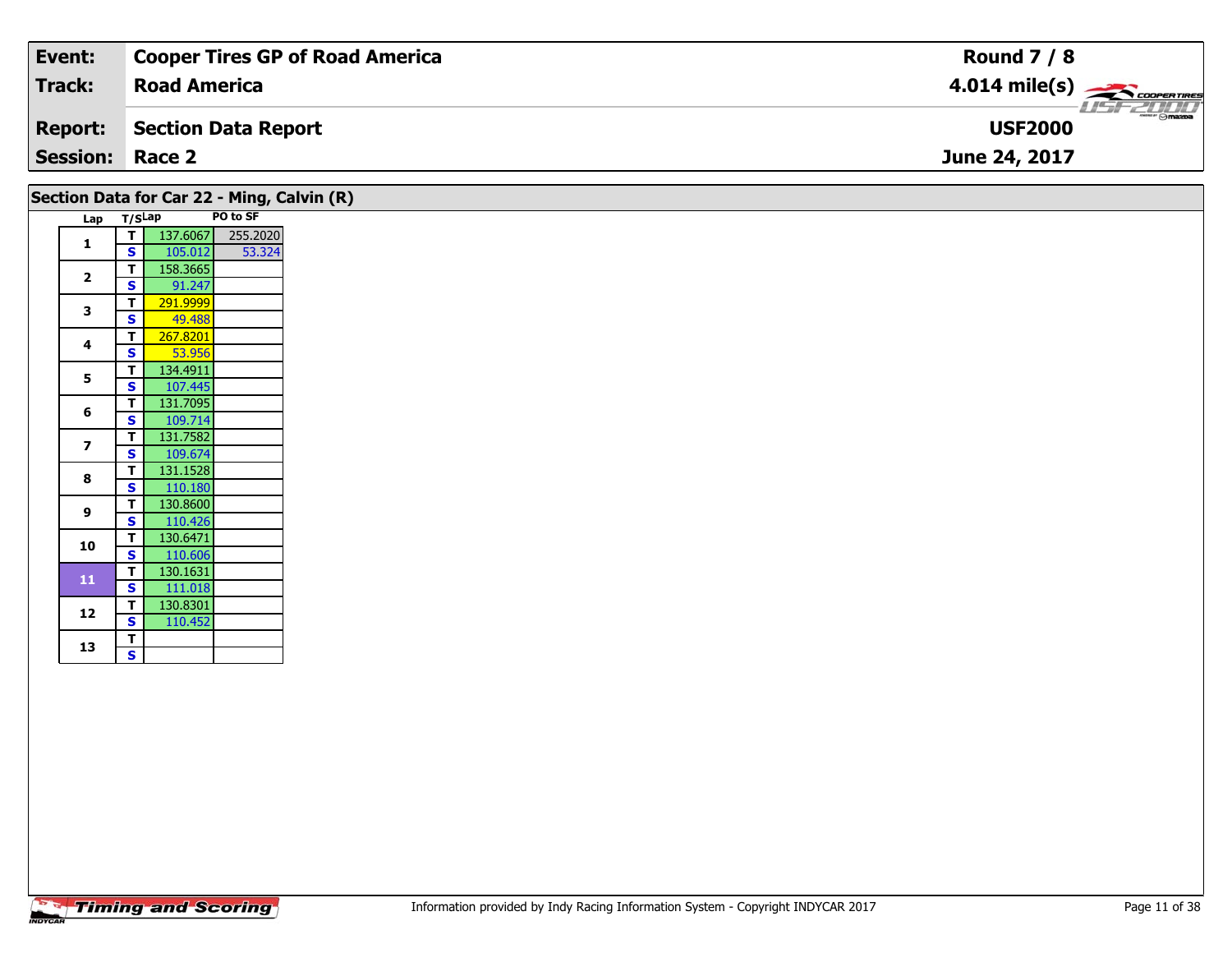| Event: | Cooper Tires GP of Road America | Round 7 / 8 |
|---|---|---|
| Track: | Road America | 4.014 mile(s) |
| Report: | Section Data Report | USF2000 |
| Session: | Race 2 | June 24, 2017 |

## Section Data for Car 22 - Ming, Calvin (R)

| Lap | T/S | Lap | PO to SF |
|---|---|---|---|
| 1 | T | 137.6067 | 255.2020 |
| | S | 105.012 | 53.324 |
| 2 | T | 158.3665 | |
| | S | 91.247 | |
| 3 | T | 291.9999 | |
| | S | 49.488 | |
| 4 | T | 267.8201 | |
| | S | 53.956 | |
| 5 | T | 134.4911 | |
| | S | 107.445 | |
| 6 | T | 131.7095 | |
| | S | 109.714 | |
| 7 | T | 131.7582 | |
| | S | 109.674 | |
| 8 | T | 131.1528 | |
| | S | 110.180 | |
| 9 | T | 130.8600 | |
| | S | 110.426 | |
| 10 | T | 130.6471 | |
| | S | 110.606 | |
| 11 | T | 130.1631 | |
| | S | 111.018 | |
| 12 | T | 130.8301 | |
| | S | 110.452 | |
| 13 | T | | |
| | S | | |

Information provided by Indy Racing Information System - Copyright INDYCAR 2017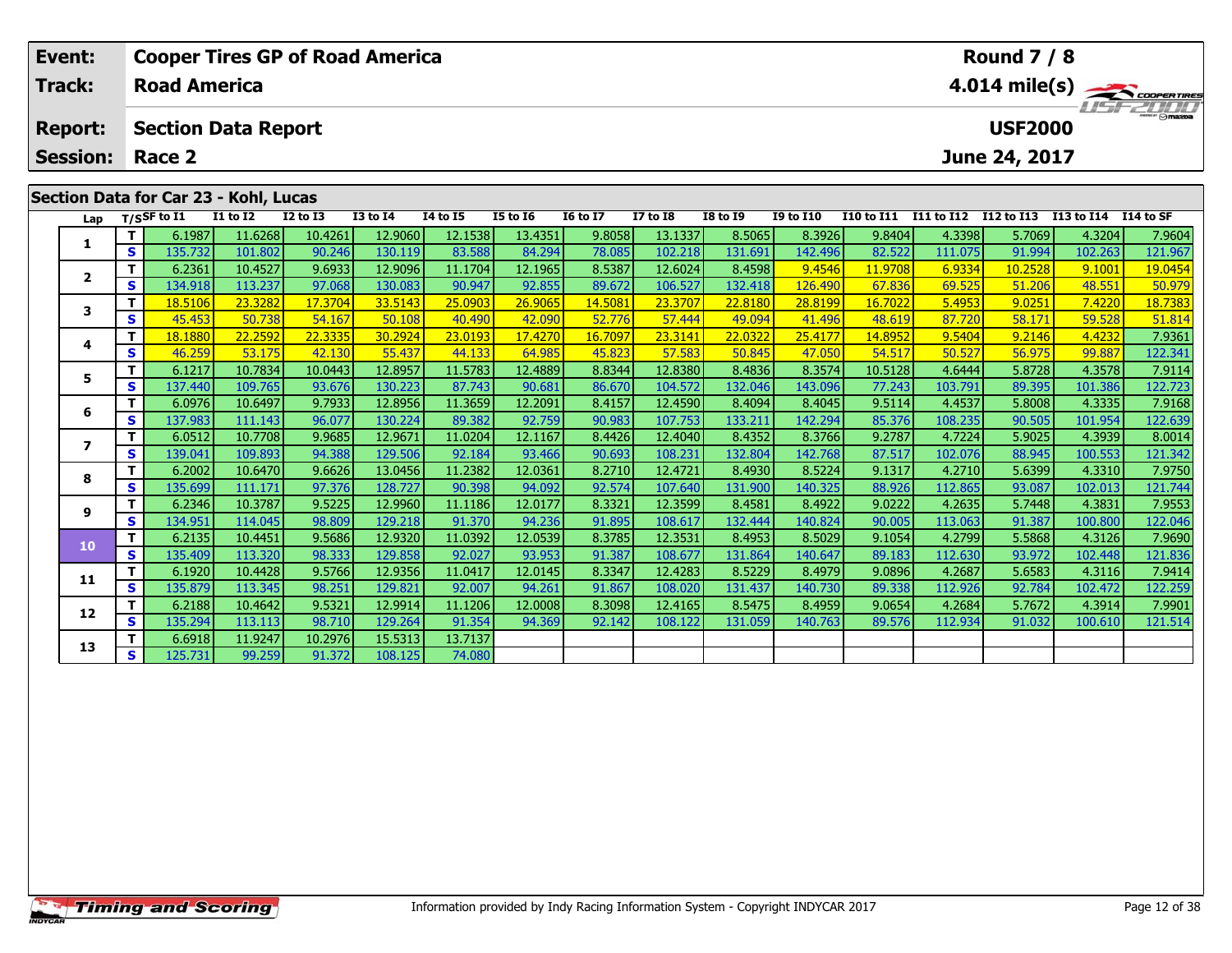| Event: | Cooper Tires GP of Road America | Round 7 / 8 |
|---|---|---|
| Track: | Road America | 4.014 mile(s) |
| Report: | Section Data Report | USF2000 |
| Session: | Race 2 | June 24, 2017 |

## Section Data for Car 23 - Kohl, Lucas

| Lap | T/S | SF to I1 | I1 to I2 | I2 to I3 | I3 to I4 | I4 to I5 | I5 to I6 | I6 to I7 | I7 to I8 | I8 to I9 | I9 to I10 | I10 to I11 | I11 to I12 | I12 to I13 | I13 to I14 | I14 to SF |
|---|---|---|---|---|---|---|---|---|---|---|---|---|---|---|---|---|
| 1 | T | 6.1987 | 11.6268 | 10.4261 | 12.9060 | 12.1538 | 13.4351 | 9.8058 | 13.1337 | 8.5065 | 8.3926 | 9.8404 | 4.3398 | 5.7069 | 4.3204 | 7.9604 |
| | S | 135.732 | 101.802 | 90.246 | 130.119 | 83.588 | 84.294 | 78.085 | 102.218 | 131.691 | 142.496 | 82.522 | 111.075 | 91.994 | 102.263 | 121.967 |
| 2 | T | 6.2361 | 10.4527 | 9.6933 | 12.9096 | 11.1704 | 12.1965 | 8.5387 | 12.6024 | 8.4598 | 9.4546 | 11.9708 | 6.9334 | 10.2528 | 9.1001 | 19.0454 |
| | S | 134.918 | 113.237 | 97.068 | 130.083 | 90.947 | 92.855 | 89.672 | 106.527 | 132.418 | 126.490 | 67.836 | 69.525 | 51.206 | 48.551 | 50.979 |
| 3 | T | 18.5106 | 23.3282 | 17.3704 | 33.5143 | 25.0903 | 26.9065 | 14.5081 | 23.3707 | 22.8180 | 28.8199 | 16.7022 | 5.4953 | 9.0251 | 7.4220 | 18.7383 |
| | S | 45.453 | 50.738 | 54.167 | 50.108 | 40.490 | 42.090 | 52.776 | 57.444 | 49.094 | 41.496 | 48.619 | 87.720 | 58.171 | 59.528 | 51.814 |
| 4 | T | 18.1880 | 22.2592 | 22.3335 | 30.2924 | 23.0193 | 17.4270 | 16.7097 | 23.3141 | 22.0322 | 25.4177 | 14.8952 | 9.5404 | 9.2146 | 4.4232 | 7.9361 |
| | S | 46.259 | 53.175 | 42.130 | 55.437 | 44.133 | 64.985 | 45.823 | 57.583 | 50.845 | 47.050 | 54.517 | 50.527 | 56.975 | 99.887 | 122.341 |
| 5 | T | 6.1217 | 10.7834 | 10.0443 | 12.8957 | 11.5783 | 12.4889 | 8.8344 | 12.8380 | 8.4836 | 8.3574 | 10.5128 | 4.6444 | 5.8728 | 4.3578 | 7.9114 |
| | S | 137.440 | 109.765 | 93.676 | 130.223 | 87.743 | 90.681 | 86.670 | 104.572 | 132.046 | 143.096 | 77.243 | 103.791 | 89.395 | 101.386 | 122.723 |
| 6 | T | 6.0976 | 10.6497 | 9.7933 | 12.8956 | 11.3659 | 12.2091 | 8.4157 | 12.4590 | 8.4094 | 8.4045 | 9.5114 | 4.4537 | 5.8008 | 4.3335 | 7.9168 |
| | S | 137.983 | 111.143 | 96.077 | 130.224 | 89.382 | 92.759 | 90.983 | 107.753 | 133.211 | 142.294 | 85.376 | 108.235 | 90.505 | 101.954 | 122.639 |
| 7 | T | 6.0512 | 10.7708 | 9.9685 | 12.9671 | 11.0204 | 12.1167 | 8.4426 | 12.4040 | 8.4352 | 8.3766 | 9.2787 | 4.7224 | 5.9025 | 4.3939 | 8.0014 |
| | S | 139.041 | 109.893 | 94.388 | 129.506 | 92.184 | 93.466 | 90.693 | 108.231 | 132.804 | 142.768 | 87.517 | 102.076 | 88.945 | 100.553 | 121.342 |
| 8 | T | 6.2002 | 10.6470 | 9.6626 | 13.0456 | 11.2382 | 12.0361 | 8.2710 | 12.4721 | 8.4930 | 8.5224 | 9.1317 | 4.2710 | 5.6399 | 4.3310 | 7.9750 |
| | S | 135.699 | 111.171 | 97.376 | 128.727 | 90.398 | 94.092 | 92.574 | 107.640 | 131.900 | 140.325 | 88.926 | 112.865 | 93.087 | 102.013 | 121.744 |
| 9 | T | 6.2346 | 10.3787 | 9.5225 | 12.9960 | 11.1186 | 12.0177 | 8.3321 | 12.3599 | 8.4581 | 8.4922 | 9.0222 | 4.2635 | 5.7448 | 4.3831 | 7.9553 |
| | S | 134.951 | 114.045 | 98.809 | 129.218 | 91.370 | 94.236 | 91.895 | 108.617 | 132.444 | 140.824 | 90.005 | 113.063 | 91.387 | 100.800 | 122.046 |
| 10 | T | 6.2135 | 10.4451 | 9.5686 | 12.9320 | 11.0392 | 12.0539 | 8.3785 | 12.3531 | 8.4953 | 8.5029 | 9.1054 | 4.2799 | 5.5868 | 4.3126 | 7.9690 |
| | S | 135.409 | 113.320 | 98.333 | 129.858 | 92.027 | 93.953 | 91.387 | 108.677 | 131.864 | 140.647 | 89.183 | 112.630 | 93.972 | 102.448 | 121.836 |
| 11 | T | 6.1920 | 10.4428 | 9.5766 | 12.9356 | 11.0417 | 12.0145 | 8.3347 | 12.4283 | 8.5229 | 8.4979 | 9.0896 | 4.2687 | 5.6583 | 4.3116 | 7.9414 |
| | S | 135.879 | 113.345 | 98.251 | 129.821 | 92.007 | 94.261 | 91.867 | 108.020 | 131.437 | 140.730 | 89.338 | 112.926 | 92.784 | 102.472 | 122.259 |
| 12 | T | 6.2188 | 10.4642 | 9.5321 | 12.9914 | 11.1206 | 12.0008 | 8.3098 | 12.4165 | 8.5475 | 8.4959 | 9.0654 | 4.2684 | 5.7672 | 4.3914 | 7.9901 |
| | S | 135.294 | 113.113 | 98.710 | 129.264 | 91.354 | 94.369 | 92.142 | 108.122 | 131.059 | 140.763 | 89.576 | 112.934 | 91.032 | 100.610 | 121.514 |
| 13 | T | 6.6918 | 11.9247 | 10.2976 | 15.5313 | 13.7137 | | | | | | | | | | |
| | S | 125.731 | 99.259 | 91.372 | 108.125 | 74.080 | | | | | | | | | | |

Information provided by Indy Racing Information System - Copyright INDYCAR 2017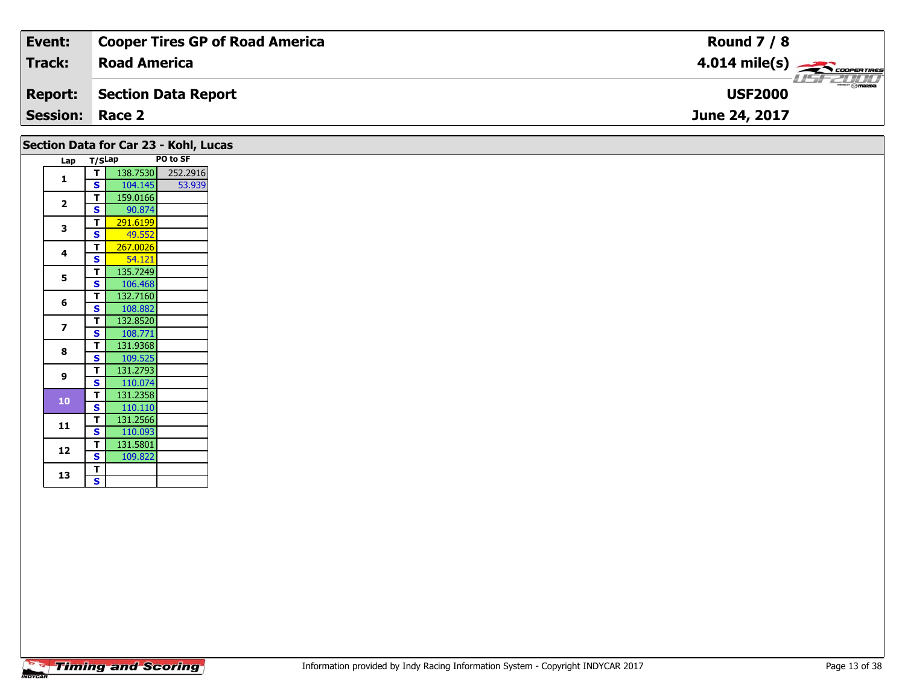| | |
|---|---|
| **Event:** | **Cooper Tires GP of Road America** |
| **Track:** | **Road America** |
| **Report:** | **Section Data Report** |
| **Session:** | **Race 2** |

**Round 7 / 8**
**4.014 mile(s)**
**USF2000**
**June 24, 2017**

## Section Data for Car 23 - Kohl, Lucas

| Lap | T/S | Lap | PO to SF |
|---|---|---|---|
| 1 | T | 138.7530 | 252.2916 |
| | S | 104.145 | 53.939 |
| 2 | T | 159.0166 | |
| | S | 90.874 | |
| 3 | T | 291.6199 | |
| | S | 49.552 | |
| 4 | T | 267.0026 | |
| | S | 54.121 | |
| 5 | T | 135.7249 | |
| | S | 106.468 | |
| 6 | T | 132.7160 | |
| | S | 108.882 | |
| 7 | T | 132.8520 | |
| | S | 108.771 | |
| 8 | T | 131.9368 | |
| | S | 109.525 | |
| 9 | T | 131.2793 | |
| | S | 110.074 | |
| 10 | T | 131.2358 | |
| | S | 110.110 | |
| 11 | T | 131.2566 | |
| | S | 110.093 | |
| 12 | T | 131.5801 | |
| | S | 109.822 | |
| 13 | T | | |
| | S | | |

Information provided by Indy Racing Information System - Copyright INDYCAR 2017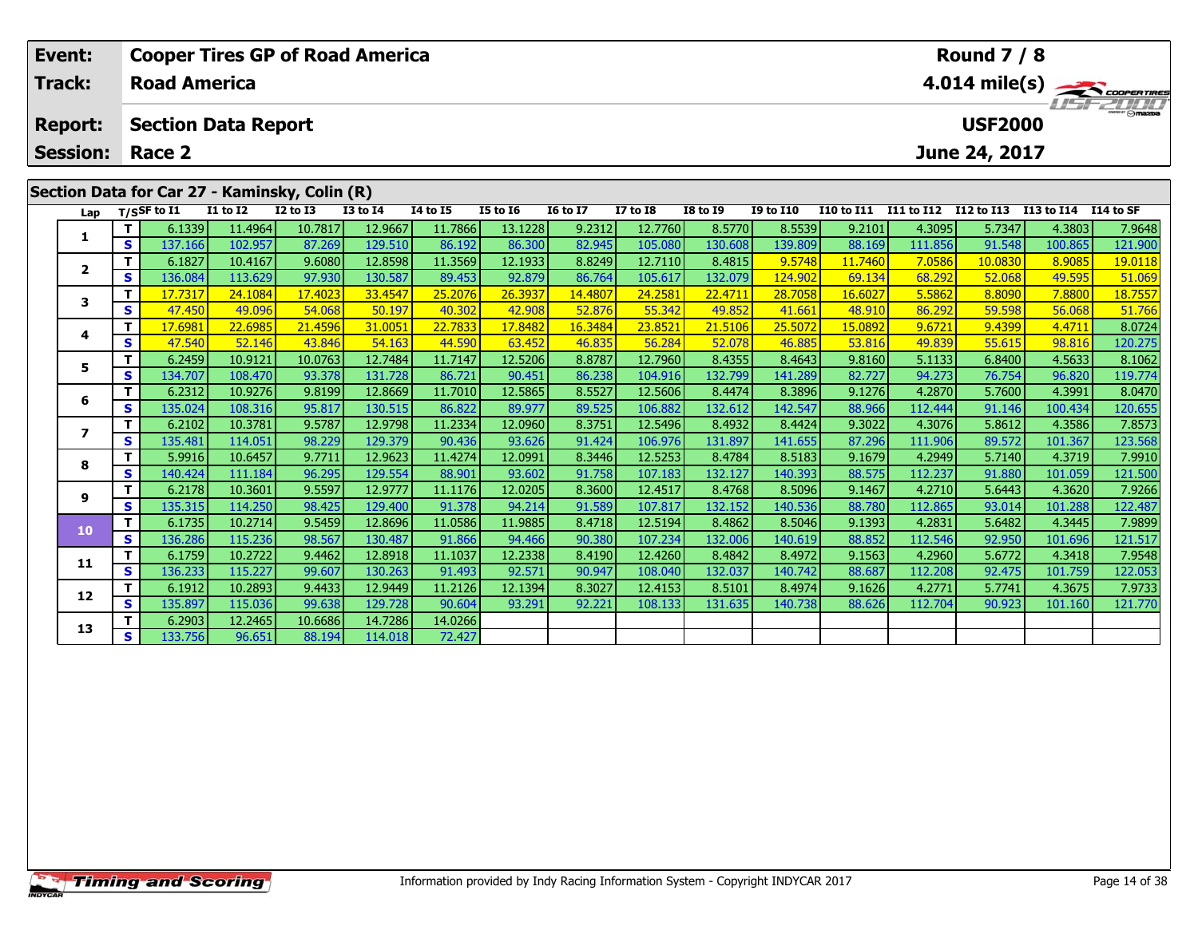| Event: | Cooper Tires GP of Road America | Round 7 / 8 |
|---|---|---|
| Track: | Road America | 4.014 mile(s) |
| Report: | Section Data Report | USF2000 |
| Session: | Race 2 | June 24, 2017 |

## Section Data for Car 27 - Kaminsky, Colin (R)

| Lap | T/S | SF to I1 | I1 to I2 | I2 to I3 | I3 to I4 | I4 to I5 | I5 to I6 | I6 to I7 | I7 to I8 | I8 to I9 | I9 to I10 | I10 to I11 | I11 to I12 | I12 to I13 | I13 to I14 | I14 to SF |
|---|---|---|---|---|---|---|---|---|---|---|---|---|---|---|---|---|
| 1 | T | 6.1339 | 11.4964 | 10.7817 | 12.9667 | 11.7866 | 13.1228 | 9.2312 | 12.7760 | 8.5770 | 8.5539 | 9.2101 | 4.3095 | 5.7347 | 4.3803 | 7.9648 |
| | S | 137.166 | 102.957 | 87.269 | 129.510 | 86.192 | 86.300 | 82.945 | 105.080 | 130.608 | 139.809 | 88.169 | 111.856 | 91.548 | 100.865 | 121.900 |
| 2 | T | 6.1827 | 10.4167 | 9.6080 | 12.8598 | 11.3569 | 12.1933 | 8.8249 | 12.7110 | 8.4815 | 9.5748 | 11.7460 | 7.0586 | 10.0830 | 8.9085 | 19.0118 |
| | S | 136.084 | 113.629 | 97.930 | 130.587 | 89.453 | 92.879 | 86.764 | 105.617 | 132.079 | 124.902 | 69.134 | 68.292 | 52.068 | 49.595 | 51.069 |
| 3 | T | 17.7317 | 24.1084 | 17.4023 | 33.4547 | 25.2076 | 26.3937 | 14.4807 | 24.2581 | 22.4711 | 28.7058 | 16.6027 | 5.5862 | 8.8090 | 7.8800 | 18.7557 |
| | S | 47.450 | 49.096 | 54.068 | 50.197 | 40.302 | 42.908 | 52.876 | 55.342 | 49.852 | 41.661 | 48.910 | 86.292 | 59.598 | 56.068 | 51.766 |
| 4 | T | 17.6981 | 22.6985 | 21.4596 | 31.0051 | 22.7833 | 17.8482 | 16.3484 | 23.8521 | 21.5106 | 25.5072 | 15.0892 | 9.6721 | 9.4399 | 4.4711 | 8.0724 |
| | S | 47.540 | 52.146 | 43.846 | 54.163 | 44.590 | 63.452 | 46.835 | 56.284 | 52.078 | 46.885 | 53.816 | 49.839 | 55.615 | 98.816 | 120.275 |
| 5 | T | 6.2459 | 10.9121 | 10.0763 | 12.7484 | 11.7147 | 12.5206 | 8.8787 | 12.7960 | 8.4355 | 8.4643 | 9.8160 | 5.1133 | 6.8400 | 4.5633 | 8.1062 |
| | S | 134.707 | 108.470 | 93.378 | 131.728 | 86.721 | 90.451 | 86.238 | 104.916 | 132.799 | 141.289 | 82.727 | 94.273 | 76.754 | 96.820 | 119.774 |
| 6 | T | 6.2312 | 10.9276 | 9.8199 | 12.8669 | 11.7010 | 12.5865 | 8.5527 | 12.5606 | 8.4474 | 8.3896 | 9.1276 | 4.2870 | 5.7600 | 4.3991 | 8.0470 |
| | S | 135.024 | 108.316 | 95.817 | 130.515 | 86.822 | 89.977 | 89.525 | 106.882 | 132.612 | 142.547 | 88.966 | 112.444 | 91.146 | 100.434 | 120.655 |
| 7 | T | 6.2102 | 10.3781 | 9.5787 | 12.9798 | 11.2334 | 12.0960 | 8.3751 | 12.5496 | 8.4932 | 8.4424 | 9.3022 | 4.3076 | 5.8612 | 4.3586 | 7.8573 |
| | S | 135.481 | 114.051 | 98.229 | 129.379 | 90.436 | 93.626 | 91.424 | 106.976 | 131.897 | 141.655 | 87.296 | 111.906 | 89.572 | 101.367 | 123.568 |
| 8 | T | 5.9916 | 10.6457 | 9.7711 | 12.9623 | 11.4274 | 12.0991 | 8.3446 | 12.5253 | 8.4784 | 8.5183 | 9.1679 | 4.2949 | 5.7140 | 4.3719 | 7.9910 |
| | S | 140.424 | 111.184 | 96.295 | 129.554 | 88.901 | 93.602 | 91.758 | 107.183 | 132.127 | 140.393 | 88.575 | 112.237 | 91.880 | 101.059 | 121.500 |
| 9 | T | 6.2178 | 10.3601 | 9.5597 | 12.9777 | 11.1176 | 12.0205 | 8.3600 | 12.4517 | 8.4768 | 8.5096 | 9.1467 | 4.2710 | 5.6443 | 4.3620 | 7.9266 |
| | S | 135.315 | 114.250 | 98.425 | 129.400 | 91.378 | 94.214 | 91.589 | 107.817 | 132.152 | 140.536 | 88.780 | 112.865 | 93.014 | 101.288 | 122.487 |
| 10 | T | 6.1735 | 10.2714 | 9.5459 | 12.8696 | 11.0586 | 11.9885 | 8.4718 | 12.5194 | 8.4862 | 8.5046 | 9.1393 | 4.2831 | 5.6482 | 4.3445 | 7.9899 |
| | S | 136.286 | 115.236 | 98.567 | 130.487 | 91.866 | 94.466 | 90.380 | 107.234 | 132.006 | 140.619 | 88.852 | 112.546 | 92.950 | 101.696 | 121.517 |
| 11 | T | 6.1759 | 10.2722 | 9.4462 | 12.8918 | 11.1037 | 12.2338 | 8.4190 | 12.4260 | 8.4842 | 8.4972 | 9.1563 | 4.2960 | 5.6772 | 4.3418 | 7.9548 |
| | S | 136.233 | 115.227 | 99.607 | 130.263 | 91.493 | 92.571 | 90.947 | 108.040 | 132.037 | 140.742 | 88.687 | 112.208 | 92.475 | 101.759 | 122.053 |
| 12 | T | 6.1912 | 10.2893 | 9.4433 | 12.9449 | 11.2126 | 12.1394 | 8.3027 | 12.4153 | 8.5101 | 8.4974 | 9.1626 | 4.2771 | 5.7741 | 4.3675 | 7.9733 |
| | S | 135.897 | 115.036 | 99.638 | 129.728 | 90.604 | 93.291 | 92.221 | 108.133 | 131.635 | 140.738 | 88.626 | 112.704 | 90.923 | 101.160 | 121.770 |
| 13 | T | 6.2903 | 12.2465 | 10.6686 | 14.7286 | 14.0266 | | | | | | | | | | |
| | S | 133.756 | 96.651 | 88.194 | 114.018 | 72.427 | | | | | | | | | | |

Information provided by Indy Racing Information System - Copyright INDYCAR 2017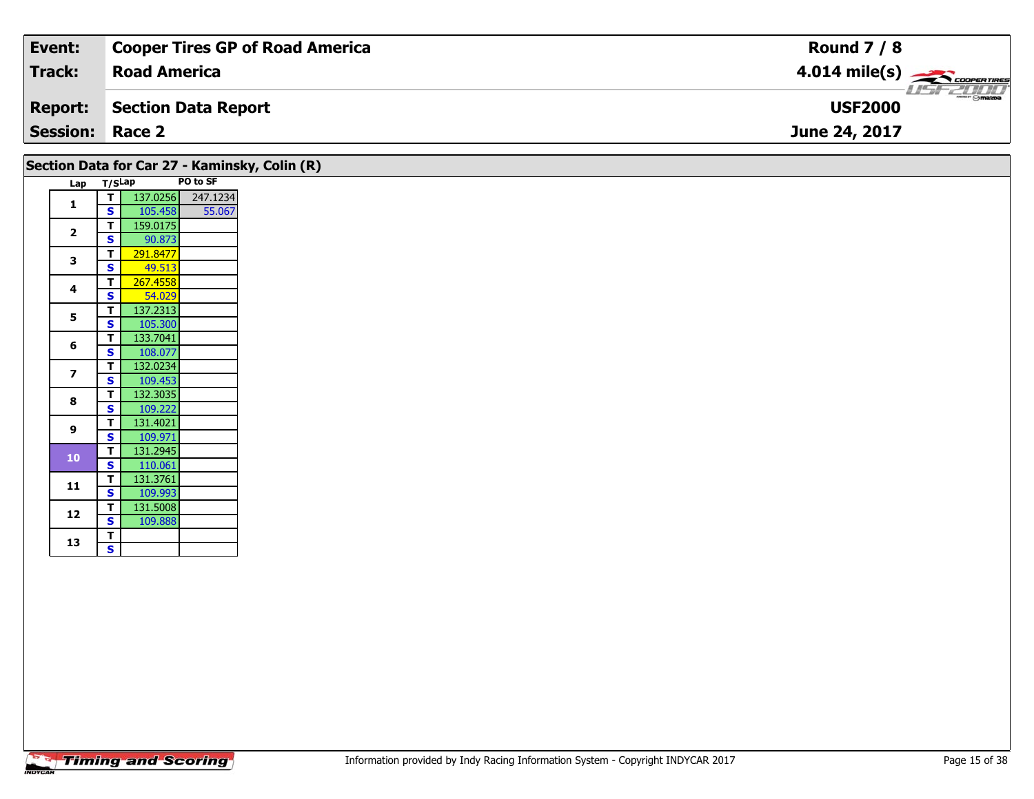| Event: | Cooper Tires GP of Road America | Round 7 / 8 |
|---|---|---|
| Track: | Road America | 4.014 mile(s) |
| Report: | Section Data Report | USF2000 |
| Session: | Race 2 | June 24, 2017 |

## Section Data for Car 27 - Kaminsky, Colin (R)

| Lap | T/S | Lap | PO to SF |
|---|---|---|---|
| 1 | T | 137.0256 | 247.1234 |
|  | S | 105.458 | 55.067 |
| 2 | T | 159.0175 |  |
|  | S | 90.873 |  |
| 3 | T | 291.8477 |  |
|  | S | 49.513 |  |
| 4 | T | 267.4558 |  |
|  | S | 54.029 |  |
| 5 | T | 137.2313 |  |
|  | S | 105.300 |  |
| 6 | T | 133.7041 |  |
|  | S | 108.077 |  |
| 7 | T | 132.0234 |  |
|  | S | 109.453 |  |
| 8 | T | 132.3035 |  |
|  | S | 109.222 |  |
| 9 | T | 131.4021 |  |
|  | S | 109.971 |  |
| 10 | T | 131.2945 |  |
|  | S | 110.061 |  |
| 11 | T | 131.3761 |  |
|  | S | 109.993 |  |
| 12 | T | 131.5008 |  |
|  | S | 109.888 |  |
| 13 | T |  |  |
|  | S |  |  |

Information provided by Indy Racing Information System - Copyright INDYCAR 2017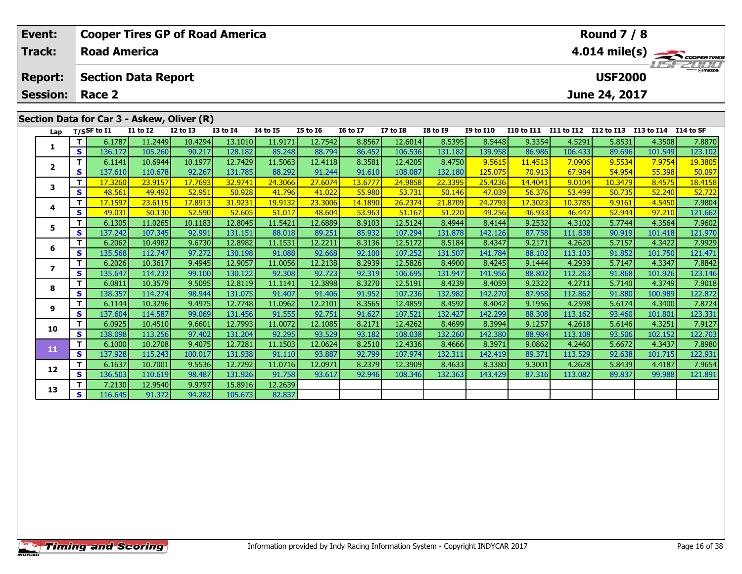| Event: | Cooper Tires GP of Road America | Round 7 / 8 |
|---|---|---|
| Track: | Road America | 4.014 mile(s) |
| Report: | Section Data Report | USF2000 |
| Session: | Race 2 | June 24, 2017 |

## Section Data for Car 3 - Askew, Oliver (R)

| Lap | T/S | SF to I1 | I1 to I2 | I2 to I3 | I3 to I4 | I4 to I5 | I5 to I6 | I6 to I7 | I7 to I8 | I8 to I9 | I9 to I10 | I10 to I11 | I11 to I12 | I12 to I13 | I13 to I14 | I14 to SF |
|---|---|---|---|---|---|---|---|---|---|---|---|---|---|---|---|---|
| 1 | T | 6.1787 | 11.2449 | 10.4294 | 13.1010 | 11.9171 | 12.7542 | 8.8567 | 12.6014 | 8.5395 | 8.5448 | 9.3354 | 4.5291 | 5.8531 | 4.3508 | 7.8870 |
| | S | 136.172 | 105.260 | 90.217 | 128.182 | 85.248 | 88.794 | 86.452 | 106.536 | 131.182 | 139.958 | 86.986 | 106.433 | 89.696 | 101.549 | 123.102 |
| 2 | T | 6.1141 | 10.6944 | 10.1977 | 12.7429 | 11.5063 | 12.4118 | 8.3581 | 12.4205 | 8.4750 | 9.5615 | 11.4513 | 7.0906 | 9.5534 | 7.9754 | 19.3805 |
| | S | 137.610 | 110.678 | 92.267 | 131.785 | 88.292 | 91.244 | 91.610 | 108.087 | 132.180 | 125.075 | 70.913 | 67.984 | 54.954 | 55.398 | 50.097 |
| 3 | T | 17.3260 | 23.9157 | 17.7693 | 32.9741 | 24.3066 | 27.6074 | 13.6777 | 24.9858 | 22.3395 | 25.4236 | 14.4041 | 9.0104 | 10.3479 | 8.4575 | 18.4158 |
| | S | 48.561 | 49.492 | 52.951 | 50.928 | 41.796 | 41.022 | 55.980 | 53.731 | 50.146 | 47.039 | 56.376 | 53.499 | 50.735 | 52.240 | 52.722 |
| 4 | T | 17.1597 | 23.6115 | 17.8913 | 31.9231 | 19.9132 | 23.3006 | 14.1890 | 26.2374 | 21.8709 | 24.2793 | 17.3023 | 10.3785 | 9.9161 | 4.5450 | 7.9804 |
| | S | 49.031 | 50.130 | 52.590 | 52.605 | 51.017 | 48.604 | 53.963 | 51.167 | 51.220 | 49.256 | 46.933 | 46.447 | 52.944 | 97.210 | 121.662 |
| 5 | T | 6.1305 | 11.0265 | 10.1183 | 12.8045 | 11.5421 | 12.6889 | 8.9103 | 12.5124 | 8.4944 | 8.4144 | 9.2532 | 4.3102 | 5.7744 | 4.3564 | 7.9602 |
| | S | 137.242 | 107.345 | 92.991 | 131.151 | 88.018 | 89.251 | 85.932 | 107.294 | 131.878 | 142.126 | 87.758 | 111.838 | 90.919 | 101.418 | 121.970 |
| 6 | T | 6.2062 | 10.4982 | 9.6730 | 12.8982 | 11.1531 | 12.2211 | 8.3136 | 12.5172 | 8.5184 | 8.4347 | 9.2171 | 4.2620 | 5.7157 | 4.3422 | 7.9929 |
| | S | 135.568 | 112.747 | 97.272 | 130.198 | 91.088 | 92.668 | 92.100 | 107.252 | 131.507 | 141.784 | 88.102 | 113.103 | 91.852 | 101.750 | 121.471 |
| 7 | T | 6.2026 | 10.3617 | 9.4945 | 12.9057 | 11.0056 | 12.2138 | 8.2939 | 12.5826 | 8.4900 | 8.4245 | 9.1444 | 4.2939 | 5.7147 | 4.3347 | 7.8842 |
| | S | 135.647 | 114.232 | 99.100 | 130.122 | 92.308 | 92.723 | 92.319 | 106.695 | 131.947 | 141.956 | 88.802 | 112.263 | 91.868 | 101.926 | 123.146 |
| 8 | T | 6.0811 | 10.3579 | 9.5095 | 12.8119 | 11.1141 | 12.3898 | 8.3270 | 12.5191 | 8.4239 | 8.4059 | 9.2322 | 4.2711 | 5.7140 | 4.3749 | 7.9018 |
| | S | 138.357 | 114.274 | 98.944 | 131.075 | 91.407 | 91.406 | 91.952 | 107.236 | 132.982 | 142.270 | 87.958 | 112.862 | 91.880 | 100.989 | 122.872 |
| 9 | T | 6.1144 | 10.3296 | 9.4975 | 12.7748 | 11.0962 | 12.2101 | 8.3565 | 12.4859 | 8.4592 | 8.4042 | 9.1956 | 4.2598 | 5.6174 | 4.3400 | 7.8724 |
| | S | 137.604 | 114.587 | 99.069 | 131.456 | 91.555 | 92.751 | 91.627 | 107.521 | 132.427 | 142.299 | 88.308 | 113.162 | 93.460 | 101.801 | 123.331 |
| 10 | T | 6.0925 | 10.4510 | 9.6601 | 12.7993 | 11.0072 | 12.1085 | 8.2171 | 12.4262 | 8.4699 | 8.3994 | 9.1257 | 4.2618 | 5.6146 | 4.3251 | 7.9127 |
| | S | 138.098 | 113.256 | 97.402 | 131.204 | 92.295 | 93.529 | 93.182 | 108.038 | 132.260 | 142.380 | 88.984 | 113.108 | 93.506 | 102.152 | 122.703 |
| 11 | T | 6.1000 | 10.2708 | 9.4075 | 12.7281 | 11.1503 | 12.0624 | 8.2510 | 12.4336 | 8.4666 | 8.3971 | 9.0862 | 4.2460 | 5.6672 | 4.3437 | 7.8980 |
| | S | 137.928 | 115.243 | 100.017 | 131.938 | 91.110 | 93.887 | 92.799 | 107.974 | 132.311 | 142.419 | 89.371 | 113.529 | 92.638 | 101.715 | 122.931 |
| 12 | T | 6.1637 | 10.7001 | 9.5536 | 12.7292 | 11.0716 | 12.0971 | 8.2379 | 12.3909 | 8.4633 | 8.3380 | 9.3001 | 4.2628 | 5.8439 | 4.4187 | 7.9654 |
| | S | 136.503 | 110.619 | 98.487 | 131.926 | 91.758 | 93.617 | 92.946 | 108.346 | 132.363 | 143.429 | 87.316 | 113.082 | 89.837 | 99.988 | 121.891 |
| 13 | T | 7.2130 | 12.9540 | 9.9797 | 15.8916 | 12.2639 | | | | | | | | | | |
| | S | 116.645 | 91.372 | 94.282 | 105.673 | 82.837 | | | | | | | | | | |

Information provided by Indy Racing Information System - Copyright INDYCAR 2017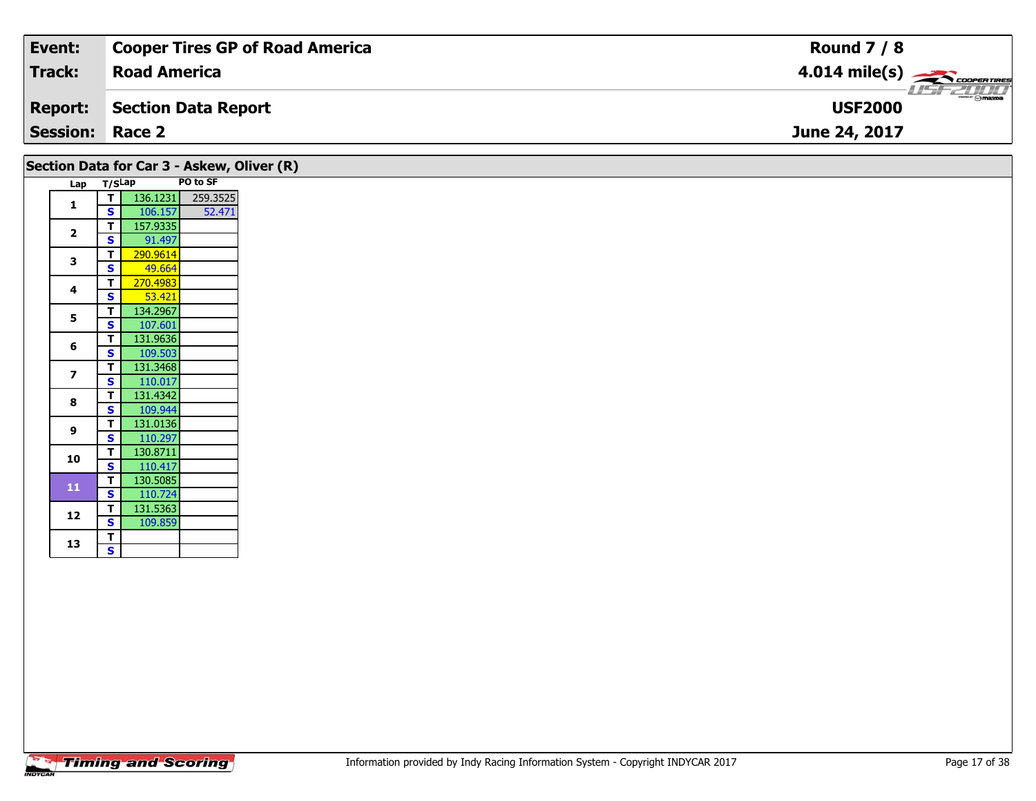| Event: | Cooper Tires GP of Road America | Round 7 / 8 |
|---|---|---|
| Track: | Road America | 4.014 mile(s) |
| Report: | Section Data Report | USF2000 |
| Session: | Race 2 | June 24, 2017 |

## Section Data for Car 3 - Askew, Oliver (R)

| Lap | T/S | Lap | PO to SF |
|---|---|---|---|
| 1 | T | 136.1231 | 259.3525 |
| | S | 106.157 | 52.471 |
| 2 | T | 157.9335 | |
| | S | 91.497 | |
| 3 | T | 290.9614 | |
| | S | 49.664 | |
| 4 | T | 270.4983 | |
| | S | 53.421 | |
| 5 | T | 134.2967 | |
| | S | 107.601 | |
| 6 | T | 131.9636 | |
| | S | 109.503 | |
| 7 | T | 131.3468 | |
| | S | 110.017 | |
| 8 | T | 131.4342 | |
| | S | 109.944 | |
| 9 | T | 131.0136 | |
| | S | 110.297 | |
| 10 | T | 130.8711 | |
| | S | 110.417 | |
| 11 | T | 130.5085 | |
| | S | 110.724 | |
| 12 | T | 131.5363 | |
| | S | 109.859 | |
| 13 | T | | |
| | S | | |

Information provided by Indy Racing Information System - Copyright INDYCAR 2017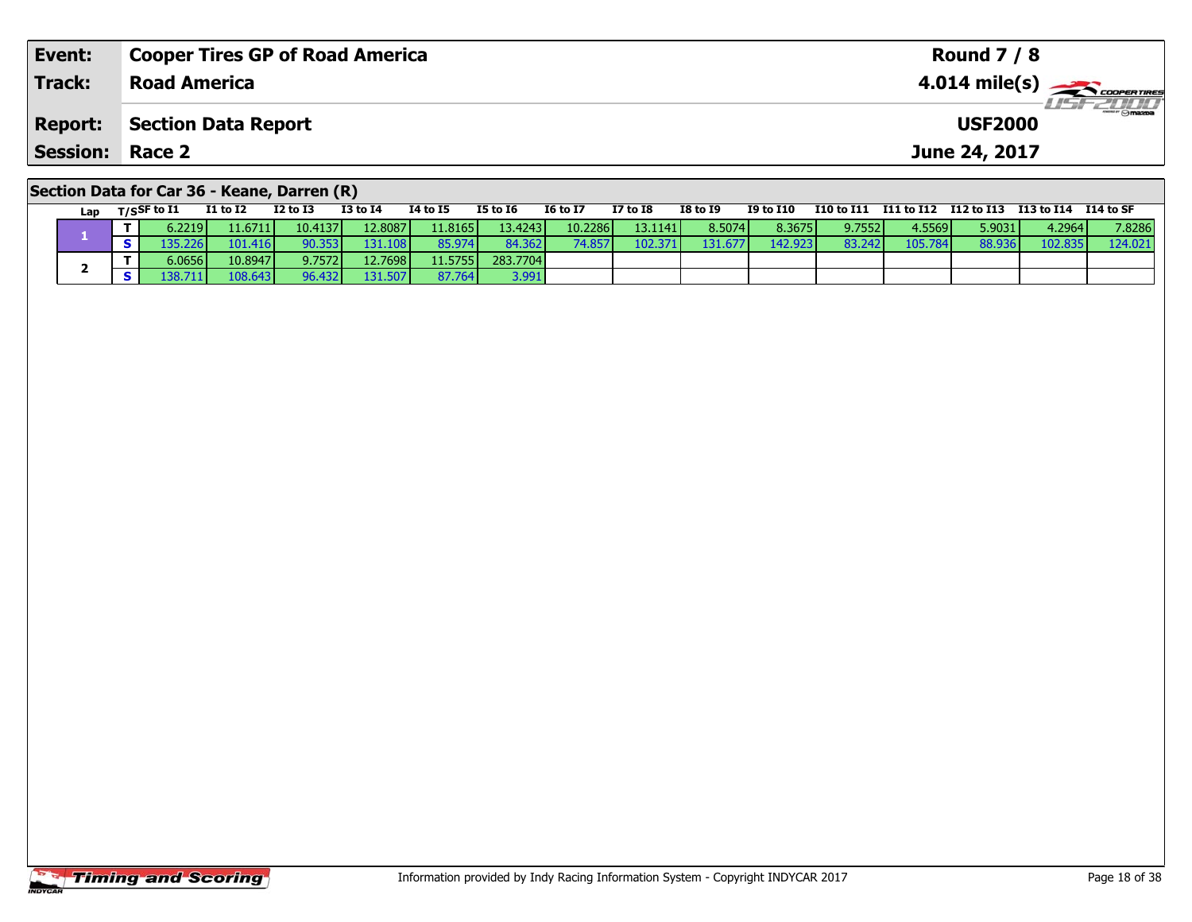| Event: | Cooper Tires GP of Road America | Round 7 / 8 |
|---|---|---|
| Track: | Road America | 4.014 mile(s) |
| Report: | Section Data Report | USF2000 |
| Session: | Race 2 | June 24, 2017 |

## Section Data for Car 36 - Keane, Darren (R)

| Lap | T/S | SF to I1 | I1 to I2 | I2 to I3 | I3 to I4 | I4 to I5 | I5 to I6 | I6 to I7 | I7 to I8 | I8 to I9 | I9 to I10 | I10 to I11 | I11 to I12 | I12 to I13 | I13 to I14 | I14 to SF |
|---|---|---|---|---|---|---|---|---|---|---|---|---|---|---|---|---|
| 1 | T | 6.2219 | 11.6711 | 10.4137 | 12.8087 | 11.8165 | 13.4243 | 10.2286 | 13.1141 | 8.5074 | 8.3675 | 9.7552 | 4.5569 | 5.9031 | 4.2964 | 7.8286 |
| | S | 135.226 | 101.416 | 90.353 | 131.108 | 85.974 | 84.362 | 74.857 | 102.371 | 131.677 | 142.923 | 83.242 | 105.784 | 88.936 | 102.835 | 124.021 |
| 2 | T | 6.0656 | 10.8947 | 9.7572 | 12.7698 | 11.5755 | 283.7704 | | | | | | | | | |
| | S | 138.711 | 108.643 | 96.432 | 131.507 | 87.764 | 3.991 | | | | | | | | | |

Information provided by Indy Racing Information System - Copyright INDYCAR 2017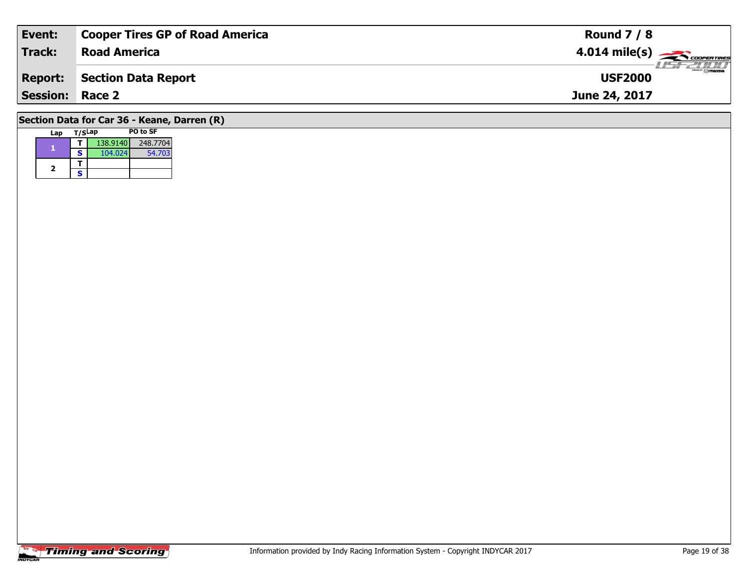| **Event:** | **Cooper Tires GP of Road America** | **Round 7 / 8** |
|---|---|---|
| **Track:** | **Road America** | **4.014 mile(s)** |
| **Report:** | **Section Data Report** | **USF2000** |
| **Session:** | **Race 2** | **June 24, 2017** |

## Section Data for Car 36 - Keane, Darren (R)

| Lap | T/S | Lap | PO to SF |
|---|---|---|---|
| 1 | T | 138.9140 | 248.7704 |
| | S | 104.024 | 54.703 |
| 2 | T | | |
| | S | | |

Information provided by Indy Racing Information System - Copyright INDYCAR 2017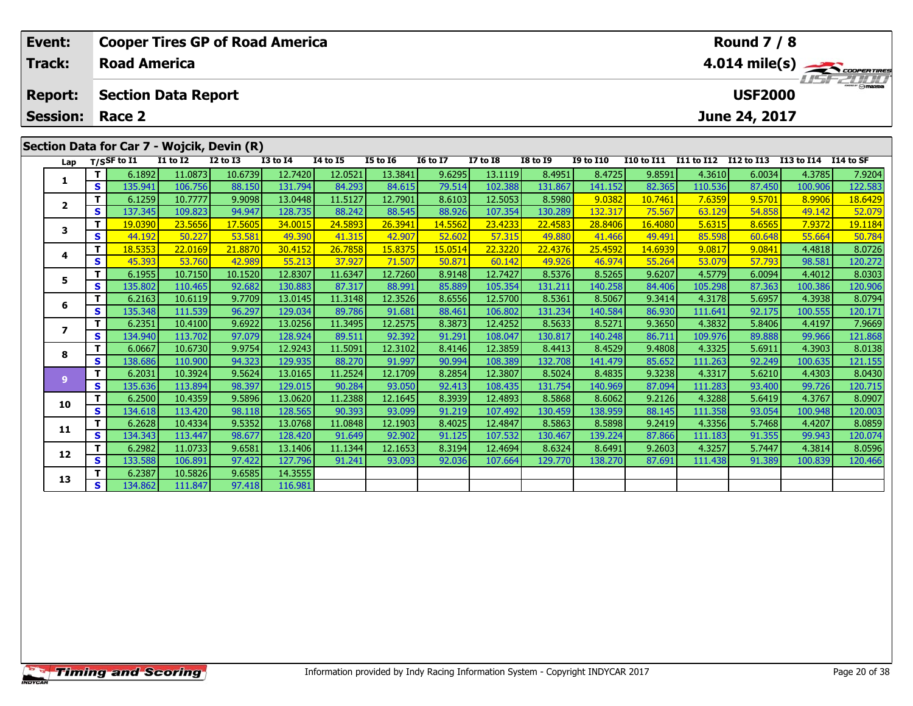| Event: | Cooper Tires GP of Road America | Round 7 / 8 |
|---|---|---|
| Track: | Road America | 4.014 mile(s) |
| Report: | Section Data Report | USF2000 |
| Session: | Race 2 | June 24, 2017 |

## Section Data for Car 7 - Wojcik, Devin (R)

| Lap | T/S | SF to I1 | I1 to I2 | I2 to I3 | I3 to I4 | I4 to I5 | I5 to I6 | I6 to I7 | I7 to I8 | I8 to I9 | I9 to I10 | I10 to I11 | I11 to I12 | I12 to I13 | I13 to I14 | I14 to SF |
|---|---|---|---|---|---|---|---|---|---|---|---|---|---|---|---|---|
| 1 | T | 6.1892 | 11.0873 | 10.6739 | 12.7420 | 12.0521 | 13.3841 | 9.6295 | 13.1119 | 8.4951 | 8.4725 | 9.8591 | 4.3610 | 6.0034 | 4.3785 | 7.9204 |
| | S | 135.941 | 106.756 | 88.150 | 131.794 | 84.293 | 84.615 | 79.514 | 102.388 | 131.867 | 141.152 | 82.365 | 110.536 | 87.450 | 100.906 | 122.583 |
| 2 | T | 6.1259 | 10.7777 | 9.9098 | 13.0448 | 11.5127 | 12.7901 | 8.6103 | 12.5053 | 8.5980 | 9.0382 | 10.7461 | 7.6359 | 9.5701 | 8.9906 | 18.6429 |
| | S | 137.345 | 109.823 | 94.947 | 128.735 | 88.242 | 88.545 | 88.926 | 107.354 | 130.289 | 132.317 | 75.567 | 63.129 | 54.858 | 49.142 | 52.079 |
| 3 | T | 19.0390 | 23.5656 | 17.5605 | 34.0015 | 24.5893 | 26.3941 | 14.5562 | 23.4233 | 22.4583 | 28.8406 | 16.4080 | 5.6315 | 8.6565 | 7.9372 | 19.1184 |
| | S | 44.192 | 50.227 | 53.581 | 49.390 | 41.315 | 42.907 | 52.602 | 57.315 | 49.880 | 41.466 | 49.491 | 85.598 | 60.648 | 55.664 | 50.784 |
| 4 | T | 18.5353 | 22.0169 | 21.8870 | 30.4152 | 26.7858 | 15.8375 | 15.0514 | 22.3220 | 22.4376 | 25.4592 | 14.6939 | 9.0817 | 9.0841 | 4.4818 | 8.0726 |
| | S | 45.393 | 53.760 | 42.989 | 55.213 | 37.927 | 71.507 | 50.871 | 60.142 | 49.926 | 46.974 | 55.264 | 53.079 | 57.793 | 98.581 | 120.272 |
| 5 | T | 6.1955 | 10.7150 | 10.1520 | 12.8307 | 11.6347 | 12.7260 | 8.9148 | 12.7427 | 8.5376 | 8.5265 | 9.6207 | 4.5779 | 6.0094 | 4.4012 | 8.0303 |
| | S | 135.802 | 110.465 | 92.682 | 130.883 | 87.317 | 88.991 | 85.889 | 105.354 | 131.211 | 140.258 | 84.406 | 105.298 | 87.363 | 100.386 | 120.906 |
| 6 | T | 6.2163 | 10.6119 | 9.7709 | 13.0145 | 11.3148 | 12.3526 | 8.6556 | 12.5700 | 8.5361 | 8.5067 | 9.3414 | 4.3178 | 5.6957 | 4.3938 | 8.0794 |
| | S | 135.348 | 111.539 | 96.297 | 129.034 | 89.786 | 91.681 | 88.461 | 106.802 | 131.234 | 140.584 | 86.930 | 111.641 | 92.175 | 100.555 | 120.171 |
| 7 | T | 6.2351 | 10.4100 | 9.6922 | 13.0256 | 11.3495 | 12.2575 | 8.3873 | 12.4252 | 8.5633 | 8.5271 | 9.3650 | 4.3832 | 5.8406 | 4.4197 | 7.9669 |
| | S | 134.940 | 113.702 | 97.079 | 128.924 | 89.511 | 92.392 | 91.291 | 108.047 | 130.817 | 140.248 | 86.711 | 109.976 | 89.888 | 99.966 | 121.868 |
| 8 | T | 6.0667 | 10.6730 | 9.9754 | 12.9243 | 11.5091 | 12.3102 | 8.4146 | 12.3859 | 8.4413 | 8.4529 | 9.4808 | 4.3325 | 5.6911 | 4.3903 | 8.0138 |
| | S | 138.686 | 110.900 | 94.323 | 129.935 | 88.270 | 91.997 | 90.994 | 108.389 | 132.708 | 141.479 | 85.652 | 111.263 | 92.249 | 100.635 | 121.155 |
| 9 | T | 6.2031 | 10.3924 | 9.5624 | 13.0165 | 11.2524 | 12.1709 | 8.2854 | 12.3807 | 8.5024 | 8.4835 | 9.3238 | 4.3317 | 5.6210 | 4.4303 | 8.0430 |
| | S | 135.636 | 113.894 | 98.397 | 129.015 | 90.284 | 93.050 | 92.413 | 108.435 | 131.754 | 140.969 | 87.094 | 111.283 | 93.400 | 99.726 | 120.715 |
| 10 | T | 6.2500 | 10.4359 | 9.5896 | 13.0620 | 11.2388 | 12.1645 | 8.3939 | 12.4893 | 8.5868 | 8.6062 | 9.2126 | 4.3288 | 5.6419 | 4.3767 | 8.0907 |
| | S | 134.618 | 113.420 | 98.118 | 128.565 | 90.393 | 93.099 | 91.219 | 107.492 | 130.459 | 138.959 | 88.145 | 111.358 | 93.054 | 100.948 | 120.003 |
| 11 | T | 6.2628 | 10.4334 | 9.5352 | 13.0768 | 11.0848 | 12.1903 | 8.4025 | 12.4847 | 8.5863 | 8.5898 | 9.2419 | 4.3356 | 5.7468 | 4.4207 | 8.0859 |
| | S | 134.343 | 113.447 | 98.677 | 128.420 | 91.649 | 92.902 | 91.125 | 107.532 | 130.467 | 139.224 | 87.866 | 111.183 | 91.355 | 99.943 | 120.074 |
| 12 | T | 6.2982 | 11.0733 | 9.6581 | 13.1406 | 11.1344 | 12.1653 | 8.3194 | 12.4694 | 8.6324 | 8.6491 | 9.2603 | 4.3257 | 5.7447 | 4.3814 | 8.0596 |
| | S | 133.588 | 106.891 | 97.422 | 127.796 | 91.241 | 93.093 | 92.036 | 107.664 | 129.770 | 138.270 | 87.691 | 111.438 | 91.389 | 100.839 | 120.466 |
| 13 | T | 6.2387 | 10.5826 | 9.6585 | 14.3555 | | | | | | | | | | | |
| | S | 134.862 | 111.847 | 97.418 | 116.981 | | | | | | | | | | | |

Information provided by Indy Racing Information System - Copyright INDYCAR 2017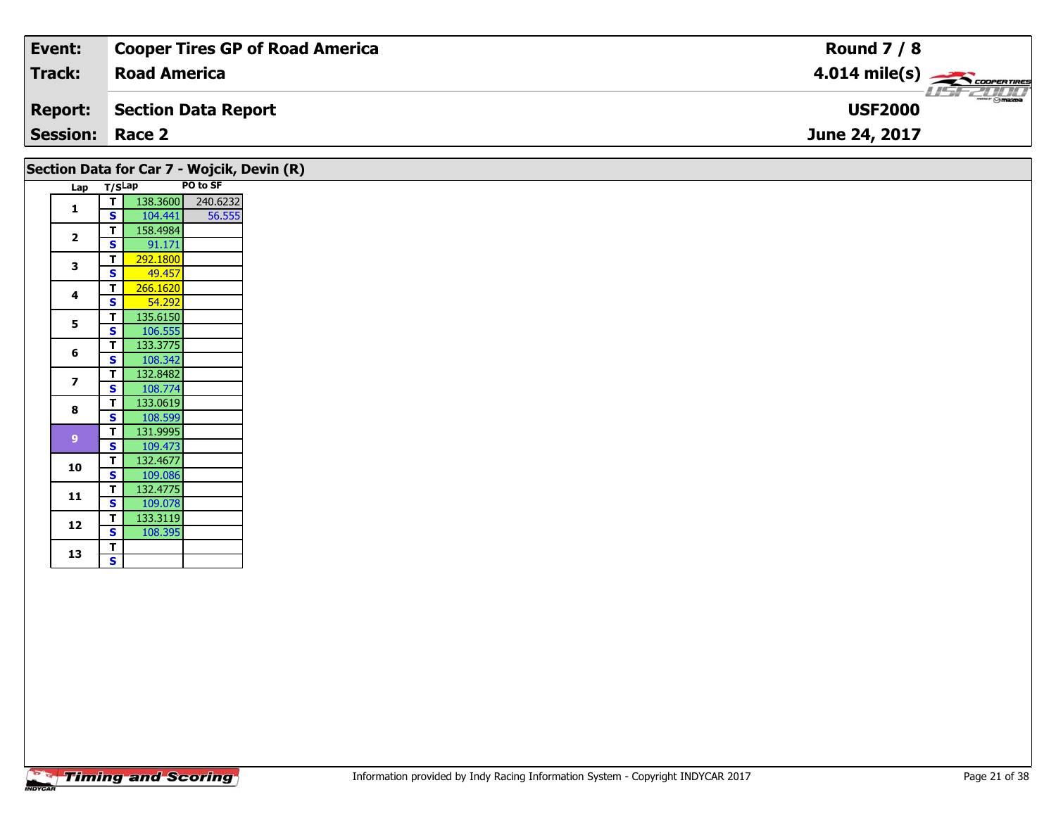| Event: | Cooper Tires GP of Road America | Round 7 / 8 |
|---|---|---|
| Track: | Road America | 4.014 mile(s) |
| Report: | Section Data Report | USF2000 |
| Session: | Race 2 | June 24, 2017 |

## Section Data for Car 7 - Wojcik, Devin (R)

| Lap | T/S | Lap | PO to SF |
|---|---|---|---|
| 1 | T | 138.3600 | 240.6232 |
|  | S | 104.441 | 56.555 |
| 2 | T | 158.4984 |  |
|  | S | 91.171 |  |
| 3 | T | 292.1800 |  |
|  | S | 49.457 |  |
| 4 | T | 266.1620 |  |
|  | S | 54.292 |  |
| 5 | T | 135.6150 |  |
|  | S | 106.555 |  |
| 6 | T | 133.3775 |  |
|  | S | 108.342 |  |
| 7 | T | 132.8482 |  |
|  | S | 108.774 |  |
| 8 | T | 133.0619 |  |
|  | S | 108.599 |  |
| 9 | T | 131.9995 |  |
|  | S | 109.473 |  |
| 10 | T | 132.4677 |  |
|  | S | 109.086 |  |
| 11 | T | 132.4775 |  |
|  | S | 109.078 |  |
| 12 | T | 133.3119 |  |
|  | S | 108.395 |  |
| 13 | T |  |  |
|  | S |  |  |

Information provided by Indy Racing Information System - Copyright INDYCAR 2017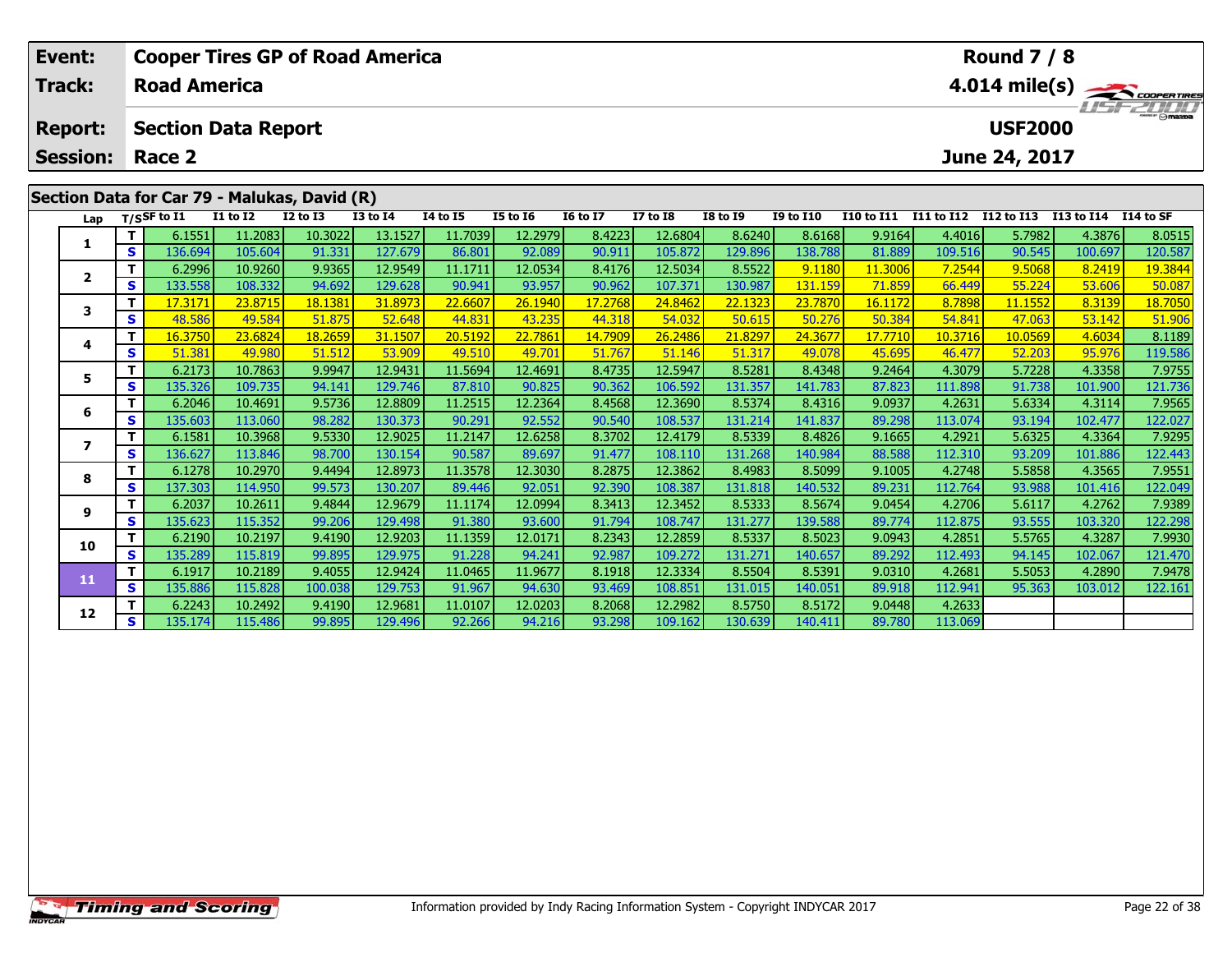| Event: | Cooper Tires GP of Road America | Round 7 / 8 |
|---|---|---|
| Track: | Road America | 4.014 mile(s) |
| Report: | Section Data Report | USF2000 |
| Session: | Race 2 | June 24, 2017 |

## Section Data for Car 79 - Malukas, David (R)

| Lap | T/S | SF to I1 | I1 to I2 | I2 to I3 | I3 to I4 | I4 to I5 | I5 to I6 | I6 to I7 | I7 to I8 | I8 to I9 | I9 to I10 | I10 to I11 | I11 to I12 | I12 to I13 | I13 to I14 | I14 to SF |
|---|---|---|---|---|---|---|---|---|---|---|---|---|---|---|---|---|
| 1 | T | 6.1551 | 11.2083 | 10.3022 | 13.1527 | 11.7039 | 12.2979 | 8.4223 | 12.6804 | 8.6240 | 8.6168 | 9.9164 | 4.4016 | 5.7982 | 4.3876 | 8.0515 |
| | S | 136.694 | 105.604 | 91.331 | 127.679 | 86.801 | 92.089 | 90.911 | 105.872 | 129.896 | 138.788 | 81.889 | 109.516 | 90.545 | 100.697 | 120.587 |
| 2 | T | 6.2996 | 10.9260 | 9.9365 | 12.9549 | 11.1711 | 12.0534 | 8.4176 | 12.5034 | 8.5522 | 9.1180 | 11.3006 | 7.2544 | 9.5068 | 8.2419 | 19.3844 |
| | S | 133.558 | 108.332 | 94.692 | 129.628 | 90.941 | 93.957 | 90.962 | 107.371 | 130.987 | 131.159 | 71.859 | 66.449 | 55.224 | 53.606 | 50.087 |
| 3 | T | 17.3171 | 23.8715 | 18.1381 | 31.8973 | 22.6607 | 26.1940 | 17.2768 | 24.8462 | 22.1323 | 23.7870 | 16.1172 | 8.7898 | 11.1552 | 8.3139 | 18.7050 |
| | S | 48.586 | 49.584 | 51.875 | 52.648 | 44.831 | 43.235 | 44.318 | 54.032 | 50.615 | 50.276 | 50.384 | 54.841 | 47.063 | 53.142 | 51.906 |
| 4 | T | 16.3750 | 23.6824 | 18.2659 | 31.1507 | 20.5192 | 22.7861 | 14.7909 | 26.2486 | 21.8297 | 24.3677 | 17.7710 | 10.3716 | 10.0569 | 4.6034 | 8.1189 |
| | S | 51.381 | 49.980 | 51.512 | 53.909 | 49.510 | 49.701 | 51.767 | 51.146 | 51.317 | 49.078 | 45.695 | 46.477 | 52.203 | 95.976 | 119.586 |
| 5 | T | 6.2173 | 10.7863 | 9.9947 | 12.9431 | 11.5694 | 12.4691 | 8.4735 | 12.5947 | 8.5281 | 8.4348 | 9.2464 | 4.3079 | 5.7228 | 4.3358 | 7.9755 |
| | S | 135.326 | 109.735 | 94.141 | 129.746 | 87.810 | 90.825 | 90.362 | 106.592 | 131.357 | 141.783 | 87.823 | 111.898 | 91.738 | 101.900 | 121.736 |
| 6 | T | 6.2046 | 10.4691 | 9.5736 | 12.8809 | 11.2515 | 12.2364 | 8.4568 | 12.3690 | 8.5374 | 8.4316 | 9.0937 | 4.2631 | 5.6334 | 4.3114 | 7.9565 |
| | S | 135.603 | 113.060 | 98.282 | 130.373 | 90.291 | 92.552 | 90.540 | 108.537 | 131.214 | 141.837 | 89.298 | 113.074 | 93.194 | 102.477 | 122.027 |
| 7 | T | 6.1581 | 10.3968 | 9.5330 | 12.9025 | 11.2147 | 12.6258 | 8.3702 | 12.4179 | 8.5339 | 8.4826 | 9.1665 | 4.2921 | 5.6325 | 4.3364 | 7.9295 |
| | S | 136.627 | 113.846 | 98.700 | 130.154 | 90.587 | 89.697 | 91.477 | 108.110 | 131.268 | 140.984 | 88.588 | 112.310 | 93.209 | 101.886 | 122.443 |
| 8 | T | 6.1278 | 10.2970 | 9.4494 | 12.8973 | 11.3578 | 12.3030 | 8.2875 | 12.3862 | 8.4983 | 8.5099 | 9.1005 | 4.2748 | 5.5858 | 4.3565 | 7.9551 |
| | S | 137.303 | 114.950 | 99.573 | 130.207 | 89.446 | 92.051 | 92.390 | 108.387 | 131.818 | 140.532 | 89.231 | 112.764 | 93.988 | 101.416 | 122.049 |
| 9 | T | 6.2037 | 10.2611 | 9.4844 | 12.9679 | 11.1174 | 12.0994 | 8.3413 | 12.3452 | 8.5333 | 8.5674 | 9.0454 | 4.2706 | 5.6117 | 4.2762 | 7.9389 |
| | S | 135.623 | 115.352 | 99.206 | 129.498 | 91.380 | 93.600 | 91.794 | 108.747 | 131.277 | 139.588 | 89.774 | 112.875 | 93.555 | 103.320 | 122.298 |
| 10 | T | 6.2190 | 10.2197 | 9.4190 | 12.9203 | 11.1359 | 12.0171 | 8.2343 | 12.2859 | 8.5337 | 8.5023 | 9.0943 | 4.2851 | 5.5765 | 4.3287 | 7.9930 |
| | S | 135.289 | 115.819 | 99.895 | 129.975 | 91.228 | 94.241 | 92.987 | 109.272 | 131.271 | 140.657 | 89.292 | 112.493 | 94.145 | 102.067 | 121.470 |
| 11 | T | 6.1917 | 10.2189 | 9.4055 | 12.9424 | 11.0465 | 11.9677 | 8.1918 | 12.3334 | 8.5504 | 8.5391 | 9.0310 | 4.2681 | 5.5053 | 4.2890 | 7.9478 |
| | S | 135.886 | 115.828 | 100.038 | 129.753 | 91.967 | 94.630 | 93.469 | 108.851 | 131.015 | 140.051 | 89.918 | 112.941 | 95.363 | 103.012 | 122.161 |
| 12 | T | 6.2243 | 10.2492 | 9.4190 | 12.9681 | 11.0107 | 12.0203 | 8.2068 | 12.2982 | 8.5750 | 8.5172 | 9.0448 | 4.2633 | | | |
| | S | 135.174 | 115.486 | 99.895 | 129.496 | 92.266 | 94.216 | 93.298 | 109.162 | 130.639 | 140.411 | 89.780 | 113.069 | | | |

Information provided by Indy Racing Information System - Copyright INDYCAR 2017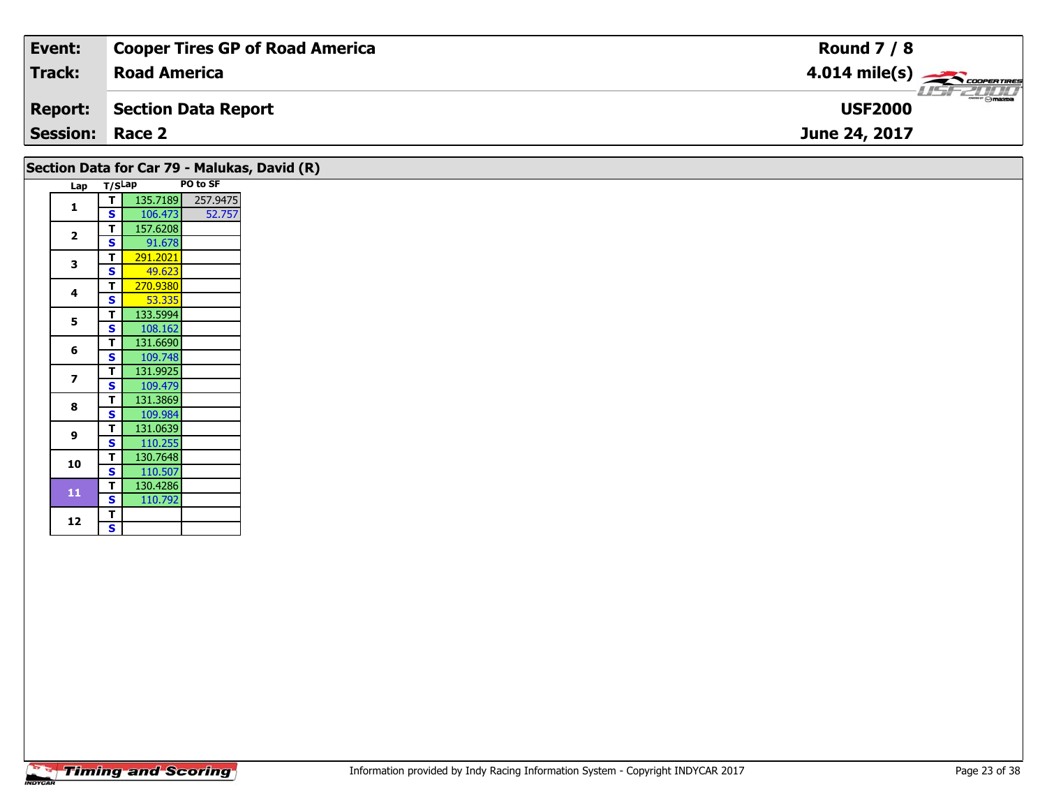| Event: | Cooper Tires GP of Road America | Round 7 / 8 |
|---|---|---|
| Track: | Road America | 4.014 mile(s) |
| Report: | Section Data Report | USF2000 |
| Session: | Race 2 | June 24, 2017 |

## Section Data for Car 79 - Malukas, David (R)

| Lap | T/S | Lap | PO to SF |
|---|---|---|---|
| 1 | T | 135.7189 | 257.9475 |
| | S | 106.473 | 52.757 |
| 2 | T | 157.6208 | |
| | S | 91.678 | |
| 3 | T | 291.2021 | |
| | S | 49.623 | |
| 4 | T | 270.9380 | |
| | S | 53.335 | |
| 5 | T | 133.5994 | |
| | S | 108.162 | |
| 6 | T | 131.6690 | |
| | S | 109.748 | |
| 7 | T | 131.9925 | |
| | S | 109.479 | |
| 8 | T | 131.3869 | |
| | S | 109.984 | |
| 9 | T | 131.0639 | |
| | S | 110.255 | |
| 10 | T | 130.7648 | |
| | S | 110.507 | |
| 11 | T | 130.4286 | |
| | S | 110.792 | |
| 12 | T | | |
| | S | | |

Information provided by Indy Racing Information System - Copyright INDYCAR 2017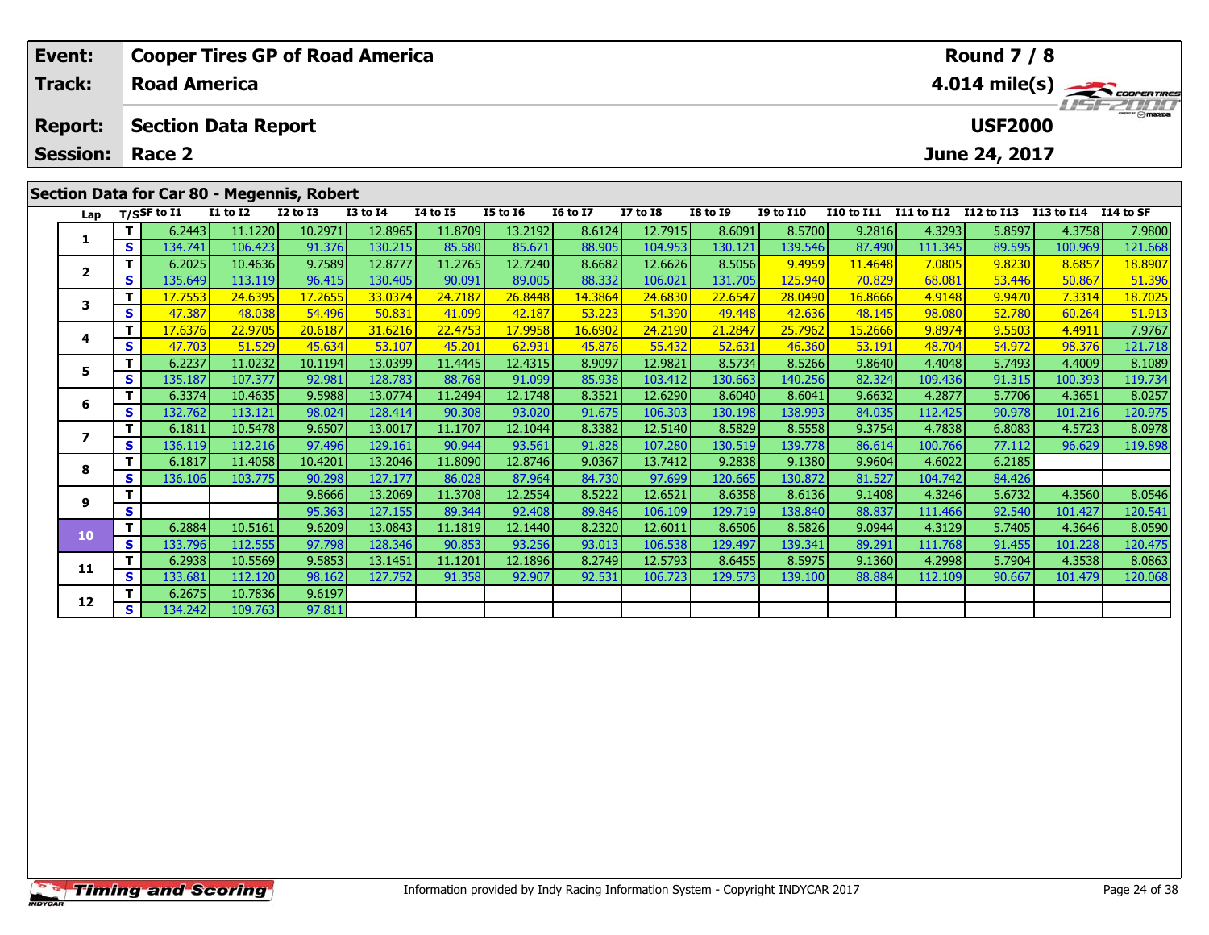| Event: | Cooper Tires GP of Road America | Round 7 / 8 |
|---|---|---|
| Track: | Road America | 4.014 mile(s) |
| Report: | Section Data Report | USF2000 |
| Session: | Race 2 | June 24, 2017 |

## Section Data for Car 80 - Megennis, Robert

| Lap | T/S | SF to I1 | I1 to I2 | I2 to I3 | I3 to I4 | I4 to I5 | I5 to I6 | I6 to I7 | I7 to I8 | I8 to I9 | I9 to I10 | I10 to I11 | I11 to I12 | I12 to I13 | I13 to I14 | I14 to SF |
|---|---|---|---|---|---|---|---|---|---|---|---|---|---|---|---|---|
| 1 | T | 6.2443 | 11.1220 | 10.2971 | 12.8965 | 11.8709 | 13.2192 | 8.6124 | 12.7915 | 8.6091 | 8.5700 | 9.2816 | 4.3293 | 5.8597 | 4.3758 | 7.9800 |
| | S | 134.741 | 106.423 | 91.376 | 130.215 | 85.580 | 85.671 | 88.905 | 104.953 | 130.121 | 139.546 | 87.490 | 111.345 | 89.595 | 100.969 | 121.668 |
| 2 | T | 6.2025 | 10.4636 | 9.7589 | 12.8777 | 11.2765 | 12.7240 | 8.6682 | 12.6626 | 8.5056 | 9.4959 | 11.4648 | 7.0805 | 9.8230 | 8.6857 | 18.8907 |
| | S | 135.649 | 113.119 | 96.415 | 130.405 | 90.091 | 89.005 | 88.332 | 106.021 | 131.705 | 125.940 | 70.829 | 68.081 | 53.446 | 50.867 | 51.396 |
| 3 | T | 17.7553 | 24.6395 | 17.2655 | 33.0374 | 24.7187 | 26.8448 | 14.3864 | 24.6830 | 22.6547 | 28.0490 | 16.8666 | 4.9148 | 9.9470 | 7.3314 | 18.7025 |
| | S | 47.387 | 48.038 | 54.496 | 50.831 | 41.099 | 42.187 | 53.223 | 54.390 | 49.448 | 42.636 | 48.145 | 98.080 | 52.780 | 60.264 | 51.913 |
| 4 | T | 17.6376 | 22.9705 | 20.6187 | 31.6216 | 22.4753 | 17.9958 | 16.6902 | 24.2190 | 21.2847 | 25.7962 | 15.2666 | 9.8974 | 9.5503 | 4.4911 | 7.9767 |
| | S | 47.703 | 51.529 | 45.634 | 53.107 | 45.201 | 62.931 | 45.876 | 55.432 | 52.631 | 46.360 | 53.191 | 48.704 | 54.972 | 98.376 | 121.718 |
| 5 | T | 6.2237 | 11.0232 | 10.1194 | 13.0399 | 11.4445 | 12.4315 | 8.9097 | 12.9821 | 8.5734 | 8.5266 | 9.8640 | 4.4048 | 5.7493 | 4.4009 | 8.1089 |
| | S | 135.187 | 107.377 | 92.981 | 128.783 | 88.768 | 91.099 | 85.938 | 103.412 | 130.663 | 140.256 | 82.324 | 109.436 | 91.315 | 100.393 | 119.734 |
| 6 | T | 6.3374 | 10.4635 | 9.5988 | 13.0774 | 11.2494 | 12.1748 | 8.3521 | 12.6290 | 8.6040 | 8.6041 | 9.6632 | 4.2877 | 5.7706 | 4.3651 | 8.0257 |
| | S | 132.762 | 113.121 | 98.024 | 128.414 | 90.308 | 93.020 | 91.675 | 106.303 | 130.198 | 138.993 | 84.035 | 112.425 | 90.978 | 101.216 | 120.975 |
| 7 | T | 6.1811 | 10.5478 | 9.6507 | 13.0017 | 11.1707 | 12.1044 | 8.3382 | 12.5140 | 8.5829 | 8.5558 | 9.3754 | 4.7838 | 6.8083 | 4.5723 | 8.0978 |
| | S | 136.119 | 112.216 | 97.496 | 129.161 | 90.944 | 93.561 | 91.828 | 107.280 | 130.519 | 139.778 | 86.614 | 100.766 | 77.112 | 96.629 | 119.898 |
| 8 | T | 6.1817 | 11.4058 | 10.4201 | 13.2046 | 11.8090 | 12.8746 | 9.0367 | 13.7412 | 9.2838 | 9.1380 | 9.9604 | 4.6022 | 6.2185 | | |
| | S | 136.106 | 103.775 | 90.298 | 127.177 | 86.028 | 87.964 | 84.730 | 97.699 | 120.665 | 130.872 | 81.527 | 104.742 | 84.426 | | |
| 9 | T | | | 9.8666 | 13.2069 | 11.3708 | 12.2554 | 8.5222 | 12.6521 | 8.6358 | 8.6136 | 9.1408 | 4.3246 | 5.6732 | 4.3560 | 8.0546 |
| | S | | | 95.363 | 127.155 | 89.344 | 92.408 | 89.846 | 106.109 | 129.719 | 138.840 | 88.837 | 111.466 | 92.540 | 101.427 | 120.541 |
| 10 | T | 6.2884 | 10.5161 | 9.6209 | 13.0843 | 11.1819 | 12.1440 | 8.2320 | 12.6011 | 8.6506 | 8.5826 | 9.0944 | 4.3129 | 5.7405 | 4.3646 | 8.0590 |
| | S | 133.796 | 112.555 | 97.798 | 128.346 | 90.853 | 93.256 | 93.013 | 106.538 | 129.497 | 139.341 | 89.291 | 111.768 | 91.455 | 101.228 | 120.475 |
| 11 | T | 6.2938 | 10.5569 | 9.5853 | 13.1451 | 11.1201 | 12.1896 | 8.2749 | 12.5793 | 8.6455 | 8.5975 | 9.1360 | 4.2998 | 5.7904 | 4.3538 | 8.0863 |
| | S | 133.681 | 112.120 | 98.162 | 127.752 | 91.358 | 92.907 | 92.531 | 106.723 | 129.573 | 139.100 | 88.884 | 112.109 | 90.667 | 101.479 | 120.068 |
| 12 | T | 6.2675 | 10.7836 | 9.6197 | | | | | | | | | | | | |
| | S | 134.242 | 109.763 | 97.811 | | | | | | | | | | | | |

Information provided by Indy Racing Information System - Copyright INDYCAR 2017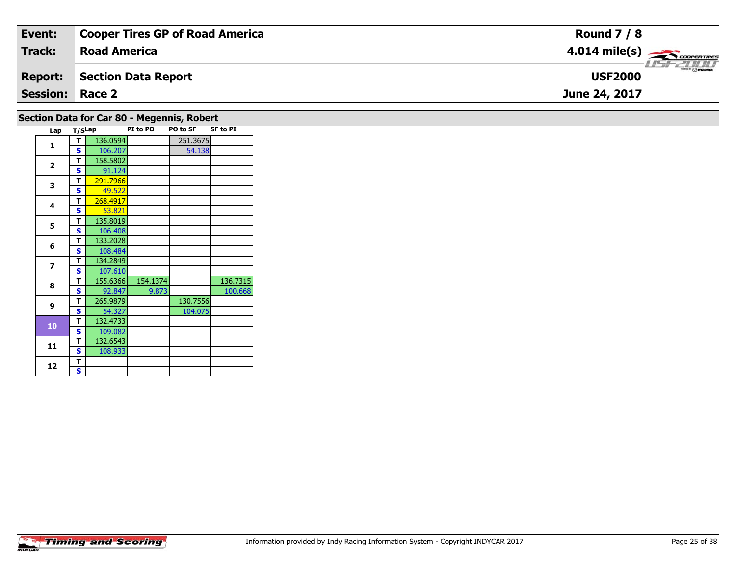| Event: | Cooper Tires GP of Road America | Round 7 / 8 |
|---|---|---|
| Track: | Road America | 4.014 mile(s) |
| Report: | Section Data Report | USF2000 |
| Session: | Race 2 | June 24, 2017 |

## Section Data for Car 80 - Megennis, Robert

| Lap | T/S | Lap | PI to PO | PO to SF | SF to PI |
|---|---|---|---|---|---|
| 1 | T | 136.0594 | | 251.3675 | |
| | S | 106.207 | | 54.138 | |
| 2 | T | 158.5802 | | | |
| | S | 91.124 | | | |
| 3 | T | 291.7966 | | | |
| | S | 49.522 | | | |
| 4 | T | 268.4917 | | | |
| | S | 53.821 | | | |
| 5 | T | 135.8019 | | | |
| | S | 106.408 | | | |
| 6 | T | 133.2028 | | | |
| | S | 108.484 | | | |
| 7 | T | 134.2849 | | | |
| | S | 107.610 | | | |
| 8 | T | 155.6366 | 154.1374 | | 136.7315 |
| | S | 92.847 | 9.873 | | 100.668 |
| 9 | T | 265.9879 | | 130.7556 | |
| | S | 54.327 | | 104.075 | |
| 10 | T | 132.4733 | | | |
| | S | 109.082 | | | |
| 11 | T | 132.6543 | | | |
| | S | 108.933 | | | |
| 12 | T | | | | |
| | S | | | | |

Information provided by Indy Racing Information System - Copyright INDYCAR 2017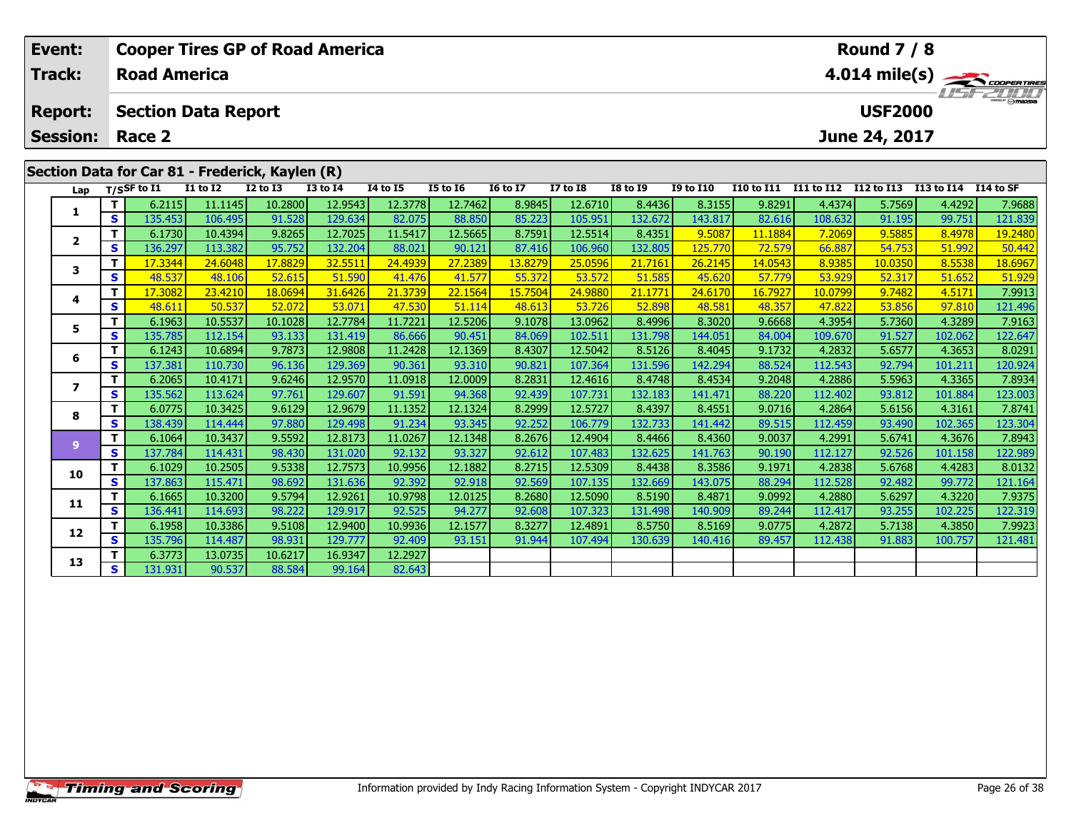| Event: | Cooper Tires GP of Road America | Round 7 / 8 |
|---|---|---|
| Track: | Road America | 4.014 mile(s) |
| Report: | Section Data Report | USF2000 |
| Session: | Race 2 | June 24, 2017 |

## Section Data for Car 81 - Frederick, Kaylen (R)

| Lap | T/S | SF to I1 | I1 to I2 | I2 to I3 | I3 to I4 | I4 to I5 | I5 to I6 | I6 to I7 | I7 to I8 | I8 to I9 | I9 to I10 | I10 to I11 | I11 to I12 | I12 to I13 | I13 to I14 | I14 to SF |
|---|---|---|---|---|---|---|---|---|---|---|---|---|---|---|---|---|
| 1 | T | 6.2115 | 11.1145 | 10.2800 | 12.9543 | 12.3778 | 12.7462 | 8.9845 | 12.6710 | 8.4436 | 8.3155 | 9.8291 | 4.4374 | 5.7569 | 4.4292 | 7.9688 |
| | S | 135.453 | 106.495 | 91.528 | 129.634 | 82.075 | 88.850 | 85.223 | 105.951 | 132.672 | 143.817 | 82.616 | 108.632 | 91.195 | 99.751 | 121.839 |
| 2 | T | 6.1730 | 10.4394 | 9.8265 | 12.7025 | 11.5417 | 12.5665 | 8.7591 | 12.5514 | 8.4351 | 9.5087 | 11.1884 | 7.2069 | 9.5885 | 8.4978 | 19.2480 |
| | S | 136.297 | 113.382 | 95.752 | 132.204 | 88.021 | 90.121 | 87.416 | 106.960 | 132.805 | 125.770 | 72.579 | 66.887 | 54.753 | 51.992 | 50.442 |
| 3 | T | 17.3344 | 24.6048 | 17.8829 | 32.5511 | 24.4939 | 27.2389 | 13.8279 | 25.0596 | 21.7161 | 26.2145 | 14.0543 | 8.9385 | 10.0350 | 8.5538 | 18.6967 |
| | S | 48.537 | 48.106 | 52.615 | 51.590 | 41.476 | 41.577 | 55.372 | 53.572 | 51.585 | 45.620 | 57.779 | 53.929 | 52.317 | 51.652 | 51.929 |
| 4 | T | 17.3082 | 23.4210 | 18.0694 | 31.6426 | 21.3739 | 22.1564 | 15.7504 | 24.9880 | 21.1771 | 24.6170 | 16.7927 | 10.0799 | 9.7482 | 4.5171 | 7.9913 |
| | S | 48.611 | 50.537 | 52.072 | 53.071 | 47.530 | 51.114 | 48.613 | 53.726 | 52.898 | 48.581 | 48.357 | 47.822 | 53.856 | 97.810 | 121.496 |
| 5 | T | 6.1963 | 10.5537 | 10.1028 | 12.7784 | 11.7221 | 12.5206 | 9.1078 | 13.0962 | 8.4996 | 8.3020 | 9.6668 | 4.3954 | 5.7360 | 4.3289 | 7.9163 |
| | S | 135.785 | 112.154 | 93.133 | 131.419 | 86.666 | 90.451 | 84.069 | 102.511 | 131.798 | 144.051 | 84.004 | 109.670 | 91.527 | 102.062 | 122.647 |
| 6 | T | 6.1243 | 10.6894 | 9.7873 | 12.9808 | 11.2428 | 12.1369 | 8.4307 | 12.5042 | 8.5126 | 8.4045 | 9.1732 | 4.2832 | 5.6577 | 4.3653 | 8.0291 |
| | S | 137.381 | 110.730 | 96.136 | 129.369 | 90.361 | 93.310 | 90.821 | 107.364 | 131.596 | 142.294 | 88.524 | 112.543 | 92.794 | 101.211 | 120.924 |
| 7 | T | 6.2065 | 10.4171 | 9.6246 | 12.9570 | 11.0918 | 12.0009 | 8.2831 | 12.4616 | 8.4748 | 8.4534 | 9.2048 | 4.2886 | 5.5963 | 4.3365 | 7.8934 |
| | S | 135.562 | 113.624 | 97.761 | 129.607 | 91.591 | 94.368 | 92.439 | 107.731 | 132.183 | 141.471 | 88.220 | 112.402 | 93.812 | 101.884 | 123.003 |
| 8 | T | 6.0775 | 10.3425 | 9.6129 | 12.9679 | 11.1352 | 12.1324 | 8.2999 | 12.5727 | 8.4397 | 8.4551 | 9.0716 | 4.2864 | 5.6156 | 4.3161 | 7.8741 |
| | S | 138.439 | 114.444 | 97.880 | 129.498 | 91.234 | 93.345 | 92.252 | 106.779 | 132.733 | 141.442 | 89.515 | 112.459 | 93.490 | 102.365 | 123.304 |
| 9 | T | 6.1064 | 10.3437 | 9.5592 | 12.8173 | 11.0267 | 12.1348 | 8.2676 | 12.4904 | 8.4466 | 8.4360 | 9.0037 | 4.2991 | 5.6741 | 4.3676 | 7.8943 |
| | S | 137.784 | 114.431 | 98.430 | 131.020 | 92.132 | 93.327 | 92.612 | 107.483 | 132.625 | 141.763 | 90.190 | 112.127 | 92.526 | 101.158 | 122.989 |
| 10 | T | 6.1029 | 10.2505 | 9.5338 | 12.7573 | 10.9956 | 12.1882 | 8.2715 | 12.5309 | 8.4438 | 8.3586 | 9.1971 | 4.2838 | 5.6768 | 4.4283 | 8.0132 |
| | S | 137.863 | 115.471 | 98.692 | 131.636 | 92.392 | 92.918 | 92.569 | 107.135 | 132.669 | 143.075 | 88.294 | 112.528 | 92.482 | 99.772 | 121.164 |
| 11 | T | 6.1665 | 10.3200 | 9.5794 | 12.9261 | 10.9798 | 12.0125 | 8.2680 | 12.5090 | 8.5190 | 8.4871 | 9.0992 | 4.2880 | 5.6297 | 4.3220 | 7.9375 |
| | S | 136.441 | 114.693 | 98.222 | 129.917 | 92.525 | 94.277 | 92.608 | 107.323 | 131.498 | 140.909 | 89.244 | 112.417 | 93.255 | 102.225 | 122.319 |
| 12 | T | 6.1958 | 10.3386 | 9.5108 | 12.9400 | 10.9936 | 12.1577 | 8.3277 | 12.4891 | 8.5750 | 8.5169 | 9.0775 | 4.2872 | 5.7138 | 4.3850 | 7.9923 |
| | S | 135.796 | 114.487 | 98.931 | 129.777 | 92.409 | 93.151 | 91.944 | 107.494 | 130.639 | 140.416 | 89.457 | 112.438 | 91.883 | 100.757 | 121.481 |
| 13 | T | 6.3773 | 13.0735 | 10.6217 | 16.9347 | 12.2927 | | | | | | | | | | |
| | S | 131.931 | 90.537 | 88.584 | 99.164 | 82.643 | | | | | | | | | | |

Information provided by Indy Racing Information System - Copyright INDYCAR 2017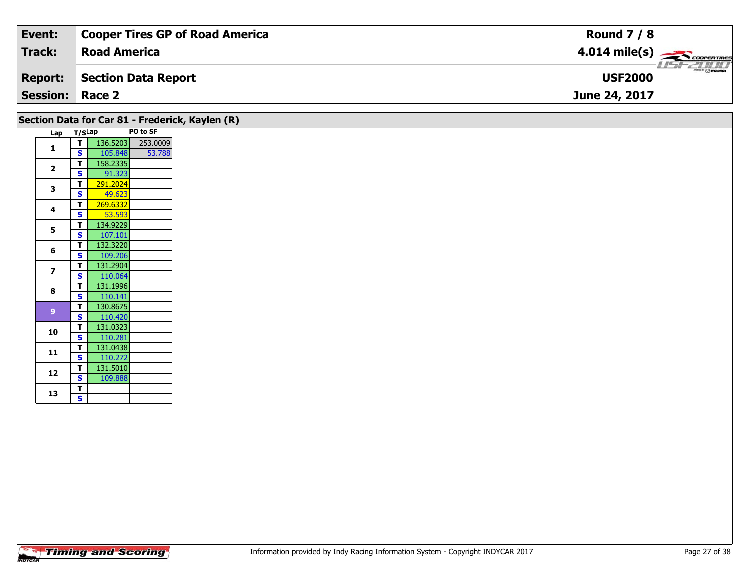| Event: | Cooper Tires GP of Road America | Round 7 / 8 |
|---|---|---|
| Track: | Road America | 4.014 mile(s) |
| Report: | Section Data Report | USF2000 |
| Session: | Race 2 | June 24, 2017 |

## Section Data for Car 81 - Frederick, Kaylen (R)

| Lap | T/S | Lap | PO to SF |
|---|---|---|---|
| 1 | T | 136.5203 | 253.0009 |
| | S | 105.848 | 53.788 |
| 2 | T | 158.2335 | |
| | S | 91.323 | |
| 3 | T | 291.2024 | |
| | S | 49.623 | |
| 4 | T | 269.6332 | |
| | S | 53.593 | |
| 5 | T | 134.9229 | |
| | S | 107.101 | |
| 6 | T | 132.3220 | |
| | S | 109.206 | |
| 7 | T | 131.2904 | |
| | S | 110.064 | |
| 8 | T | 131.1996 | |
| | S | 110.141 | |
| 9 | T | 130.8675 | |
| | S | 110.420 | |
| 10 | T | 131.0323 | |
| | S | 110.281 | |
| 11 | T | 131.0438 | |
| | S | 110.272 | |
| 12 | T | 131.5010 | |
| | S | 109.888 | |
| 13 | T | | |
| | S | | |

Information provided by Indy Racing Information System - Copyright INDYCAR 2017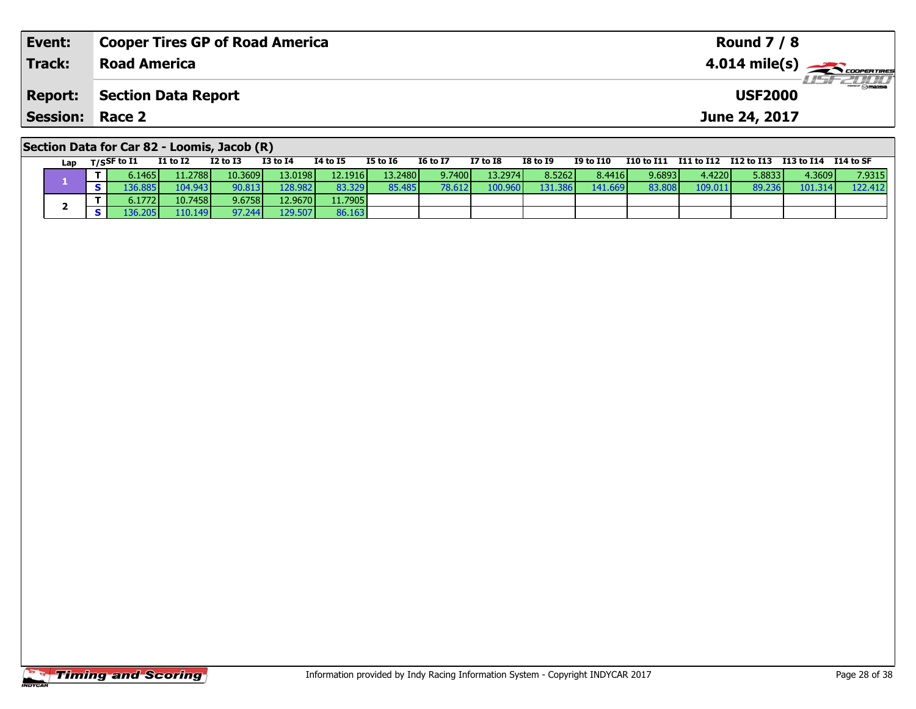| **Event:** | **Cooper Tires GP of Road America** | **Round 7 / 8** |
|---|---|---|
| **Track:** | **Road America** | **4.014 mile(s)** |
| **Report:** | **Section Data Report** | **USF2000** |
| **Session:** | **Race 2** | **June 24, 2017** |

## Section Data for Car 82 - Loomis, Jacob (R)

| Lap | T/S | SF to I1 | I1 to I2 | I2 to I3 | I3 to I4 | I4 to I5 | I5 to I6 | I6 to I7 | I7 to I8 | I8 to I9 | I9 to I10 | I10 to I11 | I11 to I12 | I12 to I13 | I13 to I14 | I14 to SF |
|---|---|---|---|---|---|---|---|---|---|---|---|---|---|---|---|---|
| 1 | T | 6.1465 | 11.2788 | 10.3609 | 13.0198 | 12.1916 | 13.2480 | 9.7400 | 13.2974 | 8.5262 | 8.4416 | 9.6893 | 4.4220 | 5.8833 | 4.3609 | 7.9315 |
| | S | 136.885 | 104.943 | 90.813 | 128.982 | 83.329 | 85.485 | 78.612 | 100.960 | 131.386 | 141.669 | 83.808 | 109.011 | 89.236 | 101.314 | 122.412 |
| 2 | T | 6.1772 | 10.7458 | 9.6758 | 12.9670 | 11.7905 | | | | | | | | | | |
| | S | 136.205 | 110.149 | 97.244 | 129.507 | 86.163 | | | | | | | | | | |

Information provided by Indy Racing Information System - Copyright INDYCAR 2017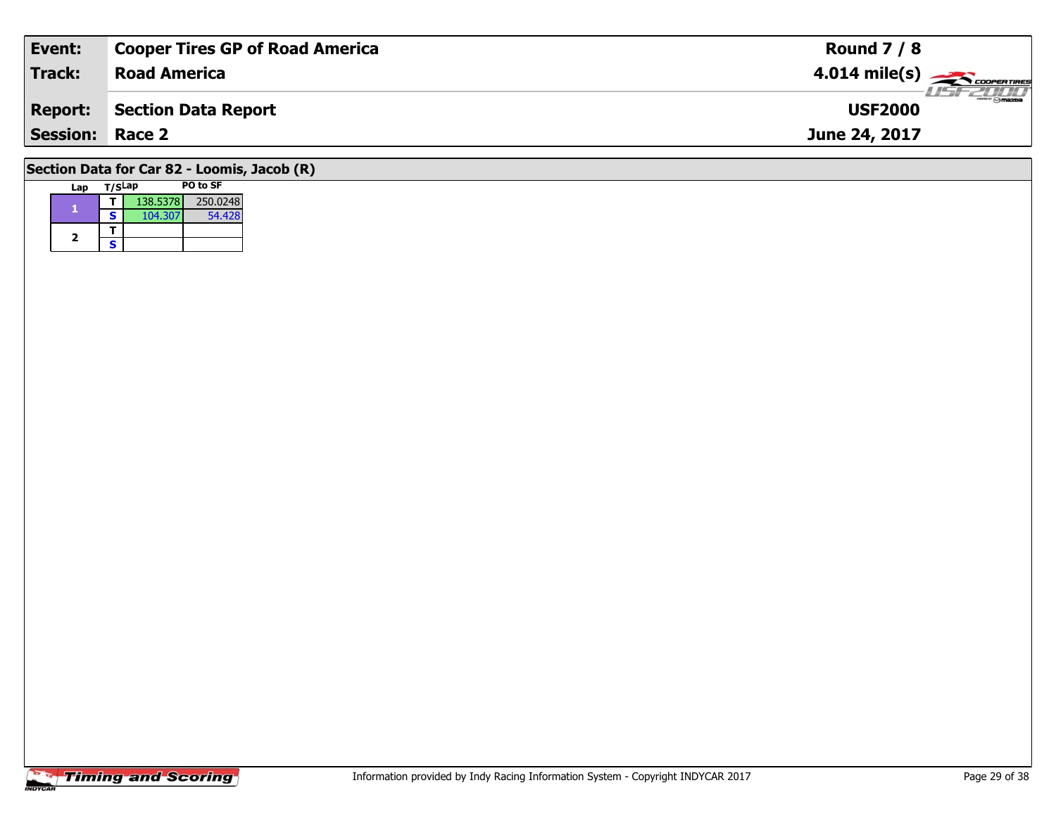| Event: | Cooper Tires GP of Road America | Round 7 / 8 |
|---|---|---|
| Track: | Road America | 4.014 mile(s) |
| Report: | Section Data Report | USF2000 |
| Session: | Race 2 | June 24, 2017 |

## Section Data for Car 82 - Loomis, Jacob (R)

| Lap | T/S | Lap | PO to SF |
|---|---|---|---|
| 1 | T | 138.5378 | 250.0248 |
| | S | 104.307 | 54.428 |
| 2 | T | | |
| | S | | |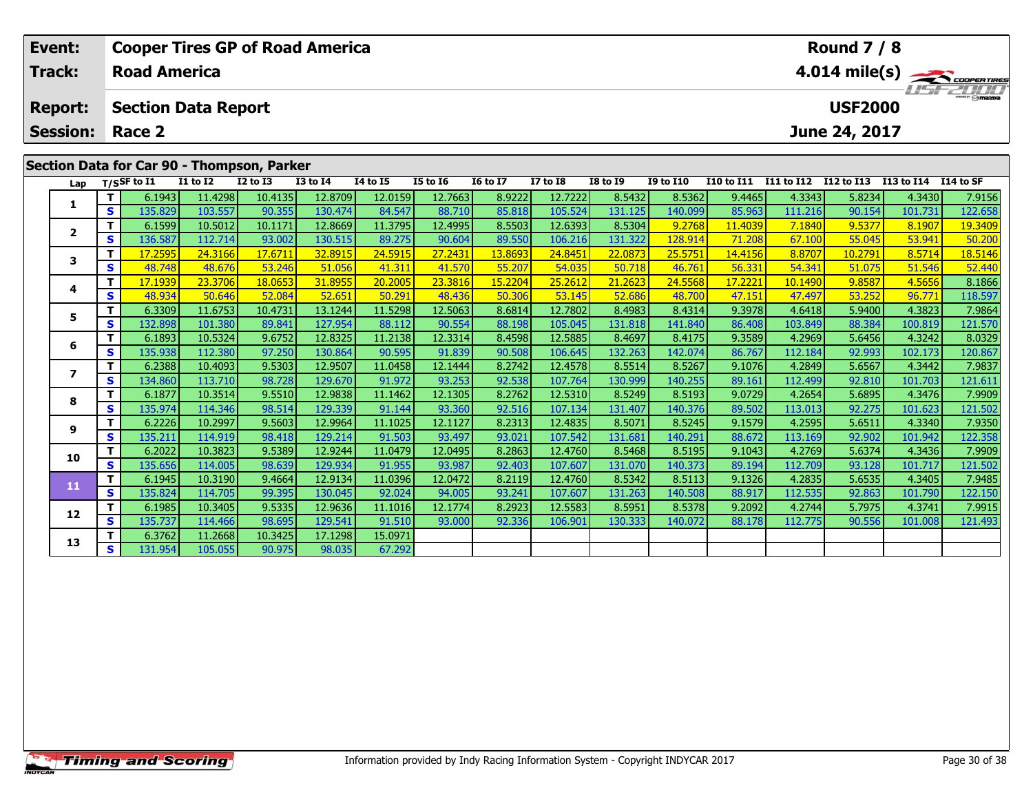| Event: | Cooper Tires GP of Road America | Round 7 / 8 |
|---|---|---|
| Track: | Road America | 4.014 mile(s) |
| Report: | Section Data Report | USF2000 |
| Session: | Race 2 | June 24, 2017 |

## Section Data for Car 90 - Thompson, Parker

| Lap | T/S | SF to I1 | I1 to I2 | I2 to I3 | I3 to I4 | I4 to I5 | I5 to I6 | I6 to I7 | I7 to I8 | I8 to I9 | I9 to I10 | I10 to I11 | I11 to I12 | I12 to I13 | I13 to I14 | I14 to SF |
|---|---|---|---|---|---|---|---|---|---|---|---|---|---|---|---|---|
| 1 | T | 6.1943 | 11.4298 | 10.4135 | 12.8709 | 12.0159 | 12.7663 | 8.9222 | 12.7222 | 8.5432 | 8.5362 | 9.4465 | 4.3343 | 5.8234 | 4.3430 | 7.9156 |
| | S | 135.829 | 103.557 | 90.355 | 130.474 | 84.547 | 88.710 | 85.818 | 105.524 | 131.125 | 140.099 | 85.963 | 111.216 | 90.154 | 101.731 | 122.658 |
| 2 | T | 6.1599 | 10.5012 | 10.1171 | 12.8669 | 11.3795 | 12.4995 | 8.5503 | 12.6393 | 8.5304 | 9.2768 | 11.4039 | 7.1840 | 9.5377 | 8.1907 | 19.3409 |
| | S | 136.587 | 112.714 | 93.002 | 130.515 | 89.275 | 90.604 | 89.550 | 106.216 | 131.322 | 128.914 | 71.208 | 67.100 | 55.045 | 53.941 | 50.200 |
| 3 | T | 17.2595 | 24.3166 | 17.6711 | 32.8915 | 24.5915 | 27.2431 | 13.8693 | 24.8451 | 22.0873 | 25.5751 | 14.4156 | 8.8707 | 10.2791 | 8.5714 | 18.5146 |
| | S | 48.748 | 48.676 | 53.246 | 51.056 | 41.311 | 41.570 | 55.207 | 54.035 | 50.718 | 46.761 | 56.331 | 54.341 | 51.075 | 51.546 | 52.440 |
| 4 | T | 17.1939 | 23.3706 | 18.0653 | 31.8955 | 20.2005 | 23.3816 | 15.2204 | 25.2612 | 21.2623 | 24.5568 | 17.2221 | 10.1490 | 9.8587 | 4.5656 | 8.1866 |
| | S | 48.934 | 50.646 | 52.084 | 52.651 | 50.291 | 48.436 | 50.306 | 53.145 | 52.686 | 48.700 | 47.151 | 47.497 | 53.252 | 96.771 | 118.597 |
| 5 | T | 6.3309 | 11.6753 | 10.4731 | 13.1244 | 11.5298 | 12.5063 | 8.6814 | 12.7802 | 8.4983 | 8.4314 | 9.3978 | 4.6418 | 5.9400 | 4.3823 | 7.9864 |
| | S | 132.898 | 101.380 | 89.841 | 127.954 | 88.112 | 90.554 | 88.198 | 105.045 | 131.818 | 141.840 | 86.408 | 103.849 | 88.384 | 100.819 | 121.570 |
| 6 | T | 6.1893 | 10.5324 | 9.6752 | 12.8325 | 11.2138 | 12.3314 | 8.4598 | 12.5885 | 8.4697 | 8.4175 | 9.3589 | 4.2969 | 5.6456 | 4.3242 | 8.0329 |
| | S | 135.938 | 112.380 | 97.250 | 130.864 | 90.595 | 91.839 | 90.508 | 106.645 | 132.263 | 142.074 | 86.767 | 112.184 | 92.993 | 102.173 | 120.867 |
| 7 | T | 6.2388 | 10.4093 | 9.5303 | 12.9507 | 11.0458 | 12.1444 | 8.2742 | 12.4578 | 8.5514 | 8.5267 | 9.1076 | 4.2849 | 5.6567 | 4.3442 | 7.9837 |
| | S | 134.860 | 113.710 | 98.728 | 129.670 | 91.972 | 93.253 | 92.538 | 107.764 | 130.999 | 140.255 | 89.161 | 112.499 | 92.810 | 101.703 | 121.611 |
| 8 | T | 6.1877 | 10.3514 | 9.5510 | 12.9838 | 11.1462 | 12.1305 | 8.2762 | 12.5310 | 8.5249 | 8.5193 | 9.0729 | 4.2654 | 5.6895 | 4.3476 | 7.9909 |
| | S | 135.974 | 114.346 | 98.514 | 129.339 | 91.144 | 93.360 | 92.516 | 107.134 | 131.407 | 140.376 | 89.502 | 113.013 | 92.275 | 101.623 | 121.502 |
| 9 | T | 6.2226 | 10.2997 | 9.5603 | 12.9964 | 11.1025 | 12.1127 | 8.2313 | 12.4835 | 8.5071 | 8.5245 | 9.1579 | 4.2595 | 5.6511 | 4.3340 | 7.9350 |
| | S | 135.211 | 114.919 | 98.418 | 129.214 | 91.503 | 93.497 | 93.021 | 107.542 | 131.681 | 140.291 | 88.672 | 113.169 | 92.902 | 101.942 | 122.358 |
| 10 | T | 6.2022 | 10.3823 | 9.5389 | 12.9244 | 11.0479 | 12.0495 | 8.2863 | 12.4760 | 8.5468 | 8.5195 | 9.1043 | 4.2769 | 5.6374 | 4.3436 | 7.9909 |
| | S | 135.656 | 114.005 | 98.639 | 129.934 | 91.955 | 93.987 | 92.403 | 107.607 | 131.070 | 140.373 | 89.194 | 112.709 | 93.128 | 101.717 | 121.502 |
| 11 | T | 6.1945 | 10.3190 | 9.4664 | 12.9134 | 11.0396 | 12.0472 | 8.2119 | 12.4760 | 8.5342 | 8.5113 | 9.1326 | 4.2835 | 5.6535 | 4.3405 | 7.9485 |
| | S | 135.824 | 114.705 | 99.395 | 130.045 | 92.024 | 94.005 | 93.241 | 107.607 | 131.263 | 140.508 | 88.917 | 112.535 | 92.863 | 101.790 | 122.150 |
| 12 | T | 6.1985 | 10.3405 | 9.5335 | 12.9636 | 11.1016 | 12.1774 | 8.2923 | 12.5583 | 8.5951 | 8.5378 | 9.2092 | 4.2744 | 5.7975 | 4.3741 | 7.9915 |
| | S | 135.737 | 114.466 | 98.695 | 129.541 | 91.510 | 93.000 | 92.336 | 106.901 | 130.333 | 140.072 | 88.178 | 112.775 | 90.556 | 101.008 | 121.493 |
| 13 | T | 6.3762 | 11.2668 | 10.3425 | 17.1298 | 15.0971 | | | | | | | | | | |
| | S | 131.954 | 105.055 | 90.975 | 98.035 | 67.292 | | | | | | | | | | |

Information provided by Indy Racing Information System - Copyright INDYCAR 2017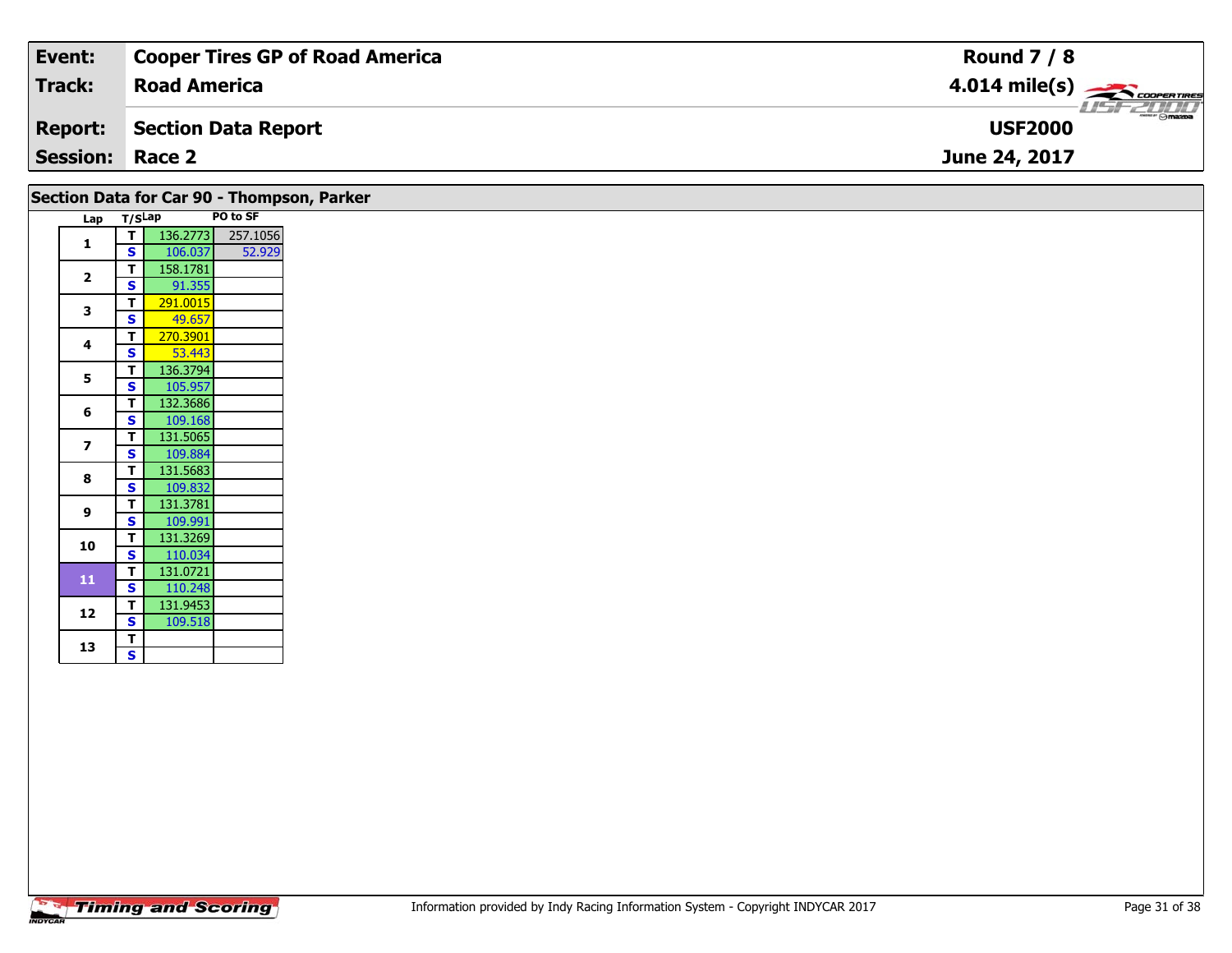| **Event:** | **Cooper Tires GP of Road America** | **Round 7 / 8** |
|---|---|---|
| **Track:** | **Road America** | **4.014 mile(s)** |
| **Report:** | **Section Data Report** | **USF2000** |
| **Session:** | **Race 2** | **June 24, 2017** |

## Section Data for Car 90 - Thompson, Parker

| Lap | T/S | Lap | PO to SF |
|---|---|---|---|
| 1 | T | 136.2773 | 257.1056 |
| | S | 106.037 | 52.929 |
| 2 | T | 158.1781 | |
| | S | 91.355 | |
| 3 | T | 291.0015 | |
| | S | 49.657 | |
| 4 | T | 270.3901 | |
| | S | 53.443 | |
| 5 | T | 136.3794 | |
| | S | 105.957 | |
| 6 | T | 132.3686 | |
| | S | 109.168 | |
| 7 | T | 131.5065 | |
| | S | 109.884 | |
| 8 | T | 131.5683 | |
| | S | 109.832 | |
| 9 | T | 131.3781 | |
| | S | 109.991 | |
| 10 | T | 131.3269 | |
| | S | 110.034 | |
| 11 | T | 131.0721 | |
| | S | 110.248 | |
| 12 | T | 131.9453 | |
| | S | 109.518 | |
| 13 | T | | |
| | S | | |

Information provided by Indy Racing Information System - Copyright INDYCAR 2017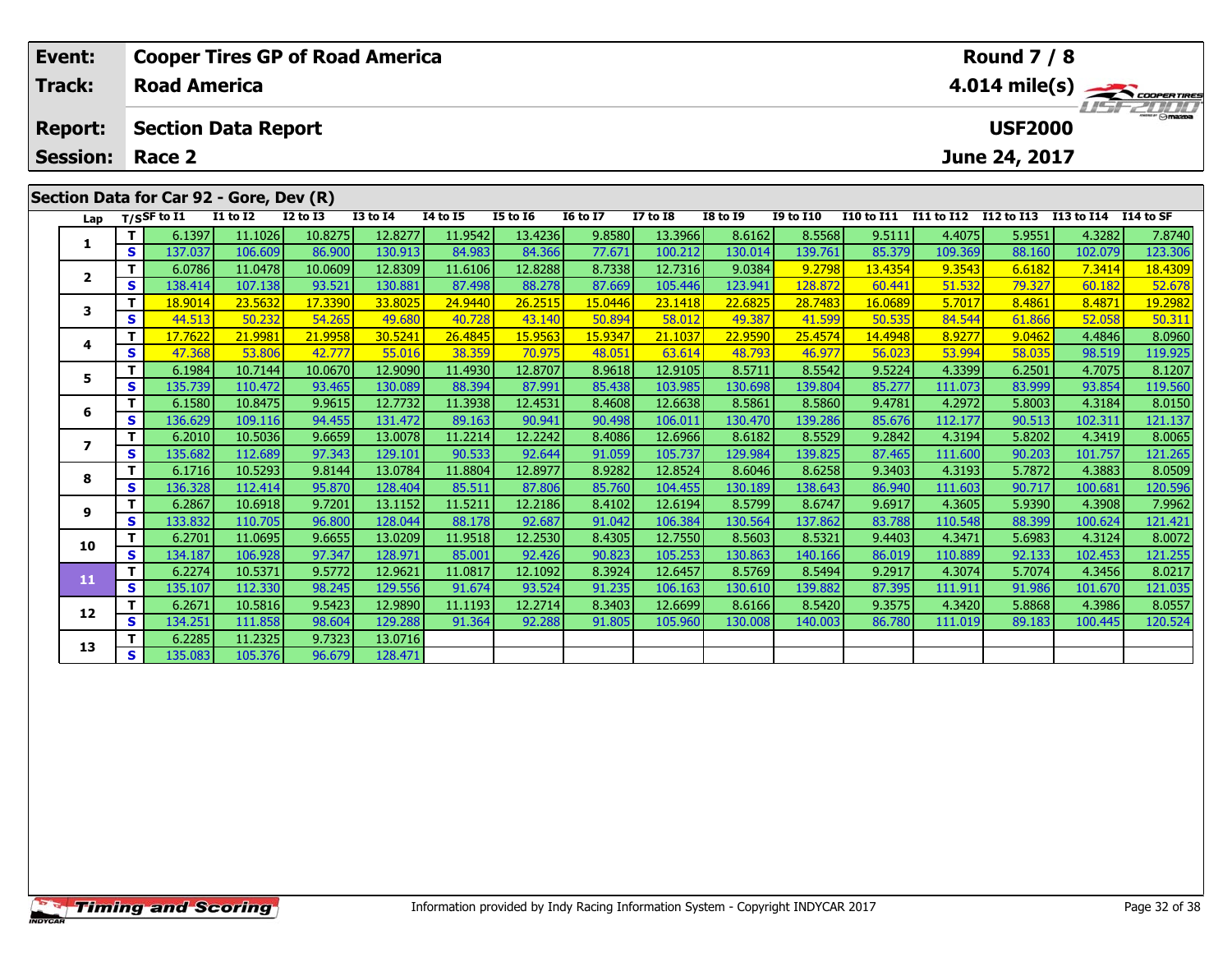| Event: | Cooper Tires GP of Road America | Round 7 / 8 |
|---|---|---|
| Track: | Road America | 4.014 mile(s) |
| Report: | Section Data Report | USF2000 |
| Session: | Race 2 | June 24, 2017 |

## Section Data for Car 92 - Gore, Dev (R)

| Lap | T/S | SF to I1 | I1 to I2 | I2 to I3 | I3 to I4 | I4 to I5 | I5 to I6 | I6 to I7 | I7 to I8 | I8 to I9 | I9 to I10 | I10 to I11 | I11 to I12 | I12 to I13 | I13 to I14 | I14 to SF |
|---|---|---|---|---|---|---|---|---|---|---|---|---|---|---|---|---|
| 1 | T | 6.1397 | 11.1026 | 10.8275 | 12.8277 | 11.9542 | 13.4236 | 9.8580 | 13.3966 | 8.6162 | 8.5568 | 9.5111 | 4.4075 | 5.9551 | 4.3282 | 7.8740 |
| | S | 137.037 | 106.609 | 86.900 | 130.913 | 84.983 | 84.366 | 77.671 | 100.212 | 130.014 | 139.761 | 85.379 | 109.369 | 88.160 | 102.079 | 123.306 |
| 2 | T | 6.0786 | 11.0478 | 10.0609 | 12.8309 | 11.6106 | 12.8288 | 8.7338 | 12.7316 | 9.0384 | 9.2798 | 13.4354 | 9.3543 | 6.6182 | 7.3414 | 18.4309 |
| | S | 138.414 | 107.138 | 93.521 | 130.881 | 87.498 | 88.278 | 87.669 | 105.446 | 123.941 | 128.872 | 60.441 | 51.532 | 79.327 | 60.182 | 52.678 |
| 3 | T | 18.9014 | 23.5632 | 17.3390 | 33.8025 | 24.9440 | 26.2515 | 15.0446 | 23.1418 | 22.6825 | 28.7483 | 16.0689 | 5.7017 | 8.4861 | 8.4871 | 19.2982 |
| | S | 44.513 | 50.232 | 54.265 | 49.680 | 40.728 | 43.140 | 50.894 | 58.012 | 49.387 | 41.599 | 50.535 | 84.544 | 61.866 | 52.058 | 50.311 |
| 4 | T | 17.7622 | 21.9981 | 21.9958 | 30.5241 | 26.4845 | 15.9563 | 15.9347 | 21.1037 | 22.9590 | 25.4574 | 14.4948 | 8.9277 | 9.0462 | 4.4846 | 8.0960 |
| | S | 47.368 | 53.806 | 42.777 | 55.016 | 38.359 | 70.975 | 48.051 | 63.614 | 48.793 | 46.977 | 56.023 | 53.994 | 58.035 | 98.519 | 119.925 |
| 5 | T | 6.1984 | 10.7144 | 10.0670 | 12.9090 | 11.4930 | 12.8707 | 8.9618 | 12.9105 | 8.5711 | 8.5542 | 9.5224 | 4.3399 | 6.2501 | 4.7075 | 8.1207 |
| | S | 135.739 | 110.472 | 93.465 | 130.089 | 88.394 | 87.991 | 85.438 | 103.985 | 130.698 | 139.804 | 85.277 | 111.073 | 83.999 | 93.854 | 119.560 |
| 6 | T | 6.1580 | 10.8475 | 9.9615 | 12.7732 | 11.3938 | 12.4531 | 8.4608 | 12.6638 | 8.5861 | 8.5860 | 9.4781 | 4.2972 | 5.8003 | 4.3184 | 8.0150 |
| | S | 136.629 | 109.116 | 94.455 | 131.472 | 89.163 | 90.941 | 90.498 | 106.011 | 130.470 | 139.286 | 85.676 | 112.177 | 90.513 | 102.311 | 121.137 |
| 7 | T | 6.2010 | 10.5036 | 9.6659 | 13.0078 | 11.2214 | 12.2242 | 8.4086 | 12.6966 | 8.6182 | 8.5529 | 9.2842 | 4.3194 | 5.8202 | 4.3419 | 8.0065 |
| | S | 135.682 | 112.689 | 97.343 | 129.101 | 90.533 | 92.644 | 91.059 | 105.737 | 129.984 | 139.825 | 87.465 | 111.600 | 90.203 | 101.757 | 121.265 |
| 8 | T | 6.1716 | 10.5293 | 9.8144 | 13.0784 | 11.8804 | 12.8977 | 8.9282 | 12.8524 | 8.6046 | 8.6258 | 9.3403 | 4.3193 | 5.7872 | 4.3883 | 8.0509 |
| | S | 136.328 | 112.414 | 95.870 | 128.404 | 85.511 | 87.806 | 85.760 | 104.455 | 130.189 | 138.643 | 86.940 | 111.603 | 90.717 | 100.681 | 120.596 |
| 9 | T | 6.2867 | 10.6918 | 9.7201 | 13.1152 | 11.5211 | 12.2186 | 8.4102 | 12.6194 | 8.5799 | 8.6747 | 9.6917 | 4.3605 | 5.9390 | 4.3908 | 7.9962 |
| | S | 133.832 | 110.705 | 96.800 | 128.044 | 88.178 | 92.687 | 91.042 | 106.384 | 130.564 | 137.862 | 83.788 | 110.548 | 88.399 | 100.624 | 121.421 |
| 10 | T | 6.2701 | 11.0695 | 9.6655 | 13.0209 | 11.9518 | 12.2530 | 8.4305 | 12.7550 | 8.5603 | 8.5321 | 9.4403 | 4.3471 | 5.6983 | 4.3124 | 8.0072 |
| | S | 134.187 | 106.928 | 97.347 | 128.971 | 85.001 | 92.426 | 90.823 | 105.253 | 130.863 | 140.166 | 86.019 | 110.889 | 92.133 | 102.453 | 121.255 |
| 11 | T | 6.2274 | 10.5371 | 9.5772 | 12.9621 | 11.0817 | 12.1092 | 8.3924 | 12.6457 | 8.5769 | 8.5494 | 9.2917 | 4.3074 | 5.7074 | 4.3456 | 8.0217 |
| | S | 135.107 | 112.330 | 98.245 | 129.556 | 91.674 | 93.524 | 91.235 | 106.163 | 130.610 | 139.882 | 87.395 | 111.911 | 91.986 | 101.670 | 121.035 |
| 12 | T | 6.2671 | 10.5816 | 9.5423 | 12.9890 | 11.1193 | 12.2714 | 8.3403 | 12.6699 | 8.6166 | 8.5420 | 9.3575 | 4.3420 | 5.8868 | 4.3986 | 8.0557 |
| | S | 134.251 | 111.858 | 98.604 | 129.288 | 91.364 | 92.288 | 91.805 | 105.960 | 130.008 | 140.003 | 86.780 | 111.019 | 89.183 | 100.445 | 120.524 |
| 13 | T | 6.2285 | 11.2325 | 9.7323 | 13.0716 | | | | | | | | | | | |
| | S | 135.083 | 105.376 | 96.679 | 128.471 | | | | | | | | | | | |

Information provided by Indy Racing Information System - Copyright INDYCAR 2017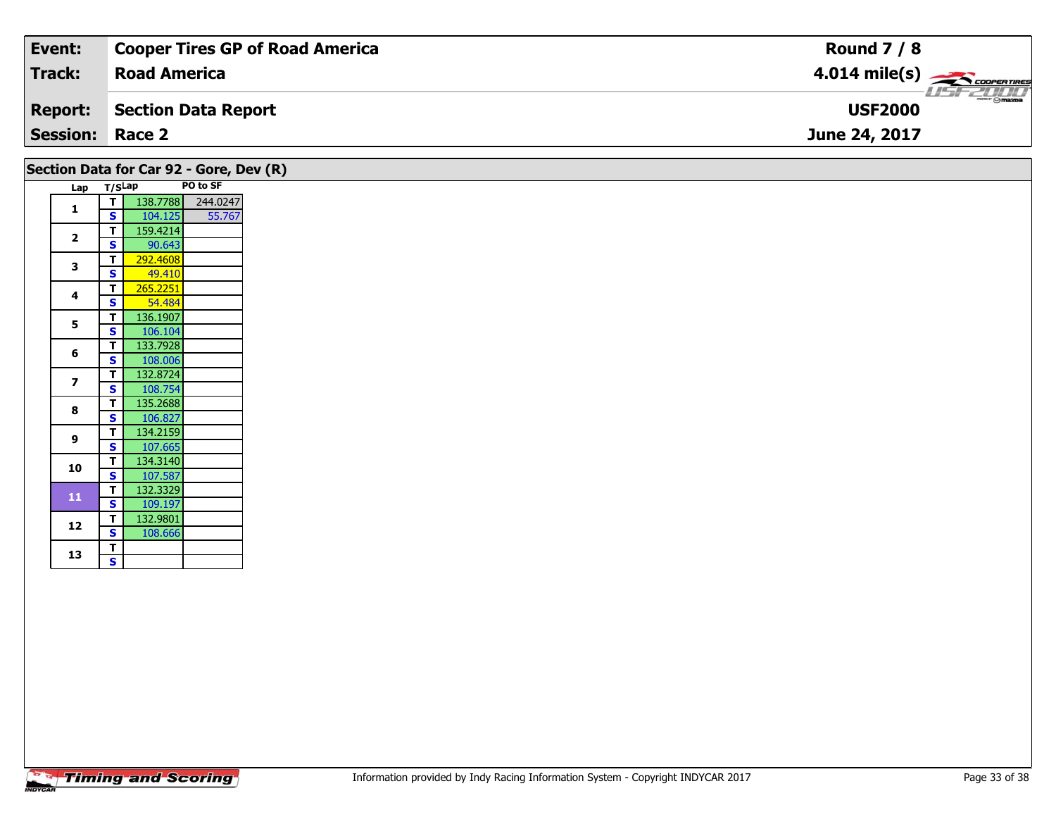| Event: | Cooper Tires GP of Road America | Round 7 / 8 |
|---|---|---|
| Track: | Road America | 4.014 mile(s) |
| Report: | Section Data Report | USF2000 |
| Session: | Race 2 | June 24, 2017 |

## Section Data for Car 92 - Gore, Dev (R)

| Lap | T/S | Lap | PO to SF |
|---|---|---|---|
| 1 | T | 138.7788 | 244.0247 |
| | S | 104.125 | 55.767 |
| 2 | T | 159.4214 | |
| | S | 90.643 | |
| 3 | T | 292.4608 | |
| | S | 49.410 | |
| 4 | T | 265.2251 | |
| | S | 54.484 | |
| 5 | T | 136.1907 | |
| | S | 106.104 | |
| 6 | T | 133.7928 | |
| | S | 108.006 | |
| 7 | T | 132.8724 | |
| | S | 108.754 | |
| 8 | T | 135.2688 | |
| | S | 106.827 | |
| 9 | T | 134.2159 | |
| | S | 107.665 | |
| 10 | T | 134.3140 | |
| | S | 107.587 | |
| 11 | T | 132.3329 | |
| | S | 109.197 | |
| 12 | T | 132.9801 | |
| | S | 108.666 | |
| 13 | T | | |
| | S | | |

Information provided by Indy Racing Information System - Copyright INDYCAR 2017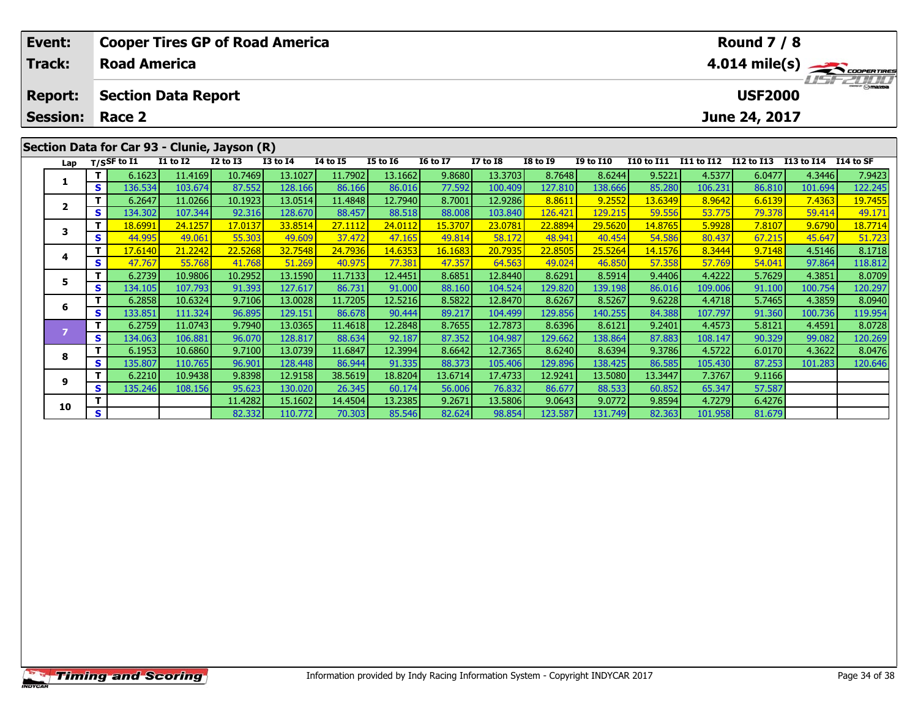| Event: | Cooper Tires GP of Road America | Round 7 / 8 |
|---|---|---|
| Track: | Road America | 4.014 mile(s) |
| Report: | Section Data Report | USF2000 |
| Session: | Race 2 | June 24, 2017 |

## Section Data for Car 93 - Clunie, Jayson (R)

| Lap | T/S | SF to I1 | I1 to I2 | I2 to I3 | I3 to I4 | I4 to I5 | I5 to I6 | I6 to I7 | I7 to I8 | I8 to I9 | I9 to I10 | I10 to I11 | I11 to I12 | I12 to I13 | I13 to I14 | I14 to SF |
|---|---|---|---|---|---|---|---|---|---|---|---|---|---|---|---|---|
| 1 | T | 6.1623 | 11.4169 | 10.7469 | 13.1027 | 11.7902 | 13.1662 | 9.8680 | 13.3703 | 8.7648 | 8.6244 | 9.5221 | 4.5377 | 6.0477 | 4.3446 | 7.9423 |
| | S | 136.534 | 103.674 | 87.552 | 128.166 | 86.166 | 86.016 | 77.592 | 100.409 | 127.810 | 138.666 | 85.280 | 106.231 | 86.810 | 101.694 | 122.245 |
| 2 | T | 6.2647 | 11.0266 | 10.1923 | 13.0514 | 11.4848 | 12.7940 | 8.7001 | 12.9286 | 8.8611 | 9.2552 | 13.6349 | 8.9642 | 6.6139 | 7.4363 | 19.7455 |
| | S | 134.302 | 107.344 | 92.316 | 128.670 | 88.457 | 88.518 | 88.008 | 103.840 | 126.421 | 129.215 | 59.556 | 53.775 | 79.378 | 59.414 | 49.171 |
| 3 | T | 18.6991 | 24.1257 | 17.0137 | 33.8514 | 27.1112 | 24.0112 | 15.3707 | 23.0781 | 22.8894 | 29.5620 | 14.8765 | 5.9928 | 7.8107 | 9.6790 | 18.7714 |
| | S | 44.995 | 49.061 | 55.303 | 49.609 | 37.472 | 47.165 | 49.814 | 58.172 | 48.941 | 40.454 | 54.586 | 80.437 | 67.215 | 45.647 | 51.723 |
| 4 | T | 17.6140 | 21.2242 | 22.5268 | 32.7548 | 24.7936 | 14.6353 | 16.1683 | 20.7935 | 22.8505 | 25.5264 | 14.1576 | 8.3444 | 9.7148 | 4.5146 | 8.1718 |
| | S | 47.767 | 55.768 | 41.768 | 51.269 | 40.975 | 77.381 | 47.357 | 64.563 | 49.024 | 46.850 | 57.358 | 57.769 | 54.041 | 97.864 | 118.812 |
| 5 | T | 6.2739 | 10.9806 | 10.2952 | 13.1590 | 11.7133 | 12.4451 | 8.6851 | 12.8440 | 8.6291 | 8.5914 | 9.4406 | 4.4222 | 5.7629 | 4.3851 | 8.0709 |
| | S | 134.105 | 107.793 | 91.393 | 127.617 | 86.731 | 91.000 | 88.160 | 104.524 | 129.820 | 139.198 | 86.016 | 109.006 | 91.100 | 100.754 | 120.297 |
| 6 | T | 6.2858 | 10.6324 | 9.7106 | 13.0028 | 11.7205 | 12.5216 | 8.5822 | 12.8470 | 8.6267 | 8.5267 | 9.6228 | 4.4718 | 5.7465 | 4.3859 | 8.0940 |
| | S | 133.851 | 111.324 | 96.895 | 129.151 | 86.678 | 90.444 | 89.217 | 104.499 | 129.856 | 140.255 | 84.388 | 107.797 | 91.360 | 100.736 | 119.954 |
| 7 | T | 6.2759 | 11.0743 | 9.7940 | 13.0365 | 11.4618 | 12.2848 | 8.7655 | 12.7873 | 8.6396 | 8.6121 | 9.2401 | 4.4573 | 5.8121 | 4.4591 | 8.0728 |
| | S | 134.063 | 106.881 | 96.070 | 128.817 | 88.634 | 92.187 | 87.352 | 104.987 | 129.662 | 138.864 | 87.883 | 108.147 | 90.329 | 99.082 | 120.269 |
| 8 | T | 6.1953 | 10.6860 | 9.7100 | 13.0739 | 11.6847 | 12.3994 | 8.6642 | 12.7365 | 8.6240 | 8.6394 | 9.3786 | 4.5722 | 6.0170 | 4.3622 | 8.0476 |
| | S | 135.807 | 110.765 | 96.901 | 128.448 | 86.944 | 91.335 | 88.373 | 105.406 | 129.896 | 138.425 | 86.585 | 105.430 | 87.253 | 101.283 | 120.646 |
| 9 | T | 6.2210 | 10.9438 | 9.8398 | 12.9158 | 38.5619 | 18.8204 | 13.6714 | 17.4733 | 12.9241 | 13.5080 | 13.3447 | 7.3767 | 9.1166 | | |
| | S | 135.246 | 108.156 | 95.623 | 130.020 | 26.345 | 60.174 | 56.006 | 76.832 | 86.677 | 88.533 | 60.852 | 65.347 | 57.587 | | |
| 10 | T | | | 11.4282 | 15.1602 | 14.4504 | 13.2385 | 9.2671 | 13.5806 | 9.0643 | 9.0772 | 9.8594 | 4.7279 | 6.4276 | | |
| | S | | | 82.332 | 110.772 | 70.303 | 85.546 | 82.624 | 98.854 | 123.587 | 131.749 | 82.363 | 101.958 | 81.679 | | |

Information provided by Indy Racing Information System - Copyright INDYCAR 2017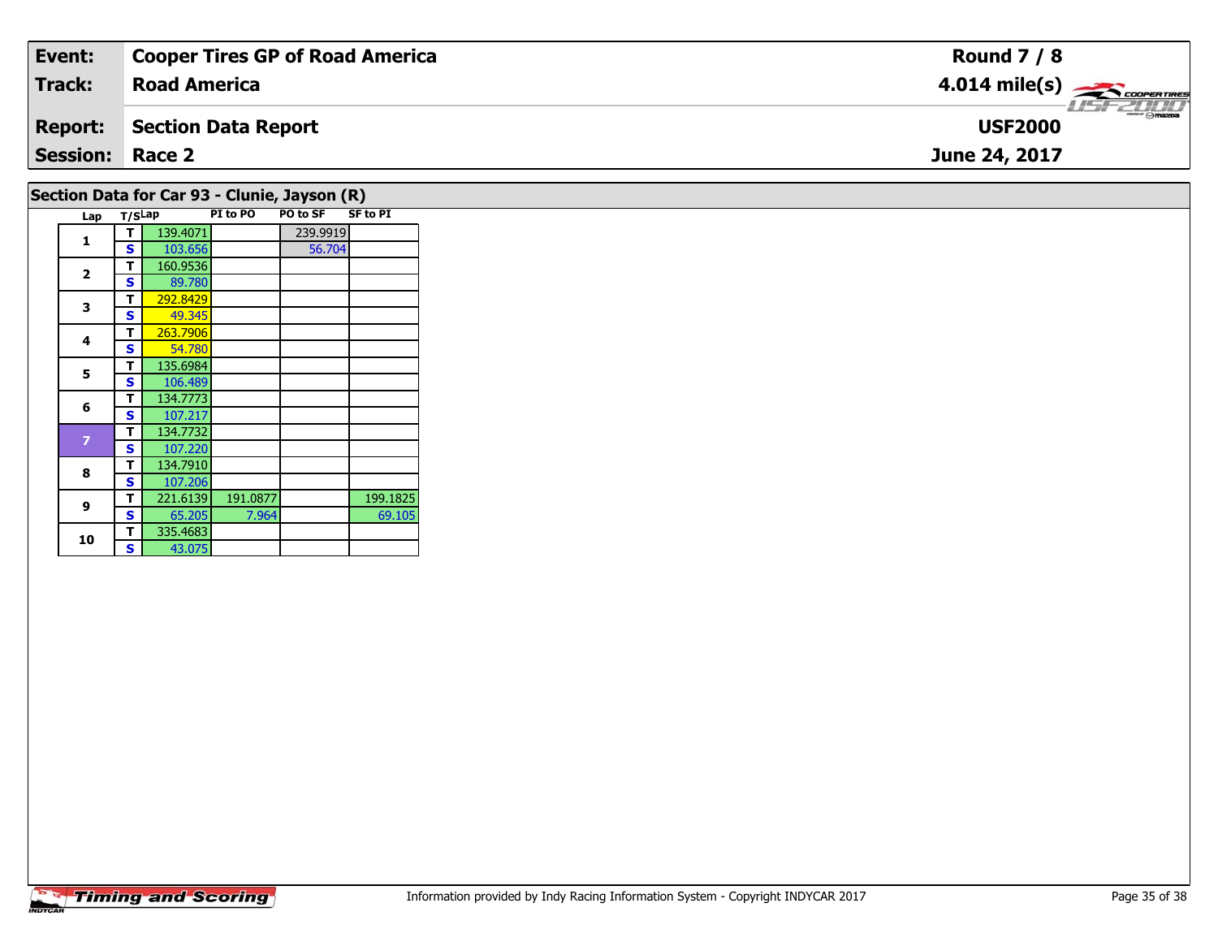| Event: | Cooper Tires GP of Road America | Round 7 / 8 |
|---|---|---|
| Track: | Road America | 4.014 mile(s) |
| Report: | Section Data Report | USF2000 |
| Session: | Race 2 | June 24, 2017 |

## Section Data for Car 93 - Clunie, Jayson (R)

| Lap | T/S | Lap | PI to PO | PO to SF | SF to PI |
|---|---|---|---|---|---|
| 1 | T | 139.4071 | | 239.9919 | |
| | S | 103.656 | | 56.704 | |
| 2 | T | 160.9536 | | | |
| | S | 89.780 | | | |
| 3 | T | 292.8429 | | | |
| | S | 49.345 | | | |
| 4 | T | 263.7906 | | | |
| | S | 54.780 | | | |
| 5 | T | 135.6984 | | | |
| | S | 106.489 | | | |
| 6 | T | 134.7773 | | | |
| | S | 107.217 | | | |
| 7 | T | 134.7732 | | | |
| | S | 107.220 | | | |
| 8 | T | 134.7910 | | | |
| | S | 107.206 | | | |
| 9 | T | 221.6139 | 191.0877 | | 199.1825 |
| | S | 65.205 | 7.964 | | 69.105 |
| 10 | T | 335.4683 | | | |
| | S | 43.075 | | | |

Information provided by Indy Racing Information System - Copyright INDYCAR 2017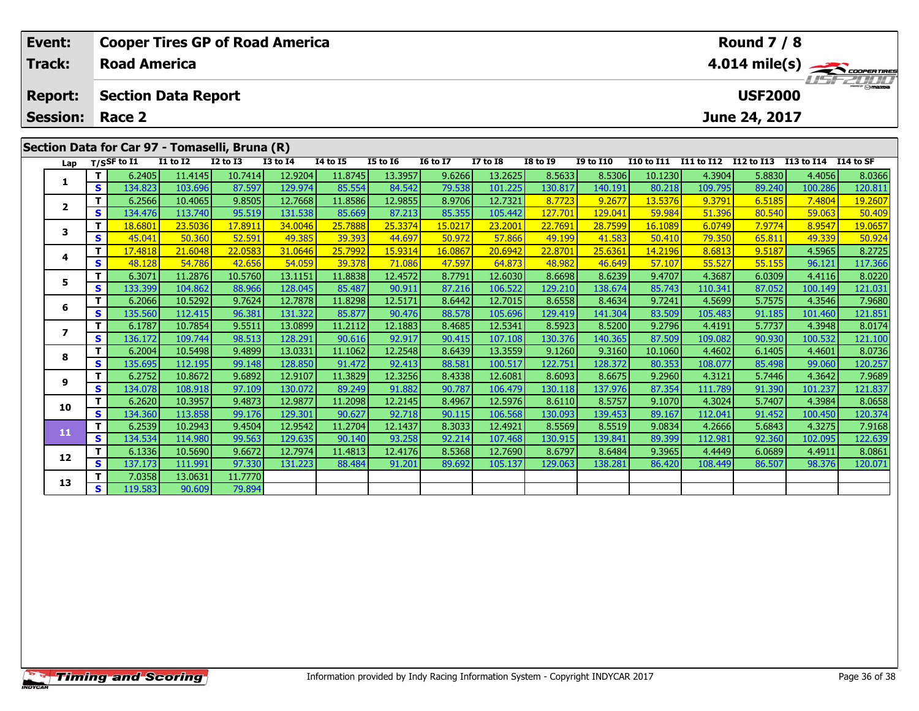| Event: | Cooper Tires GP of Road America | Round 7 / 8 |
|---|---|---|
| Track: | Road America | 4.014 mile(s) |
| Report: | Section Data Report | USF2000 |
| Session: | Race 2 | June 24, 2017 |

## Section Data for Car 97 - Tomaselli, Bruna (R)

| Lap | T/S | SF to I1 | I1 to I2 | I2 to I3 | I3 to I4 | I4 to I5 | I5 to I6 | I6 to I7 | I7 to I8 | I8 to I9 | I9 to I10 | I10 to I11 | I11 to I12 | I12 to I13 | I13 to I14 | I14 to SF |
|---|---|---|---|---|---|---|---|---|---|---|---|---|---|---|---|---|
| 1 | T | 6.2405 | 11.4145 | 10.7414 | 12.9204 | 11.8745 | 13.3957 | 9.6266 | 13.2625 | 8.5633 | 8.5306 | 10.1230 | 4.3904 | 5.8830 | 4.4056 | 8.0366 |
| | S | 134.823 | 103.696 | 87.597 | 129.974 | 85.554 | 84.542 | 79.538 | 101.225 | 130.817 | 140.191 | 80.218 | 109.795 | 89.240 | 100.286 | 120.811 |
| 2 | T | 6.2566 | 10.4065 | 9.8505 | 12.7668 | 11.8586 | 12.9855 | 8.9706 | 12.7321 | 8.7723 | 9.2677 | 13.5376 | 9.3791 | 6.5185 | 7.4804 | 19.2607 |
| | S | 134.476 | 113.740 | 95.519 | 131.538 | 85.669 | 87.213 | 85.355 | 105.442 | 127.701 | 129.041 | 59.984 | 51.396 | 80.540 | 59.063 | 50.409 |
| 3 | T | 18.6801 | 23.5036 | 17.8911 | 34.0046 | 25.7888 | 25.3374 | 15.0217 | 23.2001 | 22.7691 | 28.7599 | 16.1089 | 6.0749 | 7.9774 | 8.9547 | 19.0657 |
| | S | 45.041 | 50.360 | 52.591 | 49.385 | 39.393 | 44.697 | 50.972 | 57.866 | 49.199 | 41.583 | 50.410 | 79.350 | 65.811 | 49.339 | 50.924 |
| 4 | T | 17.4818 | 21.6048 | 22.0583 | 31.0646 | 25.7992 | 15.9314 | 16.0867 | 20.6942 | 22.8701 | 25.6361 | 14.2196 | 8.6813 | 9.5187 | 4.5965 | 8.2725 |
| | S | 48.128 | 54.786 | 42.656 | 54.059 | 39.378 | 71.086 | 47.597 | 64.873 | 48.982 | 46.649 | 57.107 | 55.527 | 55.155 | 96.121 | 117.366 |
| 5 | T | 6.3071 | 11.2876 | 10.5760 | 13.1151 | 11.8838 | 12.4572 | 8.7791 | 12.6030 | 8.6698 | 8.6239 | 9.4707 | 4.3687 | 6.0309 | 4.4116 | 8.0220 |
| | S | 133.399 | 104.862 | 88.966 | 128.045 | 85.487 | 90.911 | 87.216 | 106.522 | 129.210 | 138.674 | 85.743 | 110.341 | 87.052 | 100.149 | 121.031 |
| 6 | T | 6.2066 | 10.5292 | 9.7624 | 12.7878 | 11.8298 | 12.5171 | 8.6442 | 12.7015 | 8.6558 | 8.4634 | 9.7241 | 4.5699 | 5.7575 | 4.3546 | 7.9680 |
| | S | 135.560 | 112.415 | 96.381 | 131.322 | 85.877 | 90.476 | 88.578 | 105.696 | 129.419 | 141.304 | 83.509 | 105.483 | 91.185 | 101.460 | 121.851 |
| 7 | T | 6.1787 | 10.7854 | 9.5511 | 13.0899 | 11.2112 | 12.1883 | 8.4685 | 12.5341 | 8.5923 | 8.5200 | 9.2796 | 4.4191 | 5.7737 | 4.3948 | 8.0174 |
| | S | 136.172 | 109.744 | 98.513 | 128.291 | 90.616 | 92.917 | 90.415 | 107.108 | 130.376 | 140.365 | 87.509 | 109.082 | 90.930 | 100.532 | 121.100 |
| 8 | T | 6.2004 | 10.5498 | 9.4899 | 13.0331 | 11.1062 | 12.2548 | 8.6439 | 13.3559 | 9.1260 | 9.3160 | 10.1060 | 4.4602 | 6.1405 | 4.4601 | 8.0736 |
| | S | 135.695 | 112.195 | 99.148 | 128.850 | 91.472 | 92.413 | 88.581 | 100.517 | 122.751 | 128.372 | 80.353 | 108.077 | 85.498 | 99.060 | 120.257 |
| 9 | T | 6.2752 | 10.8672 | 9.6892 | 12.9107 | 11.3829 | 12.3256 | 8.4338 | 12.6081 | 8.6093 | 8.6675 | 9.2960 | 4.3121 | 5.7446 | 4.3642 | 7.9689 |
| | S | 134.078 | 108.918 | 97.109 | 130.072 | 89.249 | 91.882 | 90.787 | 106.479 | 130.118 | 137.976 | 87.354 | 111.789 | 91.390 | 101.237 | 121.837 |
| 10 | T | 6.2620 | 10.3957 | 9.4873 | 12.9877 | 11.2098 | 12.2145 | 8.4967 | 12.5976 | 8.6110 | 8.5757 | 9.1070 | 4.3024 | 5.7407 | 4.3984 | 8.0658 |
| | S | 134.360 | 113.858 | 99.176 | 129.301 | 90.627 | 92.718 | 90.115 | 106.568 | 130.093 | 139.453 | 89.167 | 112.041 | 91.452 | 100.450 | 120.374 |
| 11 | T | 6.2539 | 10.2943 | 9.4504 | 12.9542 | 11.2704 | 12.1437 | 8.3033 | 12.4921 | 8.5569 | 8.5519 | 9.0834 | 4.2666 | 5.6843 | 4.3275 | 7.9168 |
| | S | 134.534 | 114.980 | 99.563 | 129.635 | 90.140 | 93.258 | 92.214 | 107.468 | 130.915 | 139.841 | 89.399 | 112.981 | 92.360 | 102.095 | 122.639 |
| 12 | T | 6.1336 | 10.5690 | 9.6672 | 12.7974 | 11.4813 | 12.4176 | 8.5368 | 12.7690 | 8.6797 | 8.6484 | 9.3965 | 4.4449 | 6.0689 | 4.4911 | 8.0861 |
| | S | 137.173 | 111.991 | 97.330 | 131.223 | 88.484 | 91.201 | 89.692 | 105.137 | 129.063 | 138.281 | 86.420 | 108.449 | 86.507 | 98.376 | 120.071 |
| 13 | T | 7.0358 | 13.0631 | 11.7770 | | | | | | | | | | | | |
| | S | 119.583 | 90.609 | 79.894 | | | | | | | | | | | | |

Information provided by Indy Racing Information System - Copyright INDYCAR 2017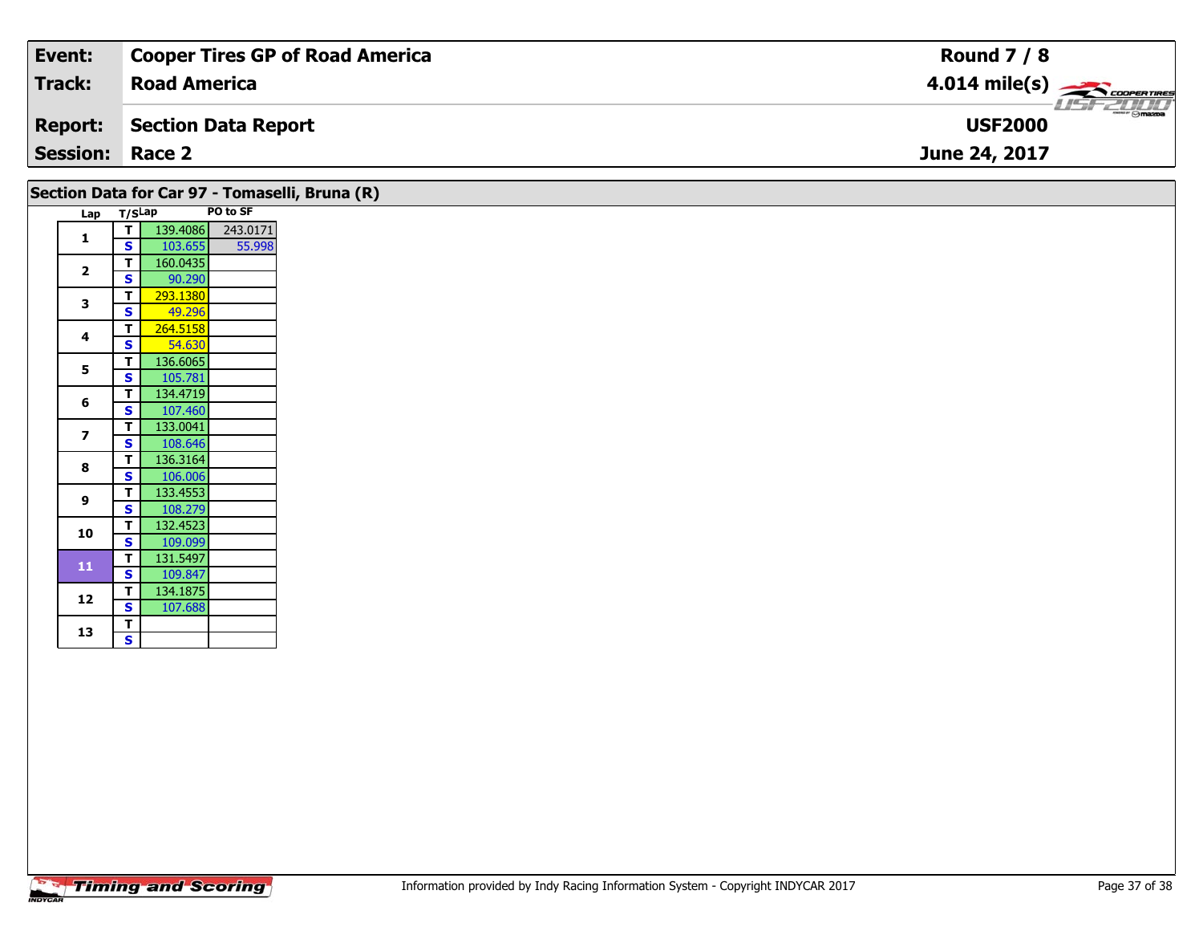| Event: | Cooper Tires GP of Road America | Round 7 / 8 |
|---|---|---|
| Track: | Road America | 4.014 mile(s) |
| Report: | Section Data Report | USF2000 |
| Session: | Race 2 | June 24, 2017 |

## Section Data for Car 97 - Tomaselli, Bruna (R)

| Lap | T/S | Lap | PO to SF |
|---|---|---|---|
| 1 | T | 139.4086 | 243.0171 |
| | S | 103.655 | 55.998 |
| 2 | T | 160.0435 | |
| | S | 90.290 | |
| 3 | T | 293.1380 | |
| | S | 49.296 | |
| 4 | T | 264.5158 | |
| | S | 54.630 | |
| 5 | T | 136.6065 | |
| | S | 105.781 | |
| 6 | T | 134.4719 | |
| | S | 107.460 | |
| 7 | T | 133.0041 | |
| | S | 108.646 | |
| 8 | T | 136.3164 | |
| | S | 106.006 | |
| 9 | T | 133.4553 | |
| | S | 108.279 | |
| 10 | T | 132.4523 | |
| | S | 109.099 | |
| 11 | T | 131.5497 | |
| | S | 109.847 | |
| 12 | T | 134.1875 | |
| | S | 107.688 | |
| 13 | T | | |
| | S | | |

Information provided by Indy Racing Information System - Copyright INDYCAR 2017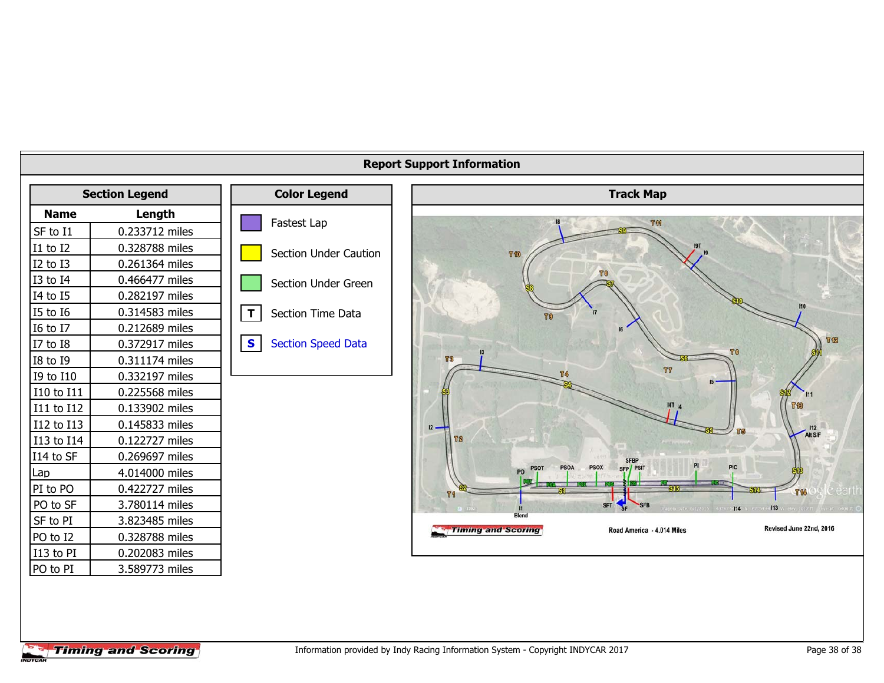## Report Support Information

### Section Legend

| Name | Length |
|---|---|
| SF to I1 | 0.233712 miles |
| I1 to I2 | 0.328788 miles |
| I2 to I3 | 0.261364 miles |
| I3 to I4 | 0.466477 miles |
| I4 to I5 | 0.282197 miles |
| I5 to I6 | 0.314583 miles |
| I6 to I7 | 0.212689 miles |
| I7 to I8 | 0.372917 miles |
| I8 to I9 | 0.311174 miles |
| I9 to I10 | 0.332197 miles |
| I10 to I11 | 0.225568 miles |
| I11 to I12 | 0.133902 miles |
| I12 to I13 | 0.145833 miles |
| I13 to I14 | 0.122727 miles |
| I14 to SF | 0.269697 miles |
| Lap | 4.014000 miles |
| PI to PO | 0.422727 miles |
| PO to SF | 3.780114 miles |
| SF to PI | 3.823485 miles |
| PO to I2 | 0.328788 miles |
| I13 to PI | 0.202083 miles |
| PO to PI | 3.589773 miles |

### Color Legend

- Fastest Lap
- Section Under Caution
- Section Under Green
- T Section Time Data
- S Section Speed Data

### Track Map

Road America - 4.014 Miles

Revised June 22nd, 2016

Information provided by Indy Racing Information System - Copyright INDYCAR 2017